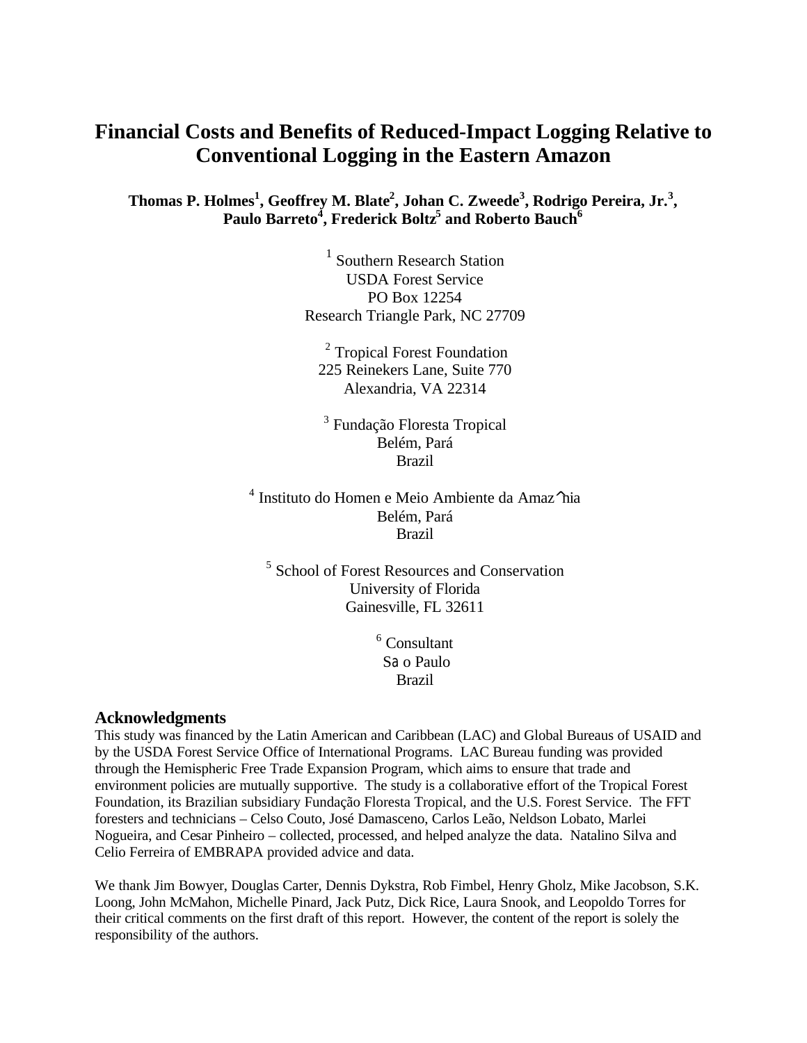# Financial Costs and Benefits of Reduced-Impact Logging Relative to Conventional Logging in the Eastern Amazon

**Thomas P. Holmes[1], Geoffrey M. Blate[2], Johan C. Zweede[3], Rodrigo Pereira, Jr.[3], Paulo Barreto[4], Frederick Boltz[5] and Roberto Bauch[6]**

[1] Southern Research Station
USDA Forest Service
PO Box 12254
Research Triangle Park, NC 27709

[2] Tropical Forest Foundation
225 Reinekers Lane, Suite 770
Alexandria, VA 22314

[3] Fundação Floresta Tropical
Belém, Pará
Brazil

[4] Instituto do Homen e Meio Ambiente da Amazônia
Belém, Pará
Brazil

[5] School of Forest Resources and Conservation
University of Florida
Gainesville, FL 32611

[6] Consultant
São Paulo
Brazil

## Acknowledgments

This study was financed by the Latin American and Caribbean (LAC) and Global Bureaus of USAID and by the USDA Forest Service Office of International Programs. LAC Bureau funding was provided through the Hemispheric Free Trade Expansion Program, which aims to ensure that trade and environment policies are mutually supportive. The study is a collaborative effort of the Tropical Forest Foundation, its Brazilian subsidiary Fundação Floresta Tropical, and the U.S. Forest Service. The FFT foresters and technicians – Celso Couto, José Damasceno, Carlos Leão, Neldson Lobato, Marlei Nogueira, and Cesar Pinheiro – collected, processed, and helped analyze the data. Natalino Silva and Celio Ferreira of EMBRAPA provided advice and data.

We thank Jim Bowyer, Douglas Carter, Dennis Dykstra, Rob Fimbel, Henry Gholz, Mike Jacobson, S.K. Loong, John McMahon, Michelle Pinard, Jack Putz, Dick Rice, Laura Snook, and Leopoldo Torres for their critical comments on the first draft of this report. However, the content of the report is solely the responsibility of the authors.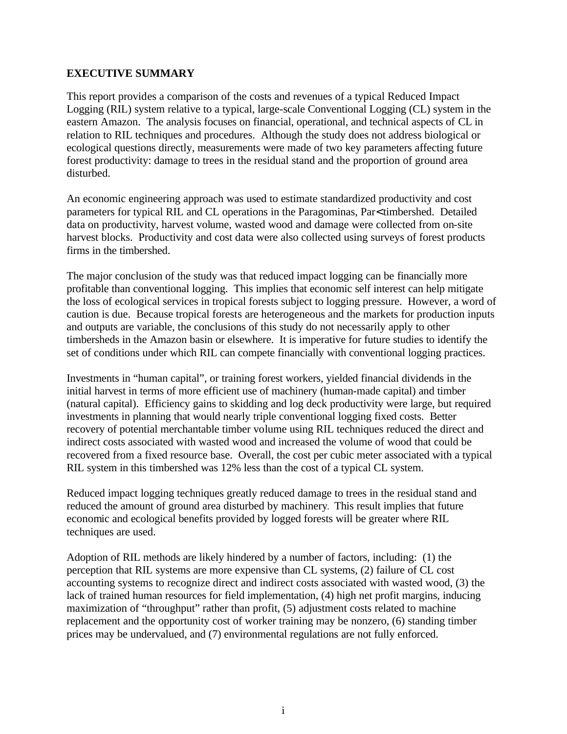## EXECUTIVE SUMMARY

This report provides a comparison of the costs and revenues of a typical Reduced Impact Logging (RIL) system relative to a typical, large-scale Conventional Logging (CL) system in the eastern Amazon. The analysis focuses on financial, operational, and technical aspects of CL in relation to RIL techniques and procedures. Although the study does not address biological or ecological questions directly, measurements were made of two key parameters affecting future forest productivity: damage to trees in the residual stand and the proportion of ground area disturbed.

An economic engineering approach was used to estimate standardized productivity and cost parameters for typical RIL and CL operations in the Paragominas, Par< timbershed. Detailed data on productivity, harvest volume, wasted wood and damage were collected from on-site harvest blocks. Productivity and cost data were also collected using surveys of forest products firms in the timbershed.

The major conclusion of the study was that reduced impact logging can be financially more profitable than conventional logging. This implies that economic self interest can help mitigate the loss of ecological services in tropical forests subject to logging pressure. However, a word of caution is due. Because tropical forests are heterogeneous and the markets for production inputs and outputs are variable, the conclusions of this study do not necessarily apply to other timbersheds in the Amazon basin or elsewhere. It is imperative for future studies to identify the set of conditions under which RIL can compete financially with conventional logging practices.

Investments in "human capital", or training forest workers, yielded financial dividends in the initial harvest in terms of more efficient use of machinery (human-made capital) and timber (natural capital). Efficiency gains to skidding and log deck productivity were large, but required investments in planning that would nearly triple conventional logging fixed costs. Better recovery of potential merchantable timber volume using RIL techniques reduced the direct and indirect costs associated with wasted wood and increased the volume of wood that could be recovered from a fixed resource base. Overall, the cost per cubic meter associated with a typical RIL system in this timbershed was 12% less than the cost of a typical CL system.

Reduced impact logging techniques greatly reduced damage to trees in the residual stand and reduced the amount of ground area disturbed by machinery. This result implies that future economic and ecological benefits provided by logged forests will be greater where RIL techniques are used.

Adoption of RIL methods are likely hindered by a number of factors, including: (1) the perception that RIL systems are more expensive than CL systems, (2) failure of CL cost accounting systems to recognize direct and indirect costs associated with wasted wood, (3) the lack of trained human resources for field implementation, (4) high net profit margins, inducing maximization of "throughput" rather than profit, (5) adjustment costs related to machine replacement and the opportunity cost of worker training may be nonzero, (6) standing timber prices may be undervalued, and (7) environmental regulations are not fully enforced.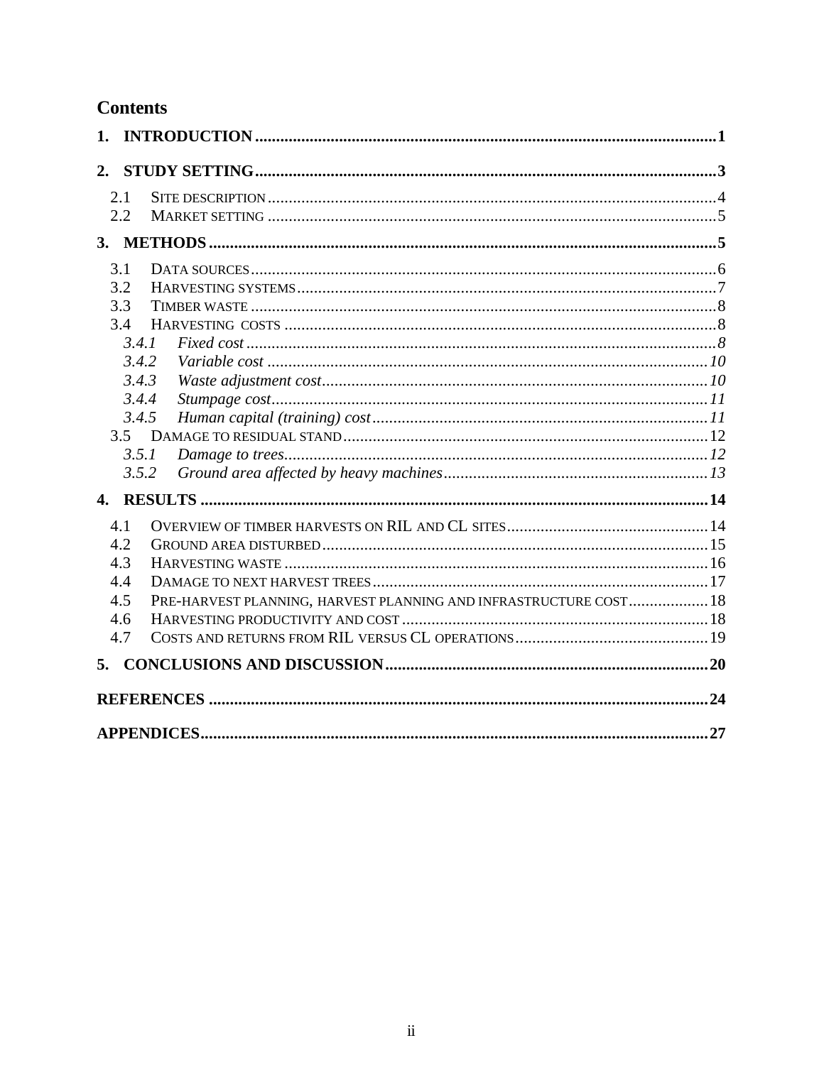# Contents

**1. INTRODUCTION** ... **1**

**2. STUDY SETTING** ... **3**

- 2.1 SITE DESCRIPTION ... 4
- 2.2 MARKET SETTING ... 5

**3. METHODS** ... **5**

- 3.1 DATA SOURCES ... 6
- 3.2 HARVESTING SYSTEMS ... 7
- 3.3 TIMBER WASTE ... 8
- 3.4 HARVESTING COSTS ... 8
  - *3.4.1 Fixed cost* ... *8*
  - *3.4.2 Variable cost* ... *10*
  - *3.4.3 Waste adjustment cost* ... *10*
  - *3.4.4 Stumpage cost* ... *11*
  - *3.4.5 Human capital (training) cost* ... *11*
- 3.5 DAMAGE TO RESIDUAL STAND ... 12
  - *3.5.1 Damage to trees* ... *12*
  - *3.5.2 Ground area affected by heavy machines* ... *13*

**4. RESULTS** ... **14**

- 4.1 OVERVIEW OF TIMBER HARVESTS ON RIL AND CL SITES ... 14
- 4.2 GROUND AREA DISTURBED ... 15
- 4.3 HARVESTING WASTE ... 16
- 4.4 DAMAGE TO NEXT HARVEST TREES ... 17
- 4.5 PRE-HARVEST PLANNING, HARVEST PLANNING AND INFRASTRUCTURE COST ... 18
- 4.6 HARVESTING PRODUCTIVITY AND COST ... 18
- 4.7 COSTS AND RETURNS FROM RIL VERSUS CL OPERATIONS ... 19

**5. CONCLUSIONS AND DISCUSSION** ... **20**

**REFERENCES** ... **24**

**APPENDICES** ... **27**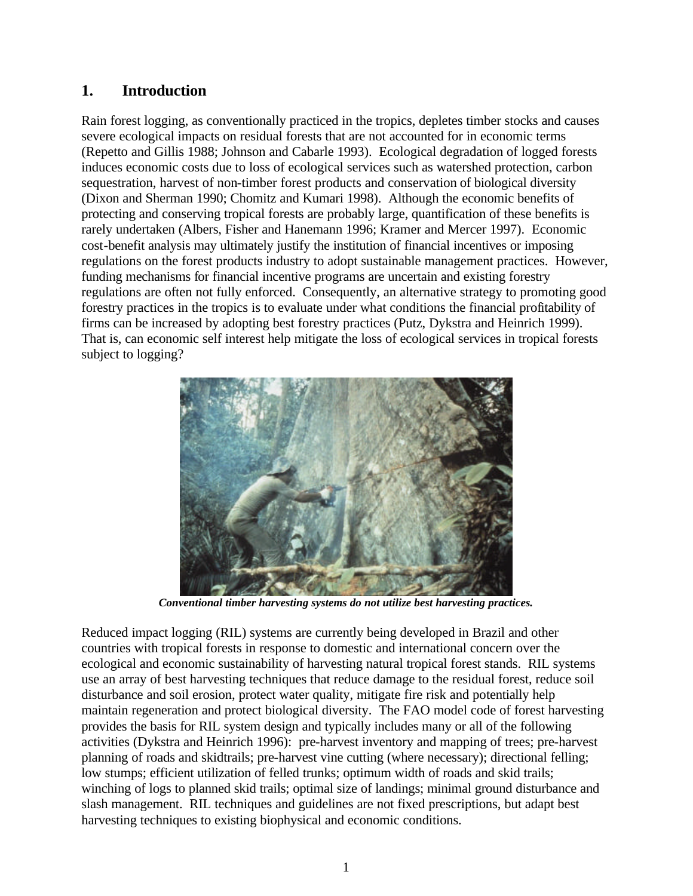## 1. Introduction

Rain forest logging, as conventionally practiced in the tropics, depletes timber stocks and causes severe ecological impacts on residual forests that are not accounted for in economic terms (Repetto and Gillis 1988; Johnson and Cabarle 1993). Ecological degradation of logged forests induces economic costs due to loss of ecological services such as watershed protection, carbon sequestration, harvest of non-timber forest products and conservation of biological diversity (Dixon and Sherman 1990; Chomitz and Kumari 1998). Although the economic benefits of protecting and conserving tropical forests are probably large, quantification of these benefits is rarely undertaken (Albers, Fisher and Hanemann 1996; Kramer and Mercer 1997). Economic cost-benefit analysis may ultimately justify the institution of financial incentives or imposing regulations on the forest products industry to adopt sustainable management practices. However, funding mechanisms for financial incentive programs are uncertain and existing forestry regulations are often not fully enforced. Consequently, an alternative strategy to promoting good forestry practices in the tropics is to evaluate under what conditions the financial profitability of firms can be increased by adopting best forestry practices (Putz, Dykstra and Heinrich 1999). That is, can economic self interest help mitigate the loss of ecological services in tropical forests subject to logging?

***Conventional timber harvesting systems do not utilize best harvesting practices.***

Reduced impact logging (RIL) systems are currently being developed in Brazil and other countries with tropical forests in response to domestic and international concern over the ecological and economic sustainability of harvesting natural tropical forest stands. RIL systems use an array of best harvesting techniques that reduce damage to the residual forest, reduce soil disturbance and soil erosion, protect water quality, mitigate fire risk and potentially help maintain regeneration and protect biological diversity. The FAO model code of forest harvesting provides the basis for RIL system design and typically includes many or all of the following activities (Dykstra and Heinrich 1996): pre-harvest inventory and mapping of trees; pre-harvest planning of roads and skidtrails; pre-harvest vine cutting (where necessary); directional felling; low stumps; efficient utilization of felled trunks; optimum width of roads and skid trails; winching of logs to planned skid trails; optimal size of landings; minimal ground disturbance and slash management. RIL techniques and guidelines are not fixed prescriptions, but adapt best harvesting techniques to existing biophysical and economic conditions.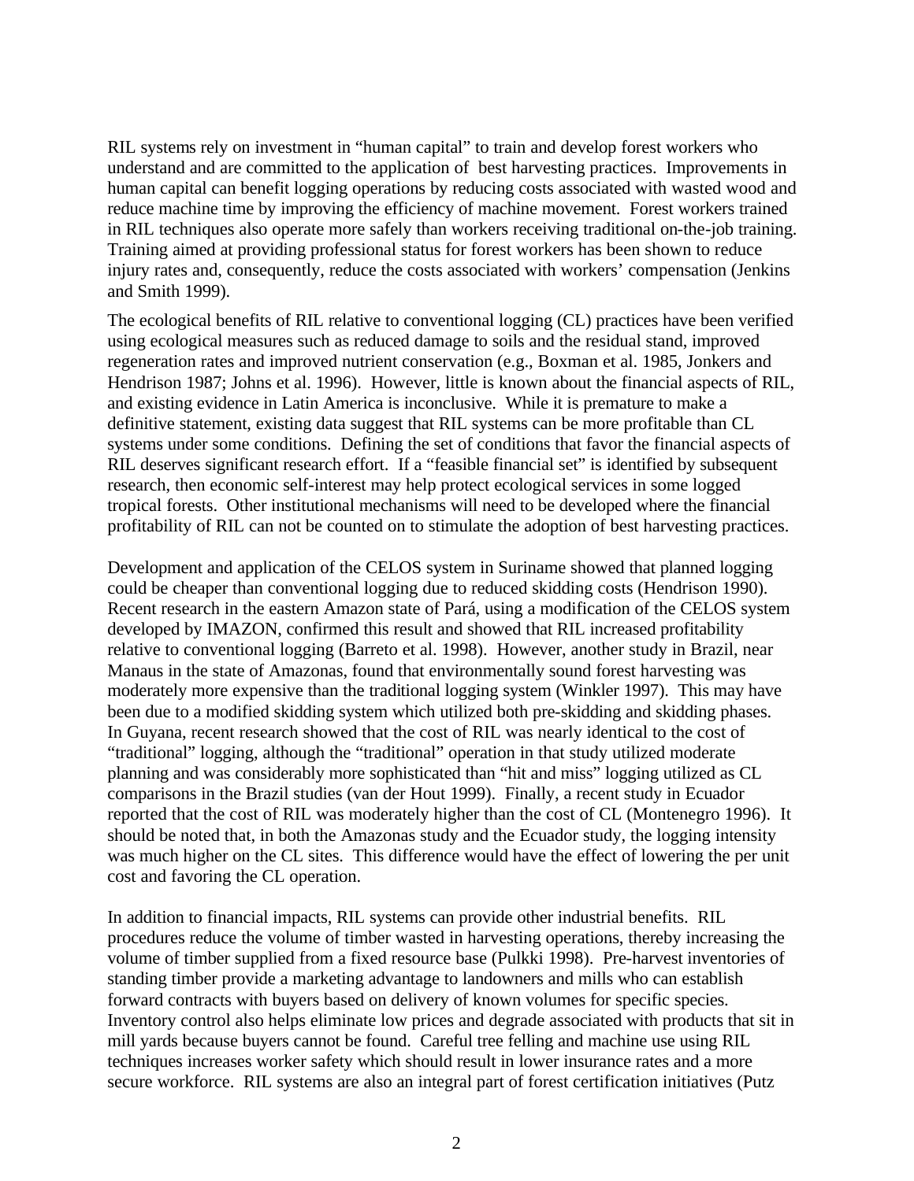RIL systems rely on investment in "human capital" to train and develop forest workers who understand and are committed to the application of best harvesting practices. Improvements in human capital can benefit logging operations by reducing costs associated with wasted wood and reduce machine time by improving the efficiency of machine movement. Forest workers trained in RIL techniques also operate more safely than workers receiving traditional on-the-job training. Training aimed at providing professional status for forest workers has been shown to reduce injury rates and, consequently, reduce the costs associated with workers' compensation (Jenkins and Smith 1999).

The ecological benefits of RIL relative to conventional logging (CL) practices have been verified using ecological measures such as reduced damage to soils and the residual stand, improved regeneration rates and improved nutrient conservation (e.g., Boxman et al. 1985, Jonkers and Hendrison 1987; Johns et al. 1996). However, little is known about the financial aspects of RIL, and existing evidence in Latin America is inconclusive. While it is premature to make a definitive statement, existing data suggest that RIL systems can be more profitable than CL systems under some conditions. Defining the set of conditions that favor the financial aspects of RIL deserves significant research effort. If a "feasible financial set" is identified by subsequent research, then economic self-interest may help protect ecological services in some logged tropical forests. Other institutional mechanisms will need to be developed where the financial profitability of RIL can not be counted on to stimulate the adoption of best harvesting practices.

Development and application of the CELOS system in Suriname showed that planned logging could be cheaper than conventional logging due to reduced skidding costs (Hendrison 1990). Recent research in the eastern Amazon state of Pará, using a modification of the CELOS system developed by IMAZON, confirmed this result and showed that RIL increased profitability relative to conventional logging (Barreto et al. 1998). However, another study in Brazil, near Manaus in the state of Amazonas, found that environmentally sound forest harvesting was moderately more expensive than the traditional logging system (Winkler 1997). This may have been due to a modified skidding system which utilized both pre-skidding and skidding phases. In Guyana, recent research showed that the cost of RIL was nearly identical to the cost of "traditional" logging, although the "traditional" operation in that study utilized moderate planning and was considerably more sophisticated than "hit and miss" logging utilized as CL comparisons in the Brazil studies (van der Hout 1999). Finally, a recent study in Ecuador reported that the cost of RIL was moderately higher than the cost of CL (Montenegro 1996). It should be noted that, in both the Amazonas study and the Ecuador study, the logging intensity was much higher on the CL sites. This difference would have the effect of lowering the per unit cost and favoring the CL operation.

In addition to financial impacts, RIL systems can provide other industrial benefits. RIL procedures reduce the volume of timber wasted in harvesting operations, thereby increasing the volume of timber supplied from a fixed resource base (Pulkki 1998). Pre-harvest inventories of standing timber provide a marketing advantage to landowners and mills who can establish forward contracts with buyers based on delivery of known volumes for specific species. Inventory control also helps eliminate low prices and degrade associated with products that sit in mill yards because buyers cannot be found. Careful tree felling and machine use using RIL techniques increases worker safety which should result in lower insurance rates and a more secure workforce. RIL systems are also an integral part of forest certification initiatives (Putz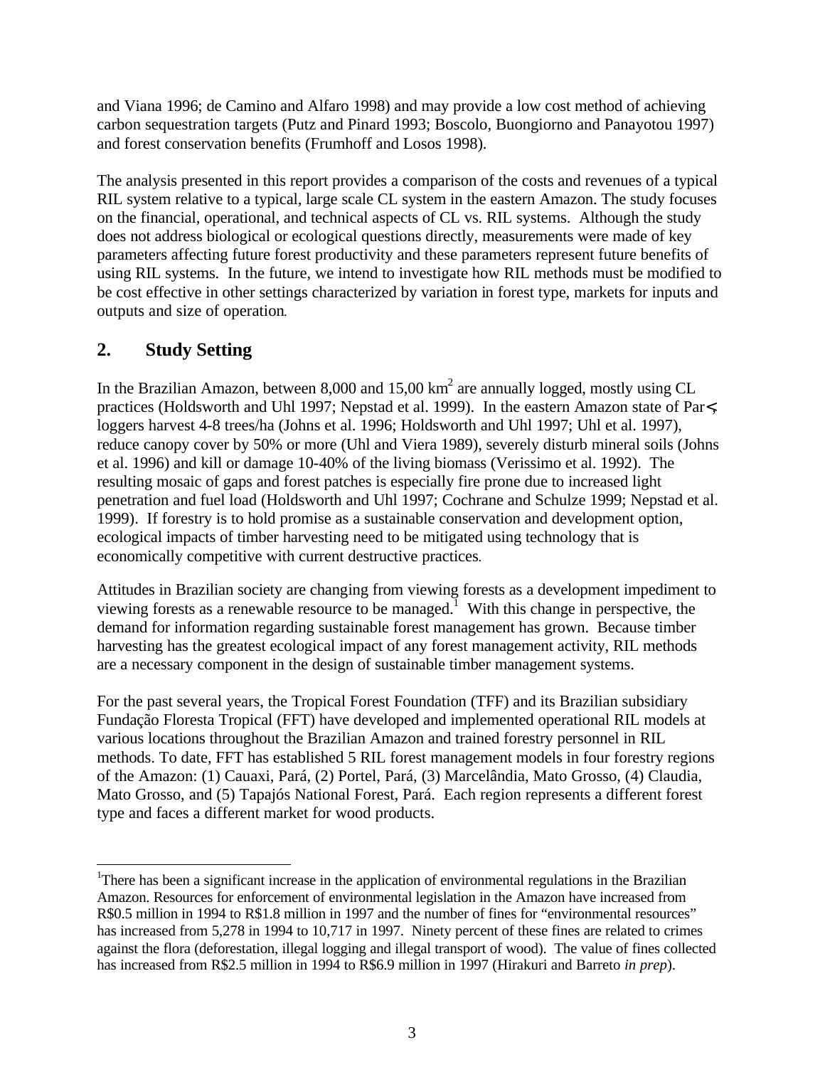and Viana 1996; de Camino and Alfaro 1998) and may provide a low cost method of achieving carbon sequestration targets (Putz and Pinard 1993; Boscolo, Buongiorno and Panayotou 1997) and forest conservation benefits (Frumhoff and Losos 1998).

The analysis presented in this report provides a comparison of the costs and revenues of a typical RIL system relative to a typical, large scale CL system in the eastern Amazon. The study focuses on the financial, operational, and technical aspects of CL vs. RIL systems. Although the study does not address biological or ecological questions directly, measurements were made of key parameters affecting future forest productivity and these parameters represent future benefits of using RIL systems. In the future, we intend to investigate how RIL methods must be modified to be cost effective in other settings characterized by variation in forest type, markets for inputs and outputs and size of operation.

## 2. Study Setting

In the Brazilian Amazon, between 8,000 and 15,00 $km^2$ are annually logged, mostly using CL practices (Holdsworth and Uhl 1997; Nepstad et al. 1999). In the eastern Amazon state of Par<, loggers harvest 4-8 trees/ha (Johns et al. 1996; Holdsworth and Uhl 1997; Uhl et al. 1997), reduce canopy cover by 50% or more (Uhl and Viera 1989), severely disturb mineral soils (Johns et al. 1996) and kill or damage 10-40% of the living biomass (Verissimo et al. 1992). The resulting mosaic of gaps and forest patches is especially fire prone due to increased light penetration and fuel load (Holdsworth and Uhl 1997; Cochrane and Schulze 1999; Nepstad et al. 1999). If forestry is to hold promise as a sustainable conservation and development option, ecological impacts of timber harvesting need to be mitigated using technology that is economically competitive with current destructive practices.

Attitudes in Brazilian society are changing from viewing forests as a development impediment to viewing forests as a renewable resource to be managed.[1] With this change in perspective, the demand for information regarding sustainable forest management has grown. Because timber harvesting has the greatest ecological impact of any forest management activity, RIL methods are a necessary component in the design of sustainable timber management systems.

For the past several years, the Tropical Forest Foundation (TFF) and its Brazilian subsidiary Fundação Floresta Tropical (FFT) have developed and implemented operational RIL models at various locations throughout the Brazilian Amazon and trained forestry personnel in RIL methods. To date, FFT has established 5 RIL forest management models in four forestry regions of the Amazon: (1) Cauaxi, Pará, (2) Portel, Pará, (3) Marcelândia, Mato Grosso, (4) Claudia, Mato Grosso, and (5) Tapajós National Forest, Pará. Each region represents a different forest type and faces a different market for wood products.

---

[1]There has been a significant increase in the application of environmental regulations in the Brazilian Amazon. Resources for enforcement of environmental legislation in the Amazon have increased from R$0.5 million in 1994 to R$1.8 million in 1997 and the number of fines for "environmental resources" has increased from 5,278 in 1994 to 10,717 in 1997. Ninety percent of these fines are related to crimes against the flora (deforestation, illegal logging and illegal transport of wood). The value of fines collected has increased from R$2.5 million in 1994 to R$6.9 million in 1997 (Hirakuri and Barreto *in prep*).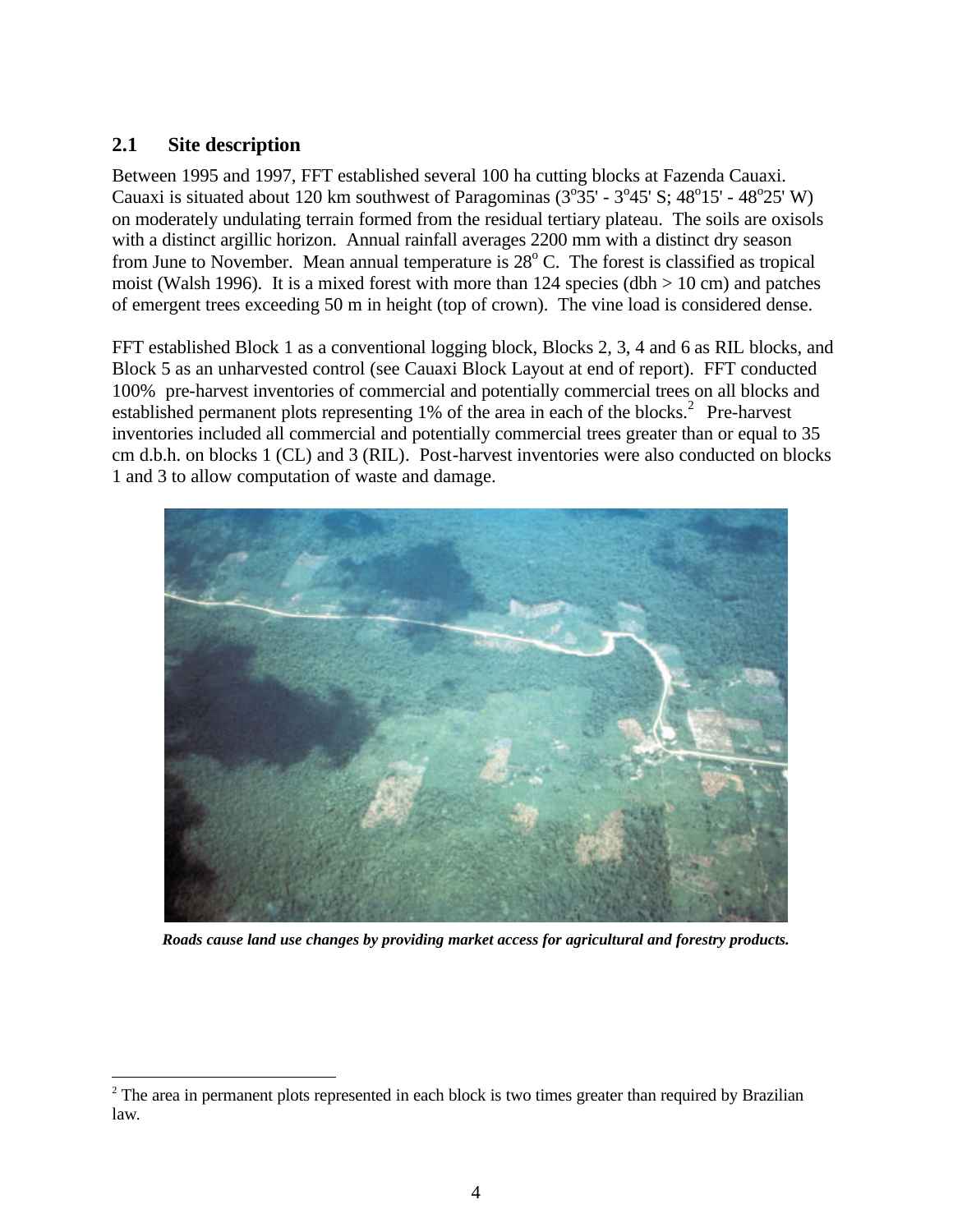## 2.1 Site description

Between 1995 and 1997, FFT established several 100 ha cutting blocks at Fazenda Cauaxi. Cauaxi is situated about 120 km southwest of Paragominas (3°35' - 3°45' S; 48°15' - 48°25' W) on moderately undulating terrain formed from the residual tertiary plateau. The soils are oxisols with a distinct argillic horizon. Annual rainfall averages 2200 mm with a distinct dry season from June to November. Mean annual temperature is 28° C. The forest is classified as tropical moist (Walsh 1996). It is a mixed forest with more than 124 species (dbh > 10 cm) and patches of emergent trees exceeding 50 m in height (top of crown). The vine load is considered dense.

FFT established Block 1 as a conventional logging block, Blocks 2, 3, 4 and 6 as RIL blocks, and Block 5 as an unharvested control (see Cauaxi Block Layout at end of report). FFT conducted 100% pre-harvest inventories of commercial and potentially commercial trees on all blocks and established permanent plots representing 1% of the area in each of the blocks.[2] Pre-harvest inventories included all commercial and potentially commercial trees greater than or equal to 35 cm d.b.h. on blocks 1 (CL) and 3 (RIL). Post-harvest inventories were also conducted on blocks 1 and 3 to allow computation of waste and damage.

***Roads cause land use changes by providing market access for agricultural and forestry products.***

[2] The area in permanent plots represented in each block is two times greater than required by Brazilian law.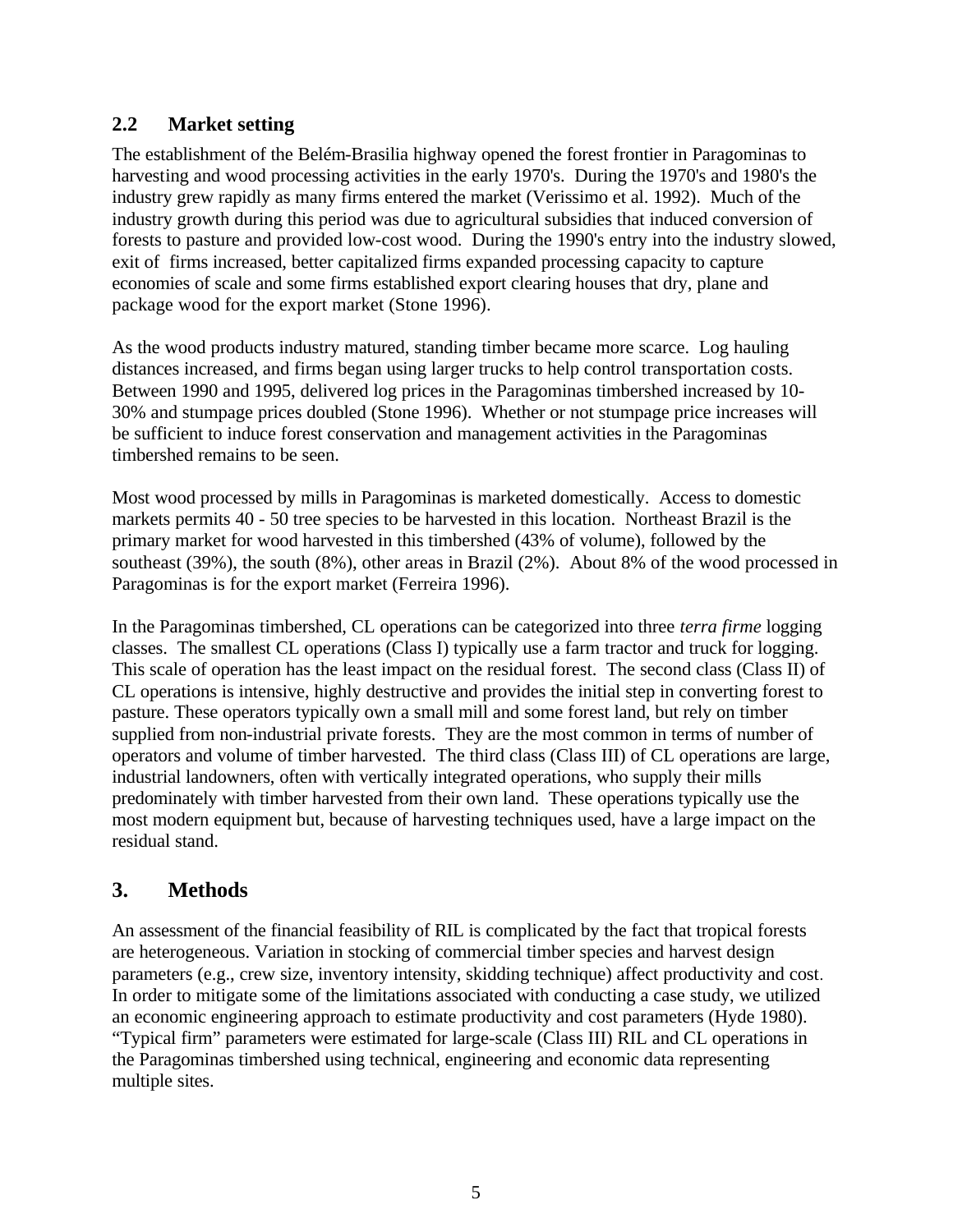## 2.2 Market setting

The establishment of the Belém-Brasilia highway opened the forest frontier in Paragominas to harvesting and wood processing activities in the early 1970's. During the 1970's and 1980's the industry grew rapidly as many firms entered the market (Verissimo et al. 1992). Much of the industry growth during this period was due to agricultural subsidies that induced conversion of forests to pasture and provided low-cost wood. During the 1990's entry into the industry slowed, exit of firms increased, better capitalized firms expanded processing capacity to capture economies of scale and some firms established export clearing houses that dry, plane and package wood for the export market (Stone 1996).

As the wood products industry matured, standing timber became more scarce. Log hauling distances increased, and firms began using larger trucks to help control transportation costs. Between 1990 and 1995, delivered log prices in the Paragominas timbershed increased by 10-30% and stumpage prices doubled (Stone 1996). Whether or not stumpage price increases will be sufficient to induce forest conservation and management activities in the Paragominas timbershed remains to be seen.

Most wood processed by mills in Paragominas is marketed domestically. Access to domestic markets permits 40 - 50 tree species to be harvested in this location. Northeast Brazil is the primary market for wood harvested in this timbershed (43% of volume), followed by the southeast (39%), the south (8%), other areas in Brazil (2%). About 8% of the wood processed in Paragominas is for the export market (Ferreira 1996).

In the Paragominas timbershed, CL operations can be categorized into three *terra firme* logging classes. The smallest CL operations (Class I) typically use a farm tractor and truck for logging. This scale of operation has the least impact on the residual forest. The second class (Class II) of CL operations is intensive, highly destructive and provides the initial step in converting forest to pasture. These operators typically own a small mill and some forest land, but rely on timber supplied from non-industrial private forests. They are the most common in terms of number of operators and volume of timber harvested. The third class (Class III) of CL operations are large, industrial landowners, often with vertically integrated operations, who supply their mills predominately with timber harvested from their own land. These operations typically use the most modern equipment but, because of harvesting techniques used, have a large impact on the residual stand.

# 3. Methods

An assessment of the financial feasibility of RIL is complicated by the fact that tropical forests are heterogeneous. Variation in stocking of commercial timber species and harvest design parameters (e.g., crew size, inventory intensity, skidding technique) affect productivity and cost. In order to mitigate some of the limitations associated with conducting a case study, we utilized an economic engineering approach to estimate productivity and cost parameters (Hyde 1980). “Typical firm” parameters were estimated for large-scale (Class III) RIL and CL operations in the Paragominas timbershed using technical, engineering and economic data representing multiple sites.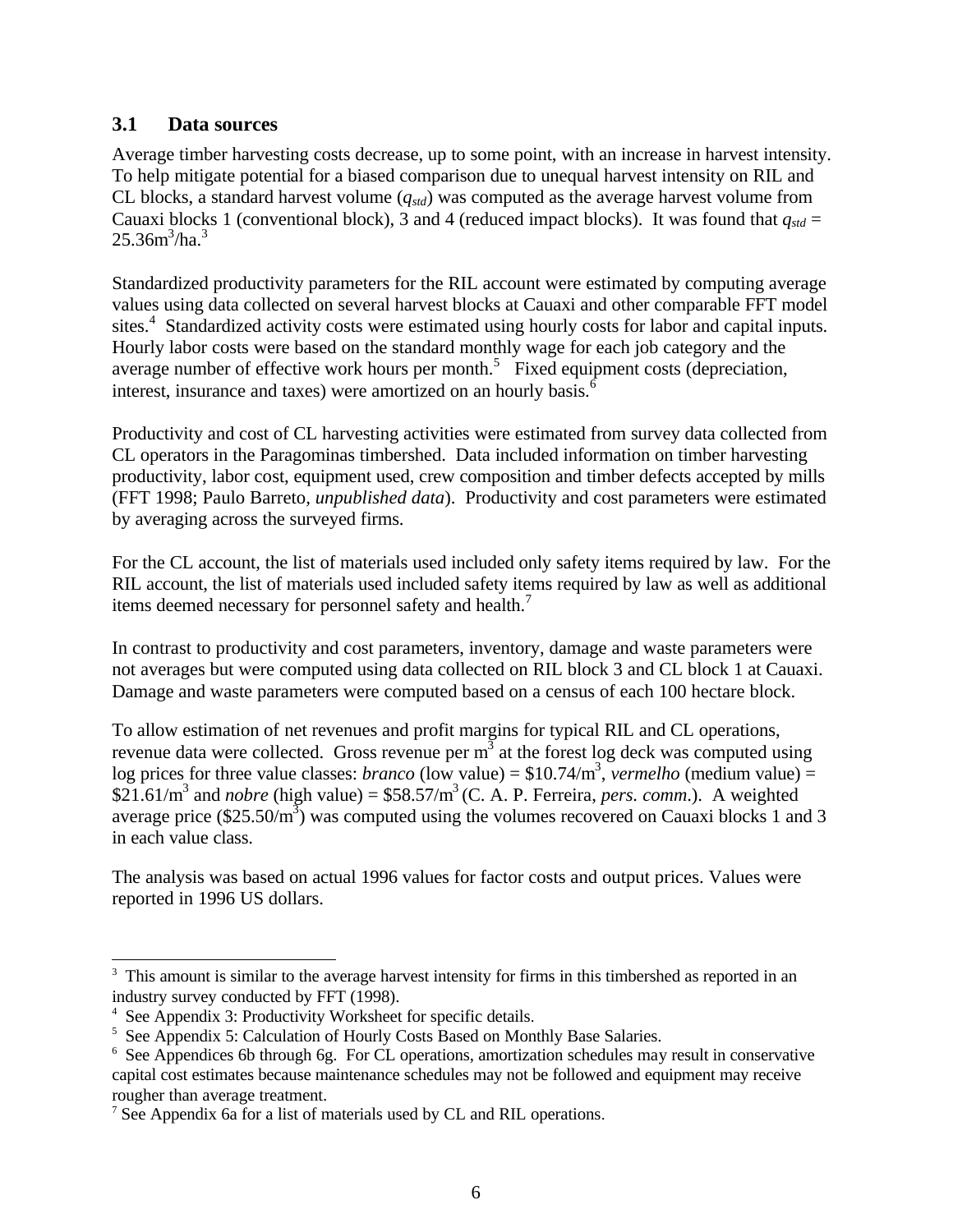### 3.1 Data sources

Average timber harvesting costs decrease, up to some point, with an increase in harvest intensity. To help mitigate potential for a biased comparison due to unequal harvest intensity on RIL and CL blocks, a standard harvest volume ($q_{std}$) was computed as the average harvest volume from Cauaxi blocks 1 (conventional block), 3 and 4 (reduced impact blocks). It was found that $q_{std}$ = 25.36m$^3$/ha.[3]

Standardized productivity parameters for the RIL account were estimated by computing average values using data collected on several harvest blocks at Cauaxi and other comparable FFT model sites.[4] Standardized activity costs were estimated using hourly costs for labor and capital inputs. Hourly labor costs were based on the standard monthly wage for each job category and the average number of effective work hours per month.[5] Fixed equipment costs (depreciation, interest, insurance and taxes) were amortized on an hourly basis.[6]

Productivity and cost of CL harvesting activities were estimated from survey data collected from CL operators in the Paragominas timbershed. Data included information on timber harvesting productivity, labor cost, equipment used, crew composition and timber defects accepted by mills (FFT 1998; Paulo Barreto, *unpublished data*). Productivity and cost parameters were estimated by averaging across the surveyed firms.

For the CL account, the list of materials used included only safety items required by law. For the RIL account, the list of materials used included safety items required by law as well as additional items deemed necessary for personnel safety and health.[7]

In contrast to productivity and cost parameters, inventory, damage and waste parameters were not averages but were computed using data collected on RIL block 3 and CL block 1 at Cauaxi. Damage and waste parameters were computed based on a census of each 100 hectare block.

To allow estimation of net revenues and profit margins for typical RIL and CL operations, revenue data were collected. Gross revenue per m$^3$ at the forest log deck was computed using log prices for three value classes: *branco* (low value) = \$10.74/m$^3$, *vermelho* (medium value) = \$21.61/m$^3$ and *nobre* (high value) = \$58.57/m$^3$ (C. A. P. Ferreira, *pers. comm.*). A weighted average price (\$25.50/m$^3$) was computed using the volumes recovered on Cauaxi blocks 1 and 3 in each value class.

The analysis was based on actual 1996 values for factor costs and output prices. Values were reported in 1996 US dollars.

---

[3] This amount is similar to the average harvest intensity for firms in this timbershed as reported in an industry survey conducted by FFT (1998).

[4] See Appendix 3: Productivity Worksheet for specific details.

[5] See Appendix 5: Calculation of Hourly Costs Based on Monthly Base Salaries.

[6] See Appendices 6b through 6g. For CL operations, amortization schedules may result in conservative capital cost estimates because maintenance schedules may not be followed and equipment may receive rougher than average treatment.

[7] See Appendix 6a for a list of materials used by CL and RIL operations.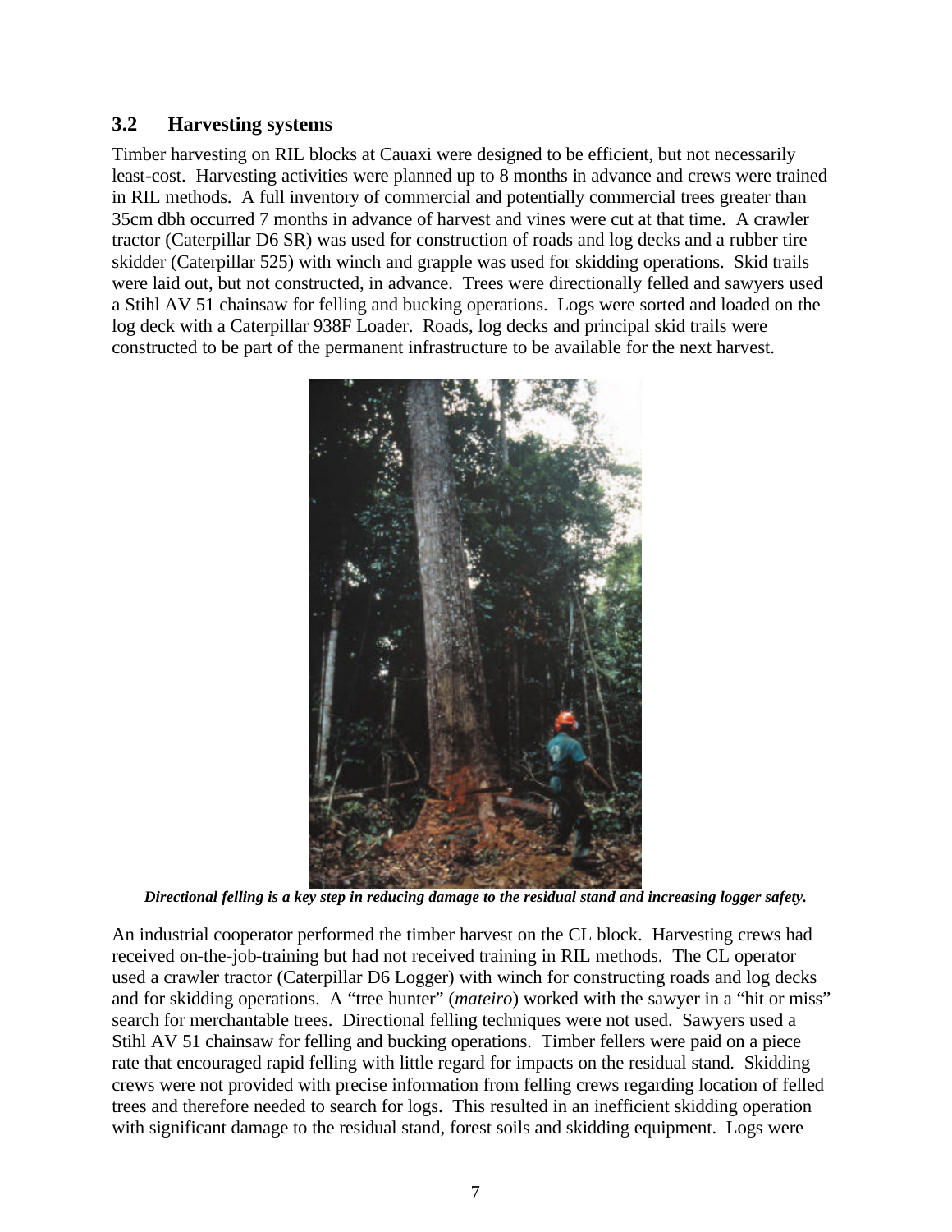## 3.2 Harvesting systems

Timber harvesting on RIL blocks at Cauaxi were designed to be efficient, but not necessarily least-cost. Harvesting activities were planned up to 8 months in advance and crews were trained in RIL methods. A full inventory of commercial and potentially commercial trees greater than 35cm dbh occurred 7 months in advance of harvest and vines were cut at that time. A crawler tractor (Caterpillar D6 SR) was used for construction of roads and log decks and a rubber tire skidder (Caterpillar 525) with winch and grapple was used for skidding operations. Skid trails were laid out, but not constructed, in advance. Trees were directionally felled and sawyers used a Stihl AV 51 chainsaw for felling and bucking operations. Logs were sorted and loaded on the log deck with a Caterpillar 938F Loader. Roads, log decks and principal skid trails were constructed to be part of the permanent infrastructure to be available for the next harvest.

***Directional felling is a key step in reducing damage to the residual stand and increasing logger safety.***

An industrial cooperator performed the timber harvest on the CL block. Harvesting crews had received on-the-job-training but had not received training in RIL methods. The CL operator used a crawler tractor (Caterpillar D6 Logger) with winch for constructing roads and log decks and for skidding operations. A "tree hunter" (*mateiro*) worked with the sawyer in a "hit or miss" search for merchantable trees. Directional felling techniques were not used. Sawyers used a Stihl AV 51 chainsaw for felling and bucking operations. Timber fellers were paid on a piece rate that encouraged rapid felling with little regard for impacts on the residual stand. Skidding crews were not provided with precise information from felling crews regarding location of felled trees and therefore needed to search for logs. This resulted in an inefficient skidding operation with significant damage to the residual stand, forest soils and skidding equipment. Logs were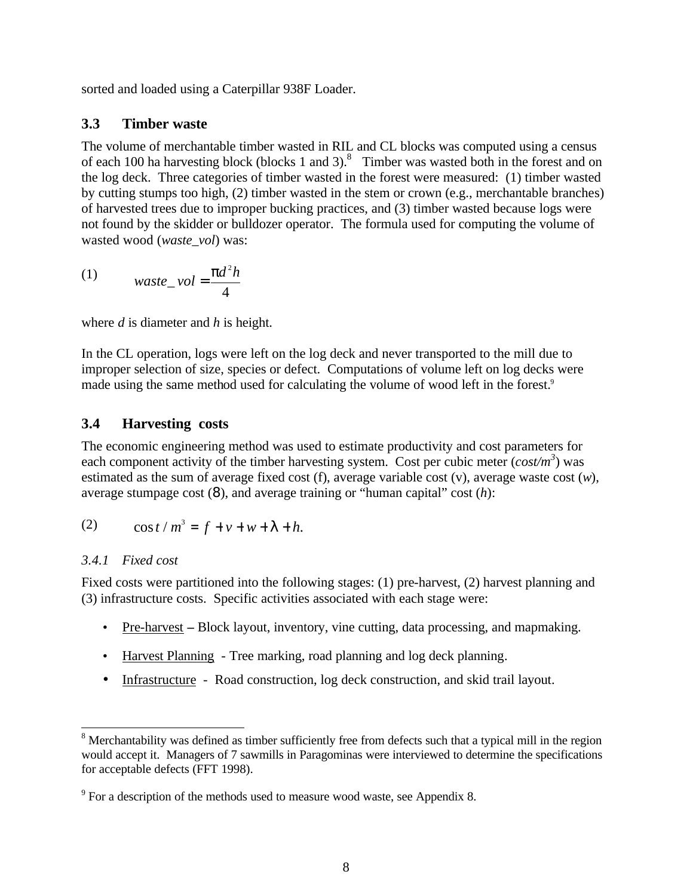sorted and loaded using a Caterpillar 938F Loader.

## 3.3 Timber waste

The volume of merchantable timber wasted in RIL and CL blocks was computed using a census of each 100 ha harvesting block (blocks 1 and 3).[8] Timber was wasted both in the forest and on the log deck. Three categories of timber wasted in the forest were measured: (1) timber wasted by cutting stumps too high, (2) timber wasted in the stem or crown (e.g., merchantable branches) of harvested trees due to improper bucking practices, and (3) timber wasted because logs were not found by the skidder or bulldozer operator. The formula used for computing the volume of wasted wood (*waste_vol*) was:

$$waste\_vol = \frac{\pi d^2 h}{4} \tag{1}$$

where $d$ is diameter and $h$ is height.

In the CL operation, logs were left on the log deck and never transported to the mill due to improper selection of size, species or defect. Computations of volume left on log decks were made using the same method used for calculating the volume of wood left in the forest.[9]

## 3.4 Harvesting costs

The economic engineering method was used to estimate productivity and cost parameters for each component activity of the timber harvesting system. Cost per cubic meter (*cost/m³*) was estimated as the sum of average fixed cost (f), average variable cost (v), average waste cost ($w$), average stumpage cost ($\lambda$), and average training or "human capital" cost ($h$):

$$\cos t / m^3 = f + v + w + \lambda + h. \tag{2}$$

### *3.4.1 Fixed cost*

Fixed costs were partitioned into the following stages: (1) pre-harvest, (2) harvest planning and (3) infrastructure costs. Specific activities associated with each stage were:

- <u>Pre-harvest</u> – Block layout, inventory, vine cutting, data processing, and mapmaking.
- <u>Harvest Planning</u> - Tree marking, road planning and log deck planning.
- <u>Infrastructure</u> - Road construction, log deck construction, and skid trail layout.

---

[8] Merchantability was defined as timber sufficiently free from defects such that a typical mill in the region would accept it. Managers of 7 sawmills in Paragominas were interviewed to determine the specifications for acceptable defects (FFT 1998).

[9] For a description of the methods used to measure wood waste, see Appendix 8.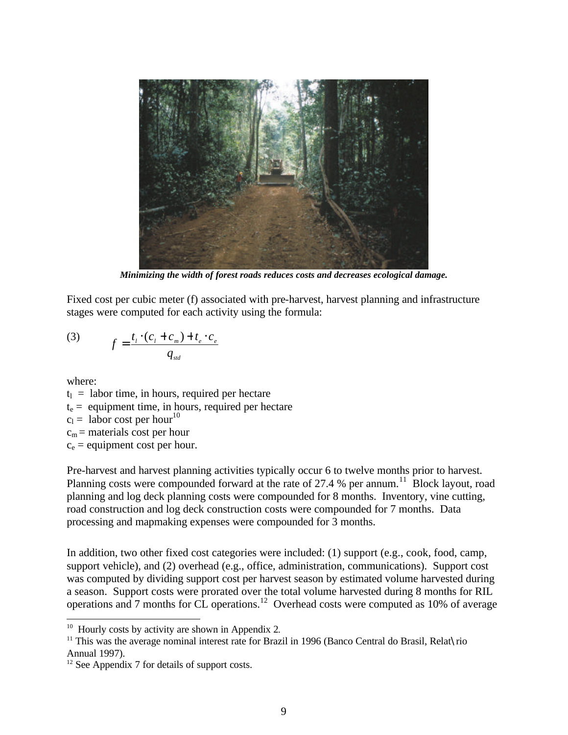*Minimizing the width of forest roads reduces costs and decreases ecological damage.*

Fixed cost per cubic meter (f) associated with pre-harvest, harvest planning and infrastructure stages were computed for each activity using the formula:

$$f = \frac{t_l \cdot (c_l + c_m) + t_e \cdot c_e}{q_{std}} \quad (3)$$

where:

$t_l$ = labor time, in hours, required per hectare
$t_e$ = equipment time, in hours, required per hectare
$c_l$ = labor cost per hour[10]
$c_m$ = materials cost per hour
$c_e$ = equipment cost per hour.

Pre-harvest and harvest planning activities typically occur 6 to twelve months prior to harvest. Planning costs were compounded forward at the rate of 27.4 % per annum.[11] Block layout, road planning and log deck planning costs were compounded for 8 months. Inventory, vine cutting, road construction and log deck construction costs were compounded for 7 months. Data processing and mapmaking expenses were compounded for 3 months.

In addition, two other fixed cost categories were included: (1) support (e.g., cook, food, camp, support vehicle), and (2) overhead (e.g., office, administration, communications). Support cost was computed by dividing support cost per harvest season by estimated volume harvested during a season. Support costs were prorated over the total volume harvested during 8 months for RIL operations and 7 months for CL operations.[12] Overhead costs were computed as 10% of average

---

[10] Hourly costs by activity are shown in Appendix 2.

[11] This was the average nominal interest rate for Brazil in 1996 (Banco Central do Brasil, Relat\rio Annual 1997).

[12] See Appendix 7 for details of support costs.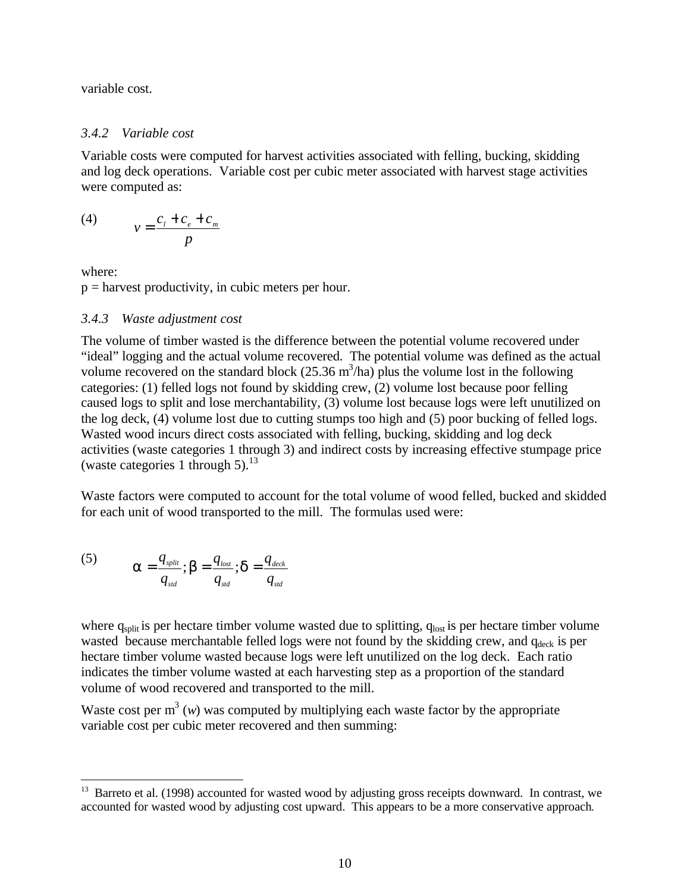variable cost.

### *3.4.2 Variable cost*

Variable costs were computed for harvest activities associated with felling, bucking, skidding and log deck operations. Variable cost per cubic meter associated with harvest stage activities were computed as:

$$(4) \qquad v = \frac{c_l + c_e + c_m}{p}$$

where:
p = harvest productivity, in cubic meters per hour.

### *3.4.3 Waste adjustment cost*

The volume of timber wasted is the difference between the potential volume recovered under "ideal" logging and the actual volume recovered. The potential volume was defined as the actual volume recovered on the standard block (25.36 $m^3$/ha) plus the volume lost in the following categories: (1) felled logs not found by skidding crew, (2) volume lost because poor felling caused logs to split and lose merchantability, (3) volume lost because logs were left unutilized on the log deck, (4) volume lost due to cutting stumps too high and (5) poor bucking of felled logs. Wasted wood incurs direct costs associated with felling, bucking, skidding and log deck activities (waste categories 1 through 3) and indirect costs by increasing effective stumpage price (waste categories 1 through 5).[13]

Waste factors were computed to account for the total volume of wood felled, bucked and skidded for each unit of wood transported to the mill. The formulas used were:

$$(5) \qquad \alpha = \frac{q_{split}}{q_{std}}; \beta = \frac{q_{lost}}{q_{std}}; \delta = \frac{q_{deck}}{q_{std}}$$

where $q_{split}$ is per hectare timber volume wasted due to splitting, $q_{lost}$ is per hectare timber volume wasted because merchantable felled logs were not found by the skidding crew, and $q_{deck}$ is per hectare timber volume wasted because logs were left unutilized on the log deck. Each ratio indicates the timber volume wasted at each harvesting step as a proportion of the standard volume of wood recovered and transported to the mill.

Waste cost per $m^3$ (*w*) was computed by multiplying each waste factor by the appropriate variable cost per cubic meter recovered and then summing:

---

[13] Barreto et al. (1998) accounted for wasted wood by adjusting gross receipts downward. In contrast, we accounted for wasted wood by adjusting cost upward. This appears to be a more conservative approach.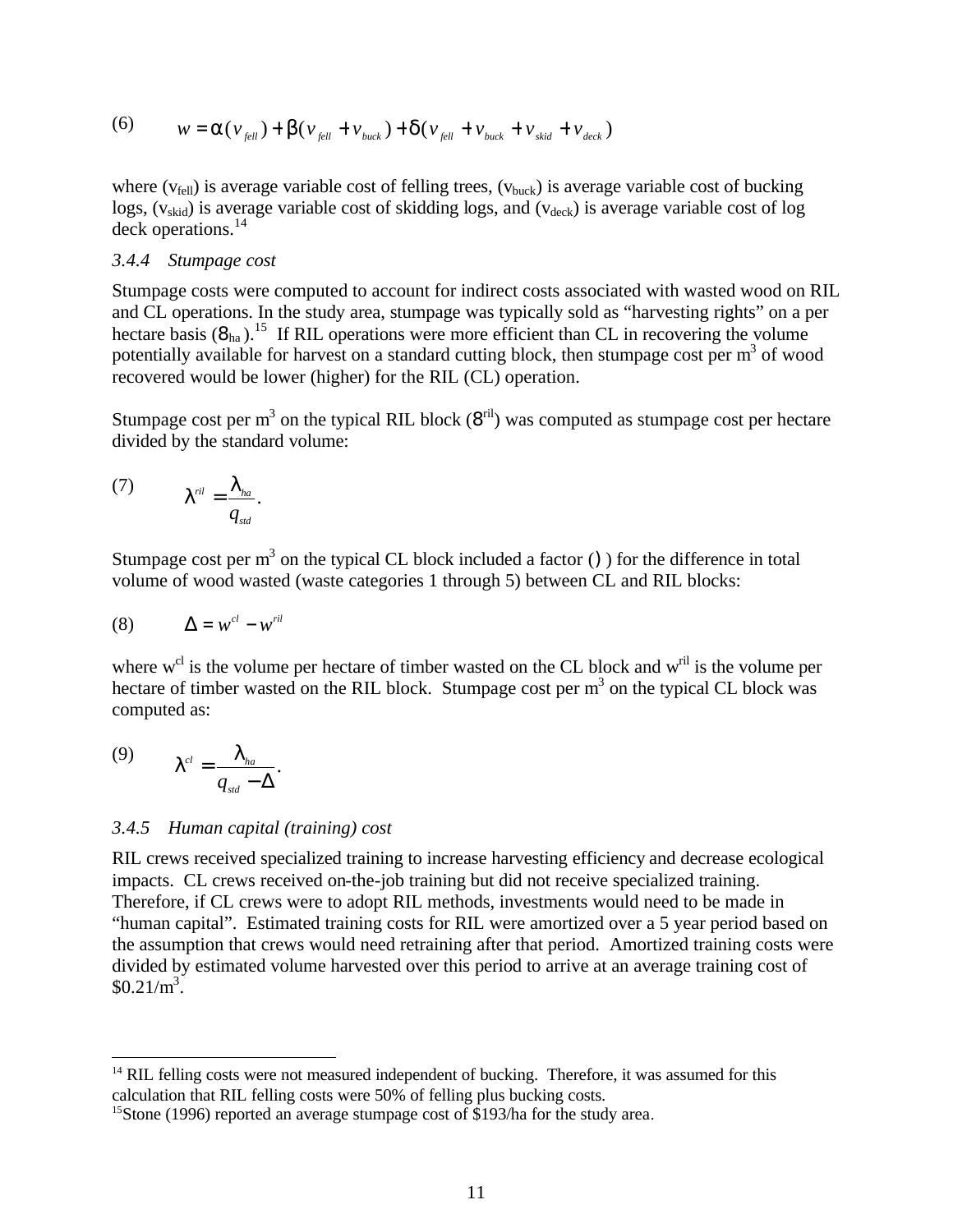(6) $$w = \alpha(v_{fell}) + \beta(v_{fell} + v_{buck}) + \delta(v_{fell} + v_{buck} + v_{skid} + v_{deck})$$

where ($v_{fell}$) is average variable cost of felling trees, ($v_{buck}$) is average variable cost of bucking logs, ($v_{skid}$) is average variable cost of skidding logs, and ($v_{deck}$) is average variable cost of log deck operations.[14]

### *3.4.4 Stumpage cost*

Stumpage costs were computed to account for indirect costs associated with wasted wood on RIL and CL operations. In the study area, stumpage was typically sold as "harvesting rights" on a per hectare basis ($\lambda_{ha}$).[15] If RIL operations were more efficient than CL in recovering the volume potentially available for harvest on a standard cutting block, then stumpage cost per m[3] of wood recovered would be lower (higher) for the RIL (CL) operation.

Stumpage cost per m[3] on the typical RIL block ($\lambda^{ril}$) was computed as stumpage cost per hectare divided by the standard volume:

(7) $$\lambda^{ril} = \frac{\lambda_{ha}}{q_{std}}.$$

Stumpage cost per m[3] on the typical CL block included a factor ($\Delta$) for the difference in total volume of wood wasted (waste categories 1 through 5) between CL and RIL blocks:

(8) $$\Delta = w^{cl} - w^{ril}$$

where $w^{cl}$ is the volume per hectare of timber wasted on the CL block and $w^{ril}$ is the volume per hectare of timber wasted on the RIL block. Stumpage cost per m[3] on the typical CL block was computed as:

(9) $$\lambda^{cl} = \frac{\lambda_{ha}}{q_{std} - \Delta}.$$

### *3.4.5 Human capital (training) cost*

RIL crews received specialized training to increase harvesting efficiency and decrease ecological impacts. CL crews received on-the-job training but did not receive specialized training. Therefore, if CL crews were to adopt RIL methods, investments would need to be made in "human capital". Estimated training costs for RIL were amortized over a 5 year period based on the assumption that crews would need retraining after that period. Amortized training costs were divided by estimated volume harvested over this period to arrive at an average training cost of $0.21/m[3].

---

[14] RIL felling costs were not measured independent of bucking. Therefore, it was assumed for this calculation that RIL felling costs were 50% of felling plus bucking costs.

[15] Stone (1996) reported an average stumpage cost of $193/ha for the study area.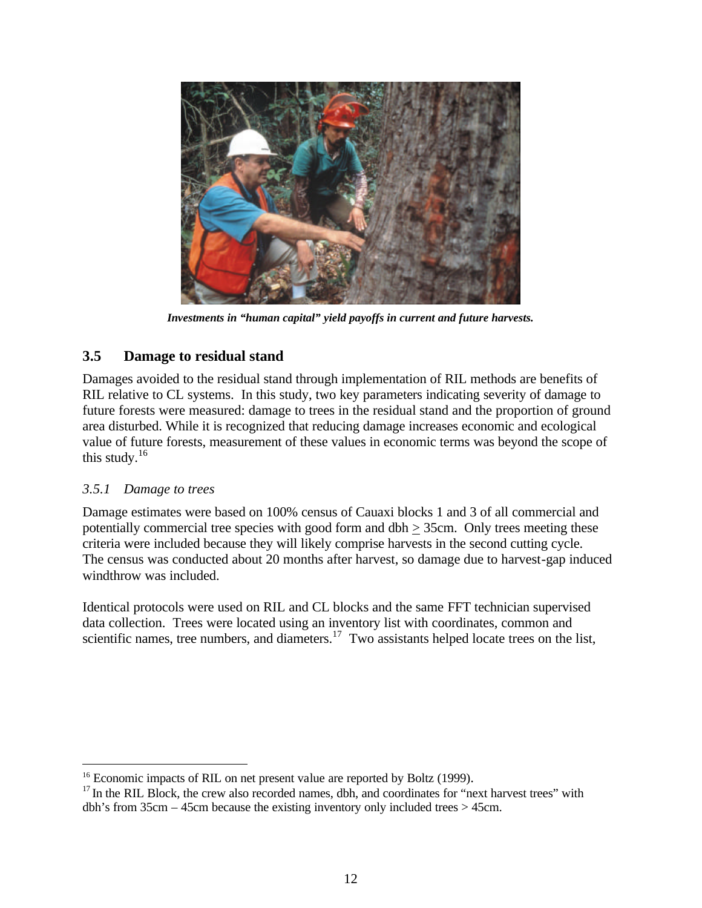*Investments in "human capital" yield payoffs in current and future harvests.*

## 3.5 Damage to residual stand

Damages avoided to the residual stand through implementation of RIL methods are benefits of RIL relative to CL systems. In this study, two key parameters indicating severity of damage to future forests were measured: damage to trees in the residual stand and the proportion of ground area disturbed. While it is recognized that reducing damage increases economic and ecological value of future forests, measurement of these values in economic terms was beyond the scope of this study.[16]

### *3.5.1 Damage to trees*

Damage estimates were based on 100% census of Cauaxi blocks 1 and 3 of all commercial and potentially commercial tree species with good form and dbh $\geq$ 35cm. Only trees meeting these criteria were included because they will likely comprise harvests in the second cutting cycle. The census was conducted about 20 months after harvest, so damage due to harvest-gap induced windthrow was included.

Identical protocols were used on RIL and CL blocks and the same FFT technician supervised data collection. Trees were located using an inventory list with coordinates, common and scientific names, tree numbers, and diameters.[17] Two assistants helped locate trees on the list,

---

[16] Economic impacts of RIL on net present value are reported by Boltz (1999).

[17] In the RIL Block, the crew also recorded names, dbh, and coordinates for "next harvest trees" with dbh's from 35cm – 45cm because the existing inventory only included trees > 45cm.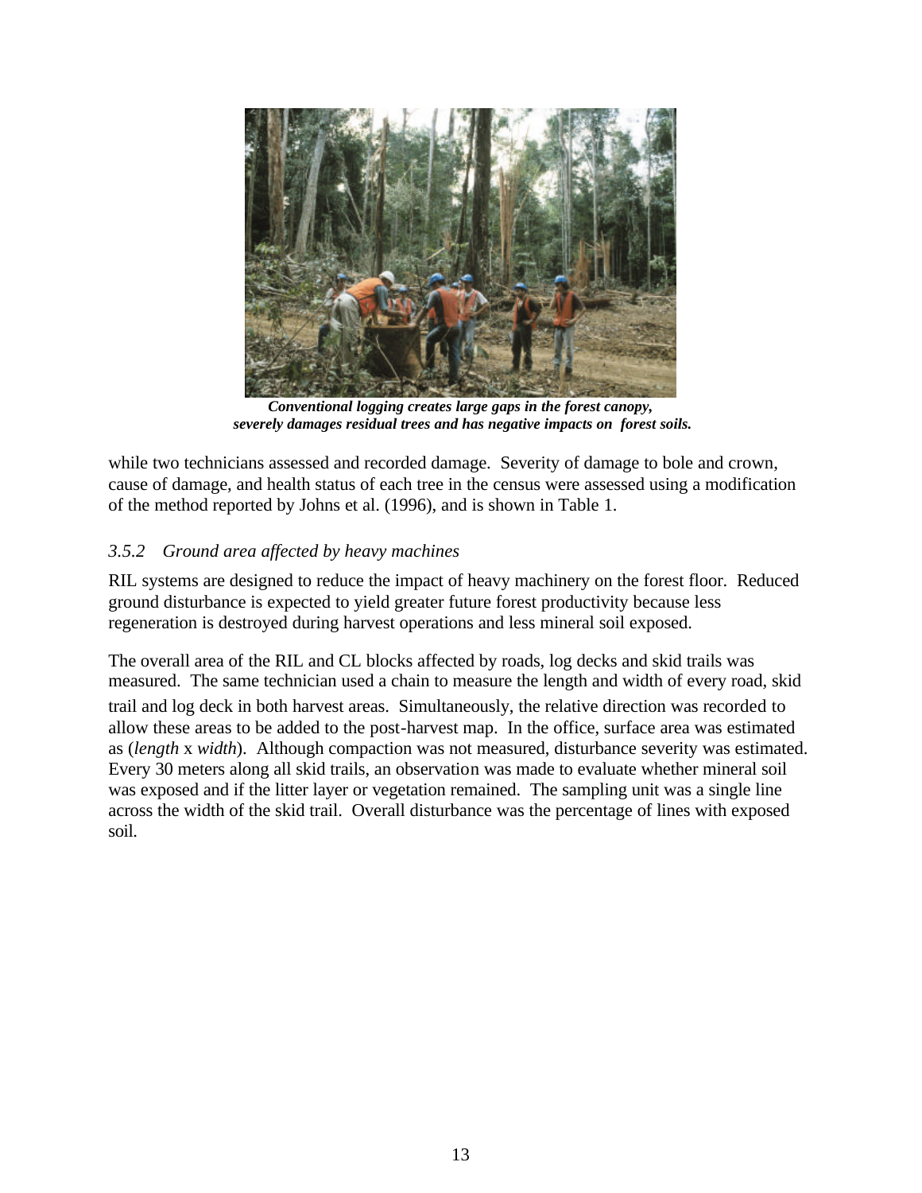***Conventional logging creates large gaps in the forest canopy, severely damages residual trees and has negative impacts on forest soils.***

while two technicians assessed and recorded damage. Severity of damage to bole and crown, cause of damage, and health status of each tree in the census were assessed using a modification of the method reported by Johns et al. (1996), and is shown in Table 1.

### *3.5.2 Ground area affected by heavy machines*

RIL systems are designed to reduce the impact of heavy machinery on the forest floor. Reduced ground disturbance is expected to yield greater future forest productivity because less regeneration is destroyed during harvest operations and less mineral soil exposed.

The overall area of the RIL and CL blocks affected by roads, log decks and skid trails was measured. The same technician used a chain to measure the length and width of every road, skid trail and log deck in both harvest areas. Simultaneously, the relative direction was recorded to allow these areas to be added to the post-harvest map. In the office, surface area was estimated as (*length* x *width*). Although compaction was not measured, disturbance severity was estimated. Every 30 meters along all skid trails, an observation was made to evaluate whether mineral soil was exposed and if the litter layer or vegetation remained. The sampling unit was a single line across the width of the skid trail. Overall disturbance was the percentage of lines with exposed soil.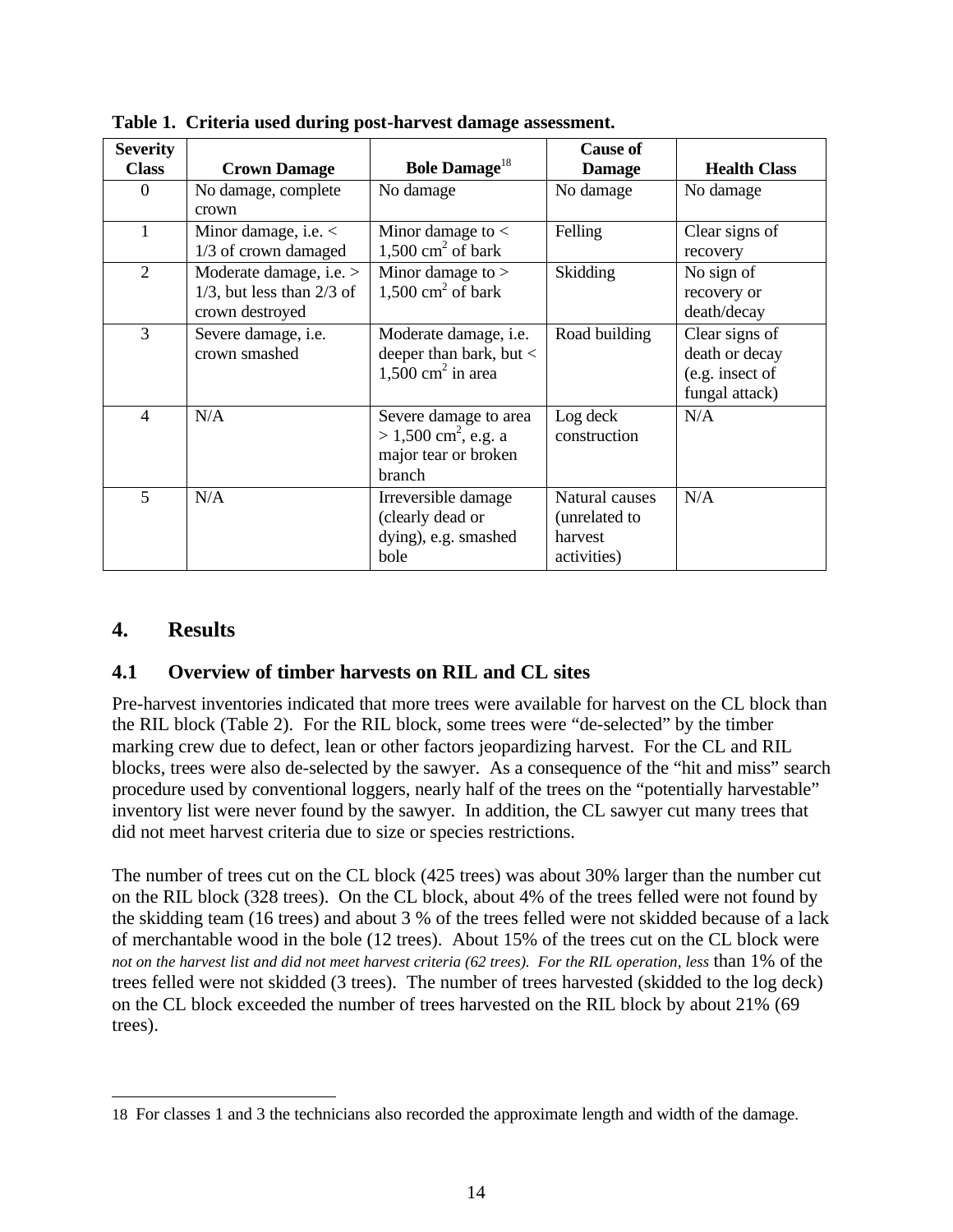**Table 1. Criteria used during post-harvest damage assessment.**

| Severity Class | Crown Damage | Bole Damage[18] | Cause of Damage | Health Class |
|---|---|---|---|---|
| 0 | No damage, complete crown | No damage | No damage | No damage |
| 1 | Minor damage, i.e. < 1/3 of crown damaged | Minor damage to < 1,500 cm$^2$ of bark | Felling | Clear signs of recovery |
| 2 | Moderate damage, i.e. > 1/3, but less than 2/3 of crown destroyed | Minor damage to > 1,500 cm$^2$ of bark | Skidding | No sign of recovery or death/decay |
| 3 | Severe damage, i.e. crown smashed | Moderate damage, i.e. deeper than bark, but < 1,500 cm$^2$ in area | Road building | Clear signs of death or decay (e.g. insect of fungal attack) |
| 4 | N/A | Severe damage to area > 1,500 cm$^2$, e.g. a major tear or broken branch | Log deck construction | N/A |
| 5 | N/A | Irreversible damage (clearly dead or dying), e.g. smashed bole | Natural causes (unrelated to harvest activities) | N/A |

## 4. Results

### 4.1 Overview of timber harvests on RIL and CL sites

Pre-harvest inventories indicated that more trees were available for harvest on the CL block than the RIL block (Table 2). For the RIL block, some trees were "de-selected" by the timber marking crew due to defect, lean or other factors jeopardizing harvest. For the CL and RIL blocks, trees were also de-selected by the sawyer. As a consequence of the "hit and miss" search procedure used by conventional loggers, nearly half of the trees on the "potentially harvestable" inventory list were never found by the sawyer. In addition, the CL sawyer cut many trees that did not meet harvest criteria due to size or species restrictions.

The number of trees cut on the CL block (425 trees) was about 30% larger than the number cut on the RIL block (328 trees). On the CL block, about 4% of the trees felled were not found by the skidding team (16 trees) and about 3 % of the trees felled were not skidded because of a lack of merchantable wood in the bole (12 trees). About 15% of the trees cut on the CL block were not on the harvest list and did not meet harvest criteria (62 trees). For the RIL operation, less than 1% of the trees felled were not skidded (3 trees). The number of trees harvested (skidded to the log deck) on the CL block exceeded the number of trees harvested on the RIL block by about 21% (69 trees).

---

18 For classes 1 and 3 the technicians also recorded the approximate length and width of the damage.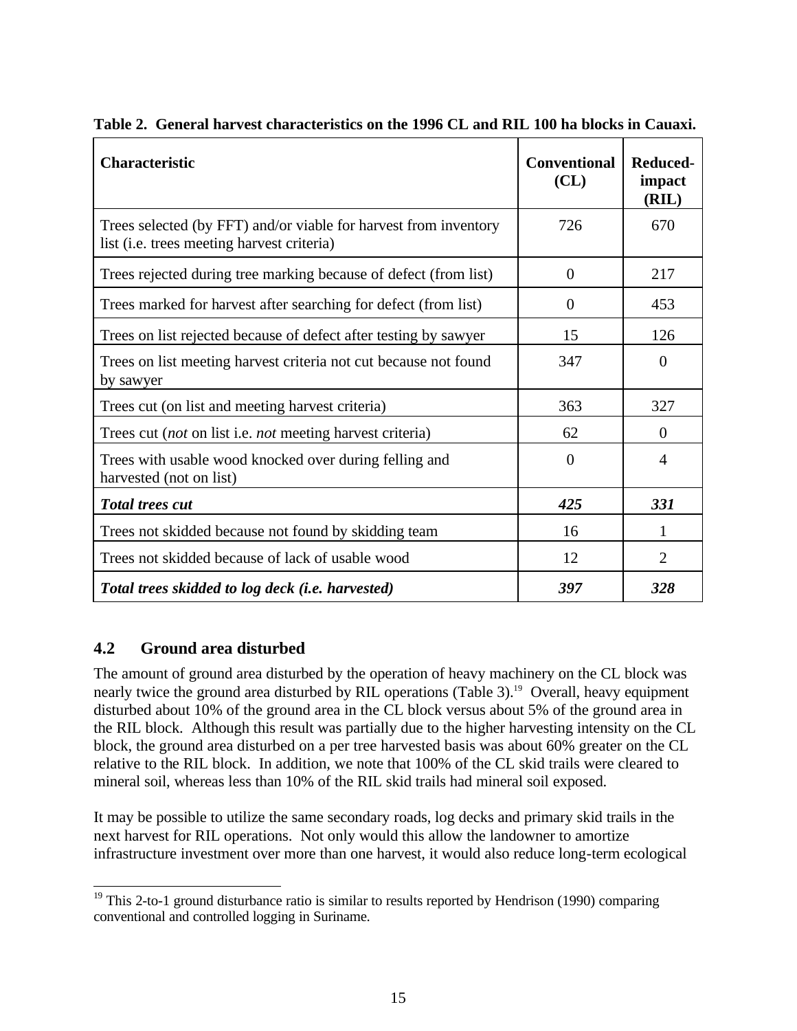**Table 2. General harvest characteristics on the 1996 CL and RIL 100 ha blocks in Cauaxi.**

| Characteristic | Conventional (CL) | Reduced-impact (RIL) |
|---|---|---|
| Trees selected (by FFT) and/or viable for harvest from inventory list (i.e. trees meeting harvest criteria) | 726 | 670 |
| Trees rejected during tree marking because of defect (from list) | 0 | 217 |
| Trees marked for harvest after searching for defect (from list) | 0 | 453 |
| Trees on list rejected because of defect after testing by sawyer | 15 | 126 |
| Trees on list meeting harvest criteria not cut because not found by sawyer | 347 | 0 |
| Trees cut (on list and meeting harvest criteria) | 363 | 327 |
| Trees cut (*not* on list i.e. *not* meeting harvest criteria) | 62 | 0 |
| Trees with usable wood knocked over during felling and harvested (not on list) | 0 | 4 |
| ***Total trees cut*** | ***425*** | ***331*** |
| Trees not skidded because not found by skidding team | 16 | 1 |
| Trees not skidded because of lack of usable wood | 12 | 2 |
| ***Total trees skidded to log deck (i.e. harvested)*** | ***397*** | ***328*** |

## 4.2 Ground area disturbed

The amount of ground area disturbed by the operation of heavy machinery on the CL block was nearly twice the ground area disturbed by RIL operations (Table 3).[19] Overall, heavy equipment disturbed about 10% of the ground area in the CL block versus about 5% of the ground area in the RIL block. Although this result was partially due to the higher harvesting intensity on the CL block, the ground area disturbed on a per tree harvested basis was about 60% greater on the CL relative to the RIL block. In addition, we note that 100% of the CL skid trails were cleared to mineral soil, whereas less than 10% of the RIL skid trails had mineral soil exposed.

It may be possible to utilize the same secondary roads, log decks and primary skid trails in the next harvest for RIL operations. Not only would this allow the landowner to amortize infrastructure investment over more than one harvest, it would also reduce long-term ecological

[19] This 2-to-1 ground disturbance ratio is similar to results reported by Hendrison (1990) comparing conventional and controlled logging in Suriname.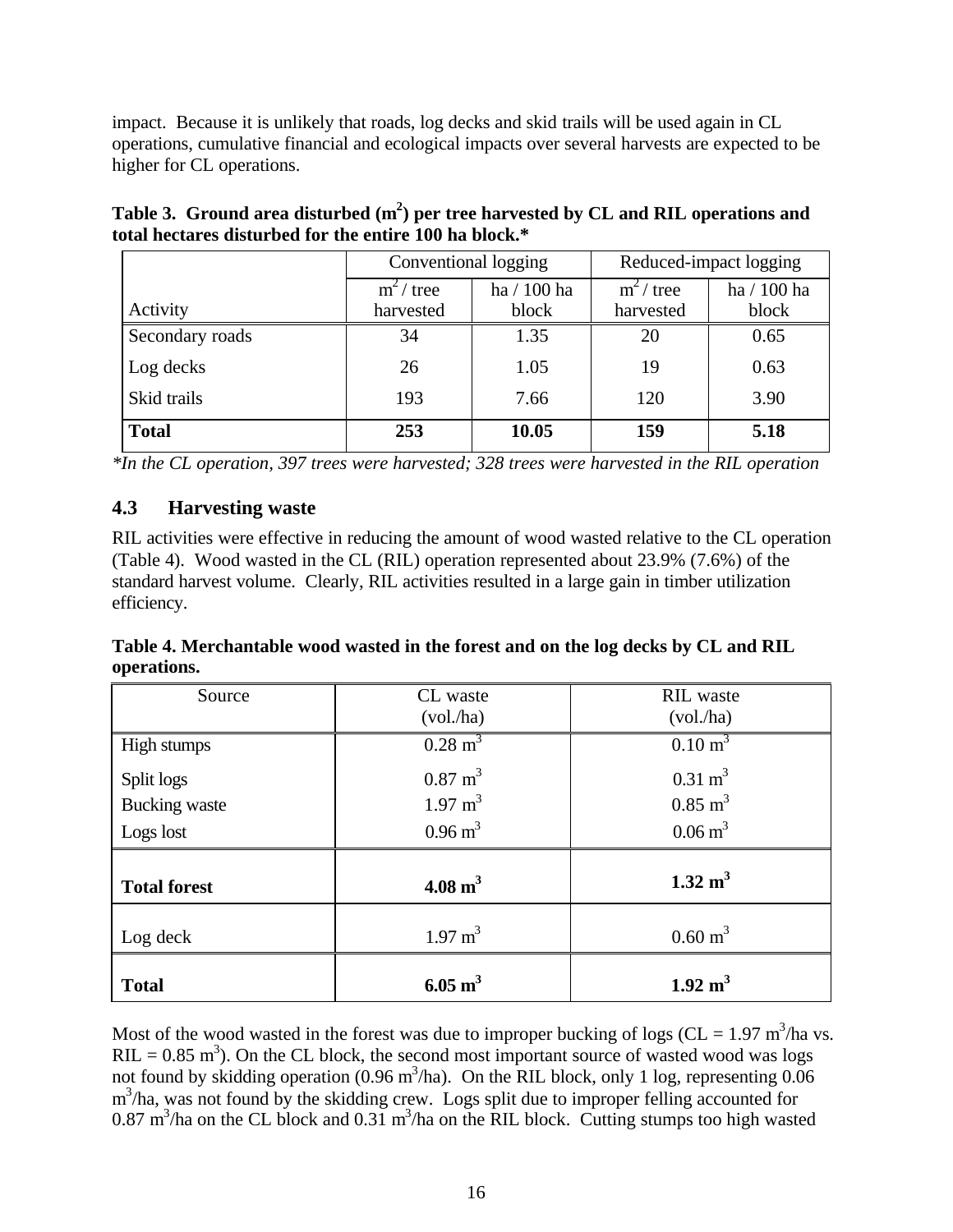impact. Because it is unlikely that roads, log decks and skid trails will be used again in CL operations, cumulative financial and ecological impacts over several harvests are expected to be higher for CL operations.

**Table 3. Ground area disturbed ($m^2$) per tree harvested by CL and RIL operations and total hectares disturbed for the entire 100 ha block.***

| | Conventional logging | | Reduced-impact logging | |
|---|---|---|---|---|
| Activity | $m^2$ / tree harvested | ha / 100 ha block | $m^2$ / tree harvested | ha / 100 ha block |
| Secondary roads | 34 | 1.35 | 20 | 0.65 |
| Log decks | 26 | 1.05 | 19 | 0.63 |
| Skid trails | 193 | 7.66 | 120 | 3.90 |
| **Total** | **253** | **10.05** | **159** | **5.18** |

*\*In the CL operation, 397 trees were harvested; 328 trees were harvested in the RIL operation*

## 4.3 Harvesting waste

RIL activities were effective in reducing the amount of wood wasted relative to the CL operation (Table 4). Wood wasted in the CL (RIL) operation represented about 23.9% (7.6%) of the standard harvest volume. Clearly, RIL activities resulted in a large gain in timber utilization efficiency.

**Table 4. Merchantable wood wasted in the forest and on the log decks by CL and RIL operations.**

| Source | CL waste (vol./ha) | RIL waste (vol./ha) |
|---|---|---|
| High stumps | $0.28\ m^3$ | $0.10\ m^3$ |
| Split logs | $0.87\ m^3$ | $0.31\ m^3$ |
| Bucking waste | $1.97\ m^3$ | $0.85\ m^3$ |
| Logs lost | $0.96\ m^3$ | $0.06\ m^3$ |
| **Total forest** | **$4.08\ m^3$** | **$1.32\ m^3$** |
| Log deck | $1.97\ m^3$ | $0.60\ m^3$ |
| **Total** | **$6.05\ m^3$** | **$1.92\ m^3$** |

Most of the wood wasted in the forest was due to improper bucking of logs (CL = 1.97 $m^3$/ha vs. RIL = 0.85 $m^3$). On the CL block, the second most important source of wasted wood was logs not found by skidding operation (0.96 $m^3$/ha). On the RIL block, only 1 log, representing 0.06 $m^3$/ha, was not found by the skidding crew. Logs split due to improper felling accounted for 0.87 $m^3$/ha on the CL block and 0.31 $m^3$/ha on the RIL block. Cutting stumps too high wasted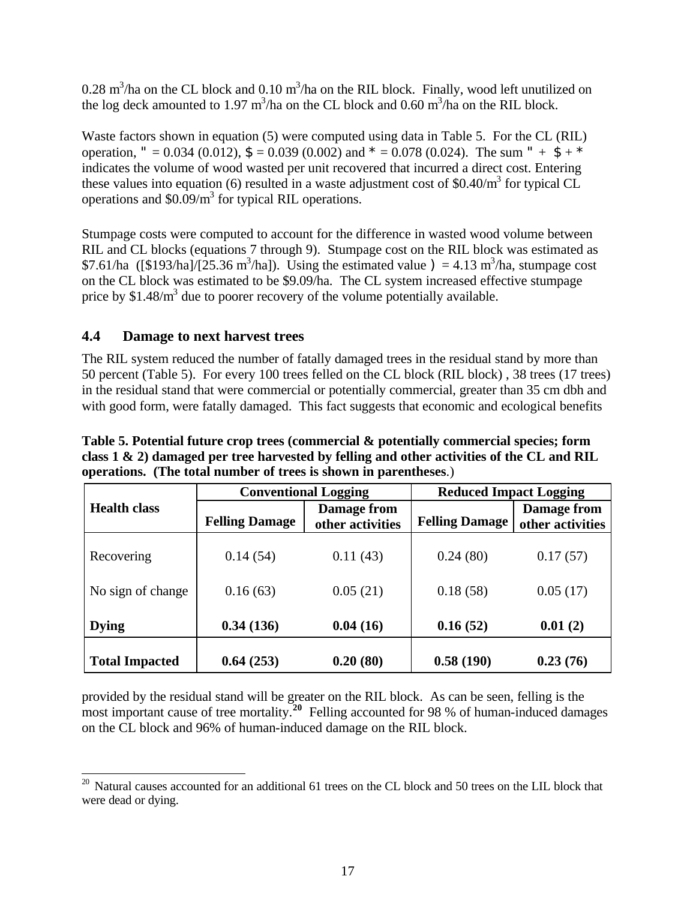0.28 $m^3$/ha on the CL block and 0.10 $m^3$/ha on the RIL block. Finally, wood left unutilized on the log deck amounted to 1.97 $m^3$/ha on the CL block and 0.60 $m^3$/ha on the RIL block.

Waste factors shown in equation (5) were computed using data in Table 5. For the CL (RIL) operation, " = 0.034 (0.012), $ = 0.039 (0.002) and * = 0.078 (0.024). The sum " + $ + * indicates the volume of wood wasted per unit recovered that incurred a direct cost. Entering these values into equation (6) resulted in a waste adjustment cost of \$0.40/$m^3$ for typical CL operations and \$0.09/$m^3$ for typical RIL operations.

Stumpage costs were computed to account for the difference in wasted wood volume between RIL and CL blocks (equations 7 through 9). Stumpage cost on the RIL block was estimated as \$7.61/ha ([\$193/ha]/[25.36 $m^3$/ha]). Using the estimated value ) = 4.13 $m^3$/ha, stumpage cost on the CL block was estimated to be \$9.09/ha. The CL system increased effective stumpage price by \$1.48/$m^3$ due to poorer recovery of the volume potentially available.

### 4.4 Damage to next harvest trees

The RIL system reduced the number of fatally damaged trees in the residual stand by more than 50 percent (Table 5). For every 100 trees felled on the CL block (RIL block) , 38 trees (17 trees) in the residual stand that were commercial or potentially commercial, greater than 35 cm dbh and with good form, were fatally damaged. This fact suggests that economic and ecological benefits provided by the residual stand will be greater on the RIL block. As can be seen, felling is the most important cause of tree mortality.[20] Felling accounted for 98 % of human-induced damages on the CL block and 96% of human-induced damage on the RIL block.

**Table 5. Potential future crop trees (commercial & potentially commercial species; form class 1 & 2) damaged per tree harvested by felling and other activities of the CL and RIL operations. (The total number of trees is shown in parentheses**.)

| Health class | Conventional Logging | | Reduced Impact Logging | |
|---|---|---|---|---|
| | Felling Damage | Damage from other activities | Felling Damage | Damage from other activities |
| Recovering | 0.14 (54) | 0.11 (43) | 0.24 (80) | 0.17 (57) |
| No sign of change | 0.16 (63) | 0.05 (21) | 0.18 (58) | 0.05 (17) |
| **Dying** | **0.34 (136)** | **0.04 (16)** | **0.16 (52)** | **0.01 (2)** |
| **Total Impacted** | **0.64 (253)** | **0.20 (80)** | **0.58 (190)** | **0.23 (76)** |

[20] Natural causes accounted for an additional 61 trees on the CL block and 50 trees on the LIL block that were dead or dying.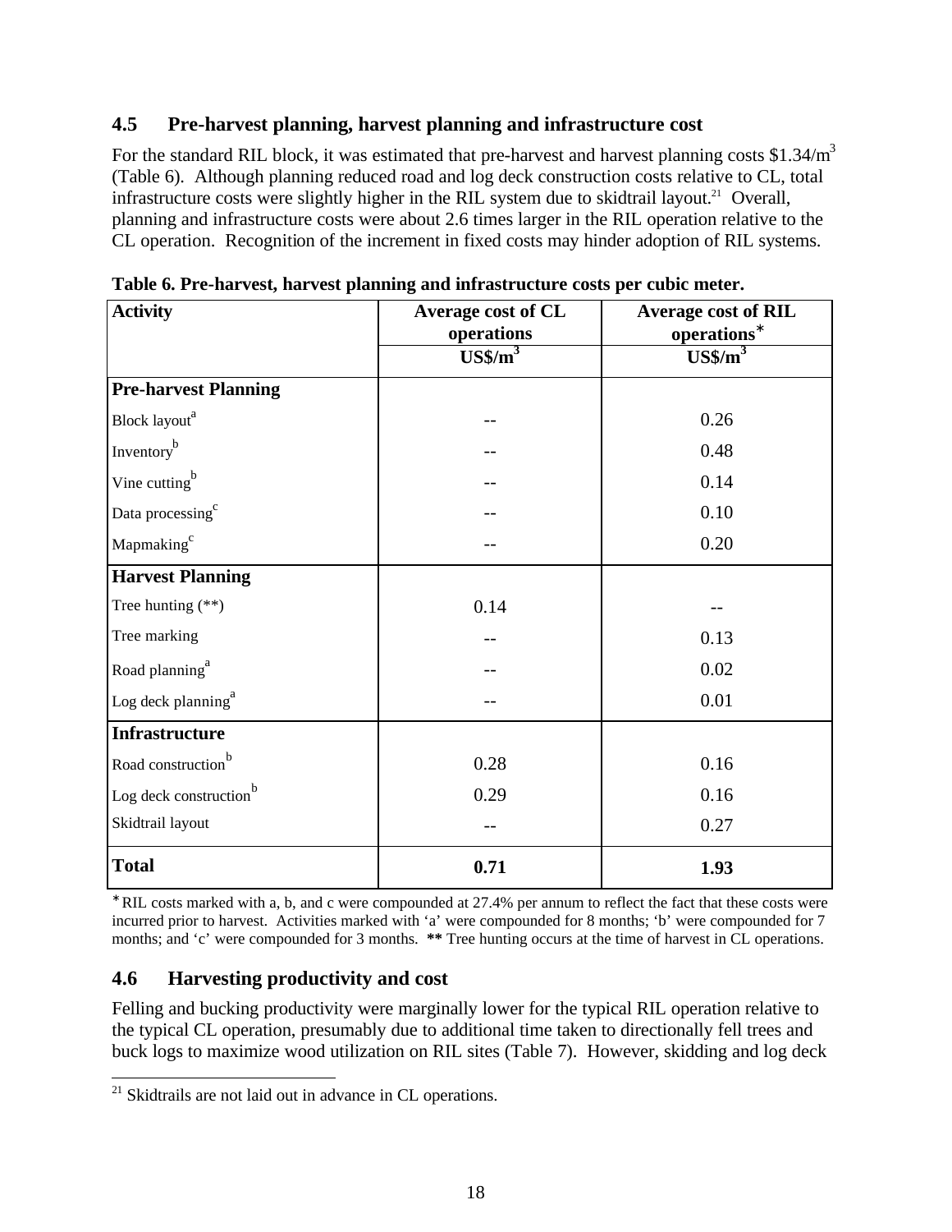## 4.5 Pre-harvest planning, harvest planning and infrastructure cost

For the standard RIL block, it was estimated that pre-harvest and harvest planning costs $1.34/m$^3$ (Table 6). Although planning reduced road and log deck construction costs relative to CL, total infrastructure costs were slightly higher in the RIL system due to skidtrail layout.[21] Overall, planning and infrastructure costs were about 2.6 times larger in the RIL operation relative to the CL operation. Recognition of the increment in fixed costs may hinder adoption of RIL systems.

**Table 6. Pre-harvest, harvest planning and infrastructure costs per cubic meter.**

| Activity | Average cost of CL operations | Average cost of RIL operations* |
|---|---|---|
| | US$/m$^3$ | US$/m$^3$ |
| **Pre-harvest Planning** | | |
| Block layout[a] | -- | 0.26 |
| Inventory[b] | -- | 0.48 |
| Vine cutting[b] | -- | 0.14 |
| Data processing[c] | -- | 0.10 |
| Mapmaking[c] | -- | 0.20 |
| **Harvest Planning** | | |
| Tree hunting (**) | 0.14 | -- |
| Tree marking | -- | 0.13 |
| Road planning[a] | -- | 0.02 |
| Log deck planning[a] | -- | 0.01 |
| **Infrastructure** | | |
| Road construction[b] | 0.28 | 0.16 |
| Log deck construction[b] | 0.29 | 0.16 |
| Skidtrail layout | -- | 0.27 |
| **Total** | **0.71** | **1.93** |

* RIL costs marked with a, b, and c were compounded at 27.4% per annum to reflect the fact that these costs were incurred prior to harvest. Activities marked with 'a' were compounded for 8 months; 'b' were compounded for 7 months; and 'c' were compounded for 3 months. **** Tree hunting occurs at the time of harvest in CL operations.

## 4.6 Harvesting productivity and cost

Felling and bucking productivity were marginally lower for the typical RIL operation relative to the typical CL operation, presumably due to additional time taken to directionally fell trees and buck logs to maximize wood utilization on RIL sites (Table 7). However, skidding and log deck

[21] Skidtrails are not laid out in advance in CL operations.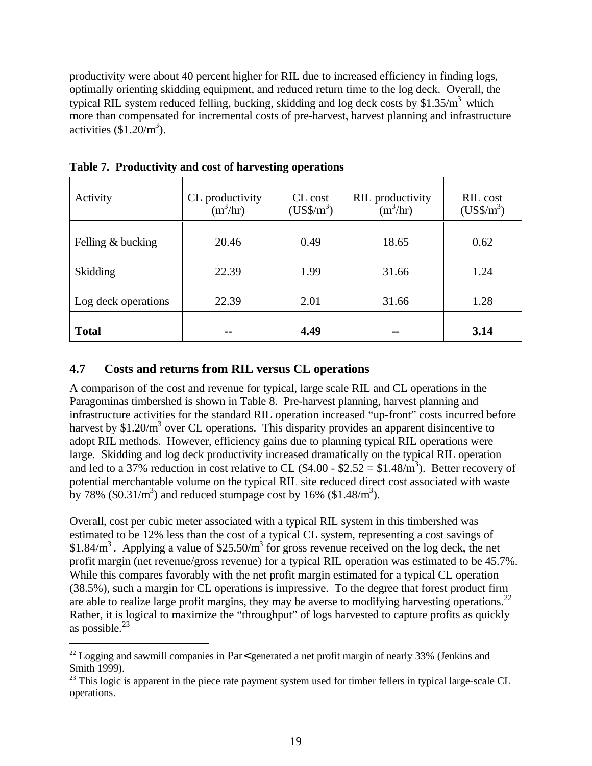productivity were about 40 percent higher for RIL due to increased efficiency in finding logs, optimally orienting skidding equipment, and reduced return time to the log deck. Overall, the typical RIL system reduced felling, bucking, skidding and log deck costs by $\$1.35/m^3$ which more than compensated for incremental costs of pre-harvest, harvest planning and infrastructure activities ($\$1.20/m^3$).

**Table 7. Productivity and cost of harvesting operations**

| Activity | CL productivity ($m^3$/hr) | CL cost (US$/$m^3$) | RIL productivity ($m^3$/hr) | RIL cost (US$/$m^3$) |
|---|---|---|---|---|
| Felling & bucking | 20.46 | 0.49 | 18.65 | 0.62 |
| Skidding | 22.39 | 1.99 | 31.66 | 1.24 |
| Log deck operations | 22.39 | 2.01 | 31.66 | 1.28 |
| **Total** | **--** | **4.49** | **--** | **3.14** |

## 4.7 Costs and returns from RIL versus CL operations

A comparison of the cost and revenue for typical, large scale RIL and CL operations in the Paragominas timbershed is shown in Table 8. Pre-harvest planning, harvest planning and infrastructure activities for the standard RIL operation increased "up-front" costs incurred before harvest by $\$1.20/m^3$ over CL operations. This disparity provides an apparent disincentive to adopt RIL methods. However, efficiency gains due to planning typical RIL operations were large. Skidding and log deck productivity increased dramatically on the typical RIL operation and led to a 37% reduction in cost relative to CL ($\$4.00 - \$2.52 = \$1.48/m^3$). Better recovery of potential merchantable volume on the typical RIL site reduced direct cost associated with waste by 78% ($\$0.31/m^3$) and reduced stumpage cost by 16% ($\$1.48/m^3$).

Overall, cost per cubic meter associated with a typical RIL system in this timbershed was estimated to be 12% less than the cost of a typical CL system, representing a cost savings of $\$1.84/m^3$. Applying a value of $\$25.50/m^3$ for gross revenue received on the log deck, the net profit margin (net revenue/gross revenue) for a typical RIL operation was estimated to be 45.7%. While this compares favorably with the net profit margin estimated for a typical CL operation (38.5%), such a margin for CL operations is impressive. To the degree that forest product firm are able to realize large profit margins, they may be averse to modifying harvesting operations.[22] Rather, it is logical to maximize the "throughput" of logs harvested to capture profits as quickly as possible.[23]

[22] Logging and sawmill companies in Par< generated a net profit margin of nearly 33% (Jenkins and Smith 1999).

[23] This logic is apparent in the piece rate payment system used for timber fellers in typical large-scale CL operations.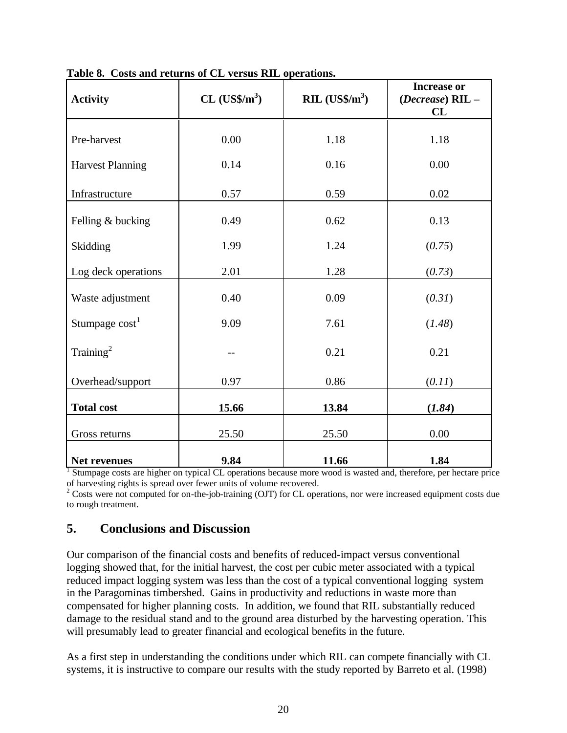**Table 8. Costs and returns of CL versus RIL operations.**

| Activity | CL (US$/m$^3$) | RIL (US$/m$^3$) | Increase or (*Decrease*) RIL – CL |
|---|---|---|---|
| Pre-harvest | 0.00 | 1.18 | 1.18 |
| Harvest Planning | 0.14 | 0.16 | 0.00 |
| Infrastructure | 0.57 | 0.59 | 0.02 |
| Felling & bucking | 0.49 | 0.62 | 0.13 |
| Skidding | 1.99 | 1.24 | (*0.75*) |
| Log deck operations | 2.01 | 1.28 | (*0.73*) |
| Waste adjustment | 0.40 | 0.09 | (*0.31*) |
| Stumpage cost[1] | 9.09 | 7.61 | (*1.48*) |
| Training[2] | -- | 0.21 | 0.21 |
| Overhead/support | 0.97 | 0.86 | (*0.11*) |
| **Total cost** | **15.66** | **13.84** | **(*1.84*)** |
| Gross returns | 25.50 | 25.50 | 0.00 |
| **Net revenues** | **9.84** | **11.66** | **1.84** |

[1] Stumpage costs are higher on typical CL operations because more wood is wasted and, therefore, per hectare price of harvesting rights is spread over fewer units of volume recovered.
[2] Costs were not computed for on-the-job-training (OJT) for CL operations, nor were increased equipment costs due to rough treatment.

## 5. Conclusions and Discussion

Our comparison of the financial costs and benefits of reduced-impact versus conventional logging showed that, for the initial harvest, the cost per cubic meter associated with a typical reduced impact logging system was less than the cost of a typical conventional logging system in the Paragominas timbershed. Gains in productivity and reductions in waste more than compensated for higher planning costs. In addition, we found that RIL substantially reduced damage to the residual stand and to the ground area disturbed by the harvesting operation. This will presumably lead to greater financial and ecological benefits in the future.

As a first step in understanding the conditions under which RIL can compete financially with CL systems, it is instructive to compare our results with the study reported by Barreto et al. (1998)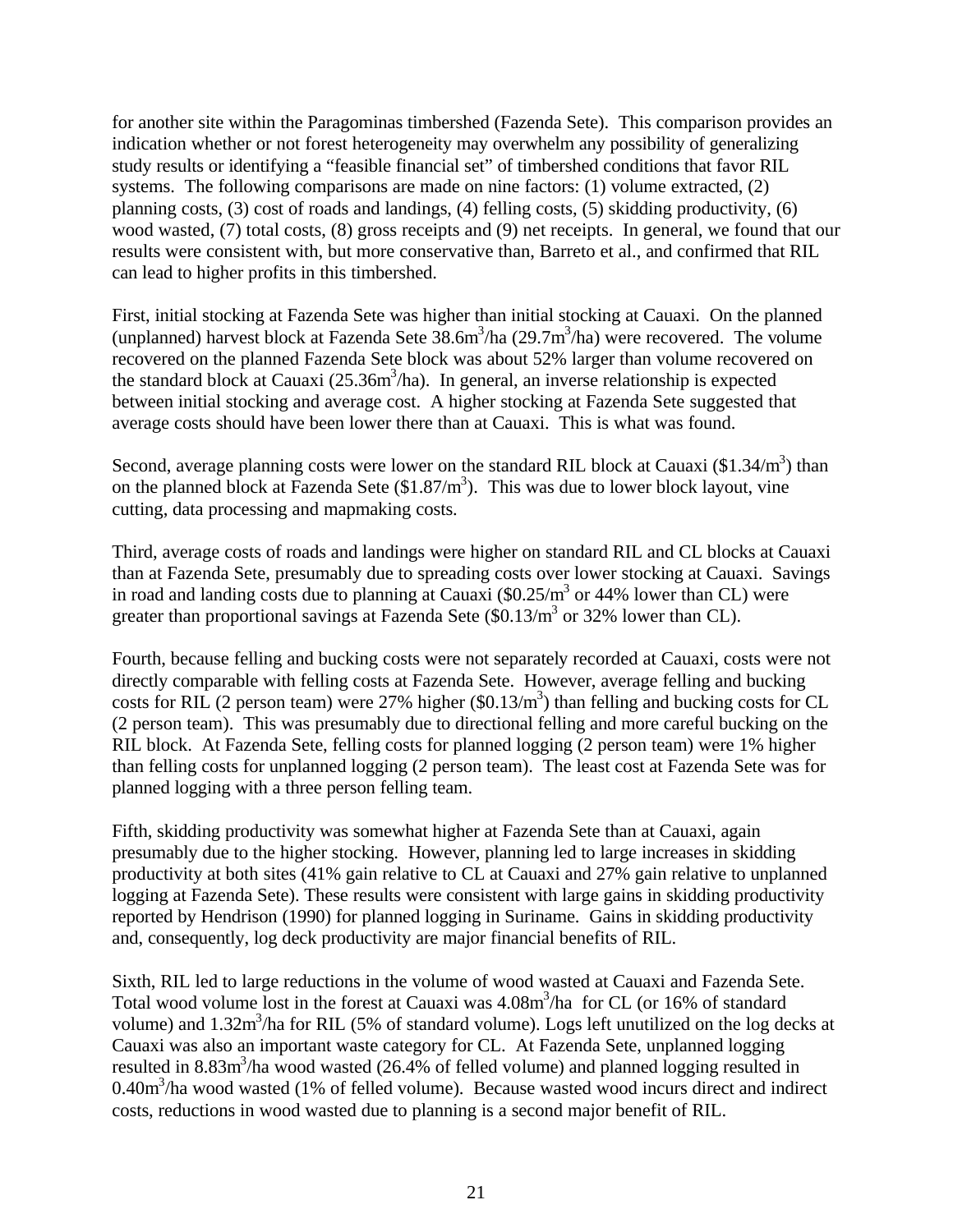for another site within the Paragominas timbershed (Fazenda Sete). This comparison provides an indication whether or not forest heterogeneity may overwhelm any possibility of generalizing study results or identifying a "feasible financial set" of timbershed conditions that favor RIL systems. The following comparisons are made on nine factors: (1) volume extracted, (2) planning costs, (3) cost of roads and landings, (4) felling costs, (5) skidding productivity, (6) wood wasted, (7) total costs, (8) gross receipts and (9) net receipts. In general, we found that our results were consistent with, but more conservative than, Barreto et al., and confirmed that RIL can lead to higher profits in this timbershed.

First, initial stocking at Fazenda Sete was higher than initial stocking at Cauaxi. On the planned (unplanned) harvest block at Fazenda Sete 38.6m$^3$/ha (29.7m$^3$/ha) were recovered. The volume recovered on the planned Fazenda Sete block was about 52% larger than volume recovered on the standard block at Cauaxi (25.36m$^3$/ha). In general, an inverse relationship is expected between initial stocking and average cost. A higher stocking at Fazenda Sete suggested that average costs should have been lower there than at Cauaxi. This is what was found.

Second, average planning costs were lower on the standard RIL block at Cauaxi (\$1.34/m$^3$) than on the planned block at Fazenda Sete (\$1.87/m$^3$). This was due to lower block layout, vine cutting, data processing and mapmaking costs.

Third, average costs of roads and landings were higher on standard RIL and CL blocks at Cauaxi than at Fazenda Sete, presumably due to spreading costs over lower stocking at Cauaxi. Savings in road and landing costs due to planning at Cauaxi (\$0.25/m$^3$ or 44% lower than CL) were greater than proportional savings at Fazenda Sete (\$0.13/m$^3$ or 32% lower than CL).

Fourth, because felling and bucking costs were not separately recorded at Cauaxi, costs were not directly comparable with felling costs at Fazenda Sete. However, average felling and bucking costs for RIL (2 person team) were 27% higher (\$0.13/m$^3$) than felling and bucking costs for CL (2 person team). This was presumably due to directional felling and more careful bucking on the RIL block. At Fazenda Sete, felling costs for planned logging (2 person team) were 1% higher than felling costs for unplanned logging (2 person team). The least cost at Fazenda Sete was for planned logging with a three person felling team.

Fifth, skidding productivity was somewhat higher at Fazenda Sete than at Cauaxi, again presumably due to the higher stocking. However, planning led to large increases in skidding productivity at both sites (41% gain relative to CL at Cauaxi and 27% gain relative to unplanned logging at Fazenda Sete). These results were consistent with large gains in skidding productivity reported by Hendrison (1990) for planned logging in Suriname. Gains in skidding productivity and, consequently, log deck productivity are major financial benefits of RIL.

Sixth, RIL led to large reductions in the volume of wood wasted at Cauaxi and Fazenda Sete. Total wood volume lost in the forest at Cauaxi was 4.08m$^3$/ha for CL (or 16% of standard volume) and 1.32m$^3$/ha for RIL (5% of standard volume). Logs left unutilized on the log decks at Cauaxi was also an important waste category for CL. At Fazenda Sete, unplanned logging resulted in 8.83m$^3$/ha wood wasted (26.4% of felled volume) and planned logging resulted in 0.40m$^3$/ha wood wasted (1% of felled volume). Because wasted wood incurs direct and indirect costs, reductions in wood wasted due to planning is a second major benefit of RIL.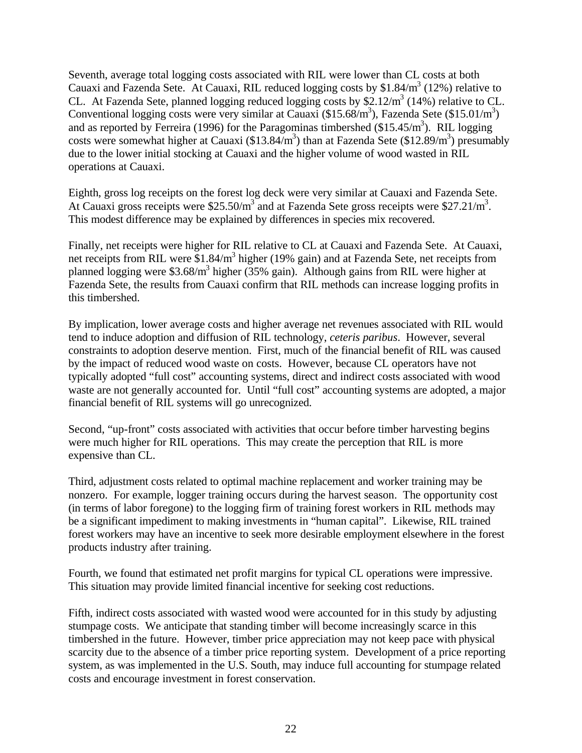Seventh, average total logging costs associated with RIL were lower than CL costs at both Cauaxi and Fazenda Sete. At Cauaxi, RIL reduced logging costs by $1.84/m$^3$ (12%) relative to CL. At Fazenda Sete, planned logging reduced logging costs by $2.12/m$^3$ (14%) relative to CL. Conventional logging costs were very similar at Cauaxi ($15.68/m$^3$), Fazenda Sete ($15.01/m$^3$) and as reported by Ferreira (1996) for the Paragominas timbershed ($15.45/m$^3$). RIL logging costs were somewhat higher at Cauaxi ($13.84/m$^3$) than at Fazenda Sete ($12.89/m$^3$) presumably due to the lower initial stocking at Cauaxi and the higher volume of wood wasted in RIL operations at Cauaxi.

Eighth, gross log receipts on the forest log deck were very similar at Cauaxi and Fazenda Sete. At Cauaxi gross receipts were $25.50/m$^3$ and at Fazenda Sete gross receipts were $27.21/m$^3$. This modest difference may be explained by differences in species mix recovered.

Finally, net receipts were higher for RIL relative to CL at Cauaxi and Fazenda Sete. At Cauaxi, net receipts from RIL were $1.84/m$^3$ higher (19% gain) and at Fazenda Sete, net receipts from planned logging were $3.68/m$^3$ higher (35% gain). Although gains from RIL were higher at Fazenda Sete, the results from Cauaxi confirm that RIL methods can increase logging profits in this timbershed.

By implication, lower average costs and higher average net revenues associated with RIL would tend to induce adoption and diffusion of RIL technology, *ceteris paribus*. However, several constraints to adoption deserve mention. First, much of the financial benefit of RIL was caused by the impact of reduced wood waste on costs. However, because CL operators have not typically adopted "full cost" accounting systems, direct and indirect costs associated with wood waste are not generally accounted for. Until "full cost" accounting systems are adopted, a major financial benefit of RIL systems will go unrecognized.

Second, "up-front" costs associated with activities that occur before timber harvesting begins were much higher for RIL operations. This may create the perception that RIL is more expensive than CL.

Third, adjustment costs related to optimal machine replacement and worker training may be nonzero. For example, logger training occurs during the harvest season. The opportunity cost (in terms of labor foregone) to the logging firm of training forest workers in RIL methods may be a significant impediment to making investments in "human capital". Likewise, RIL trained forest workers may have an incentive to seek more desirable employment elsewhere in the forest products industry after training.

Fourth, we found that estimated net profit margins for typical CL operations were impressive. This situation may provide limited financial incentive for seeking cost reductions.

Fifth, indirect costs associated with wasted wood were accounted for in this study by adjusting stumpage costs. We anticipate that standing timber will become increasingly scarce in this timbershed in the future. However, timber price appreciation may not keep pace with physical scarcity due to the absence of a timber price reporting system. Development of a price reporting system, as was implemented in the U.S. South, may induce full accounting for stumpage related costs and encourage investment in forest conservation.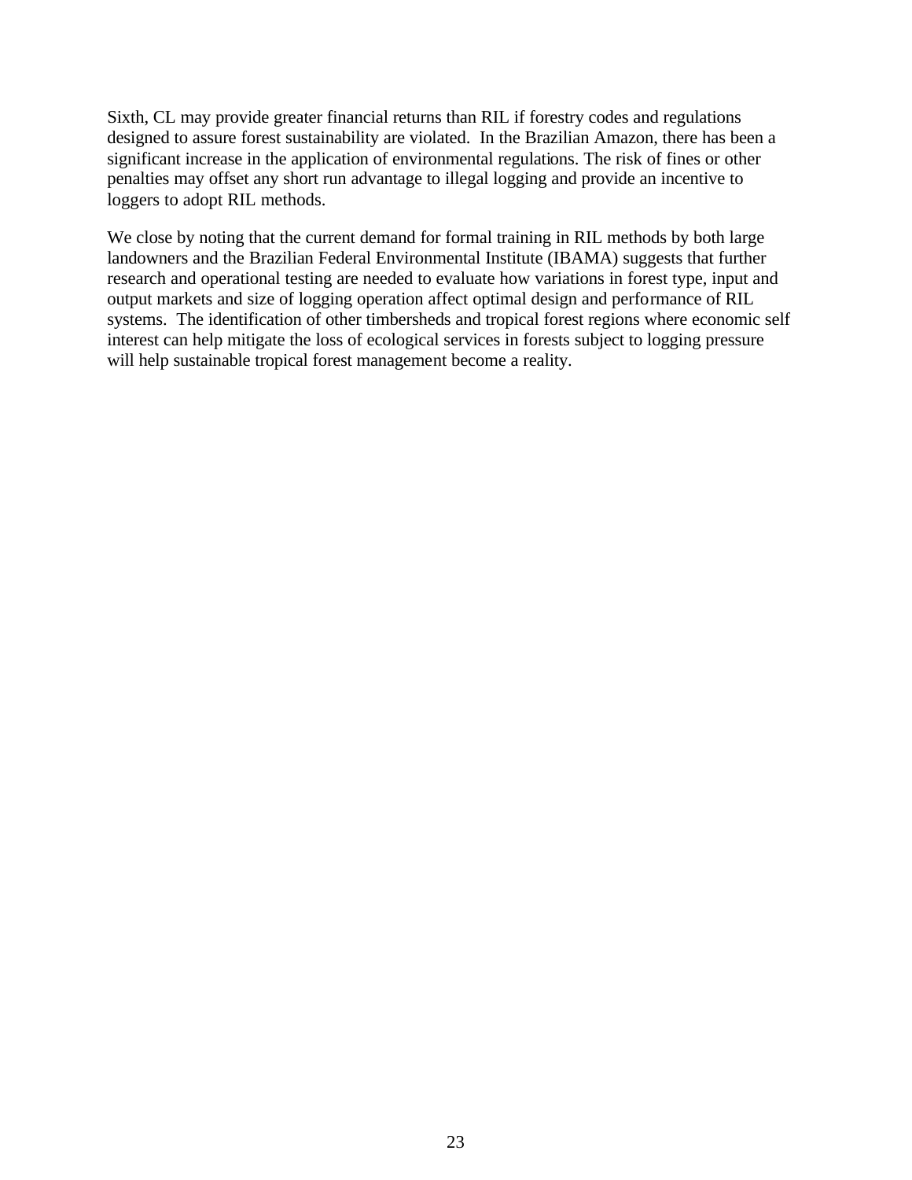Sixth, CL may provide greater financial returns than RIL if forestry codes and regulations designed to assure forest sustainability are violated. In the Brazilian Amazon, there has been a significant increase in the application of environmental regulations. The risk of fines or other penalties may offset any short run advantage to illegal logging and provide an incentive to loggers to adopt RIL methods.

We close by noting that the current demand for formal training in RIL methods by both large landowners and the Brazilian Federal Environmental Institute (IBAMA) suggests that further research and operational testing are needed to evaluate how variations in forest type, input and output markets and size of logging operation affect optimal design and performance of RIL systems. The identification of other timbersheds and tropical forest regions where economic self interest can help mitigate the loss of ecological services in forests subject to logging pressure will help sustainable tropical forest management become a reality.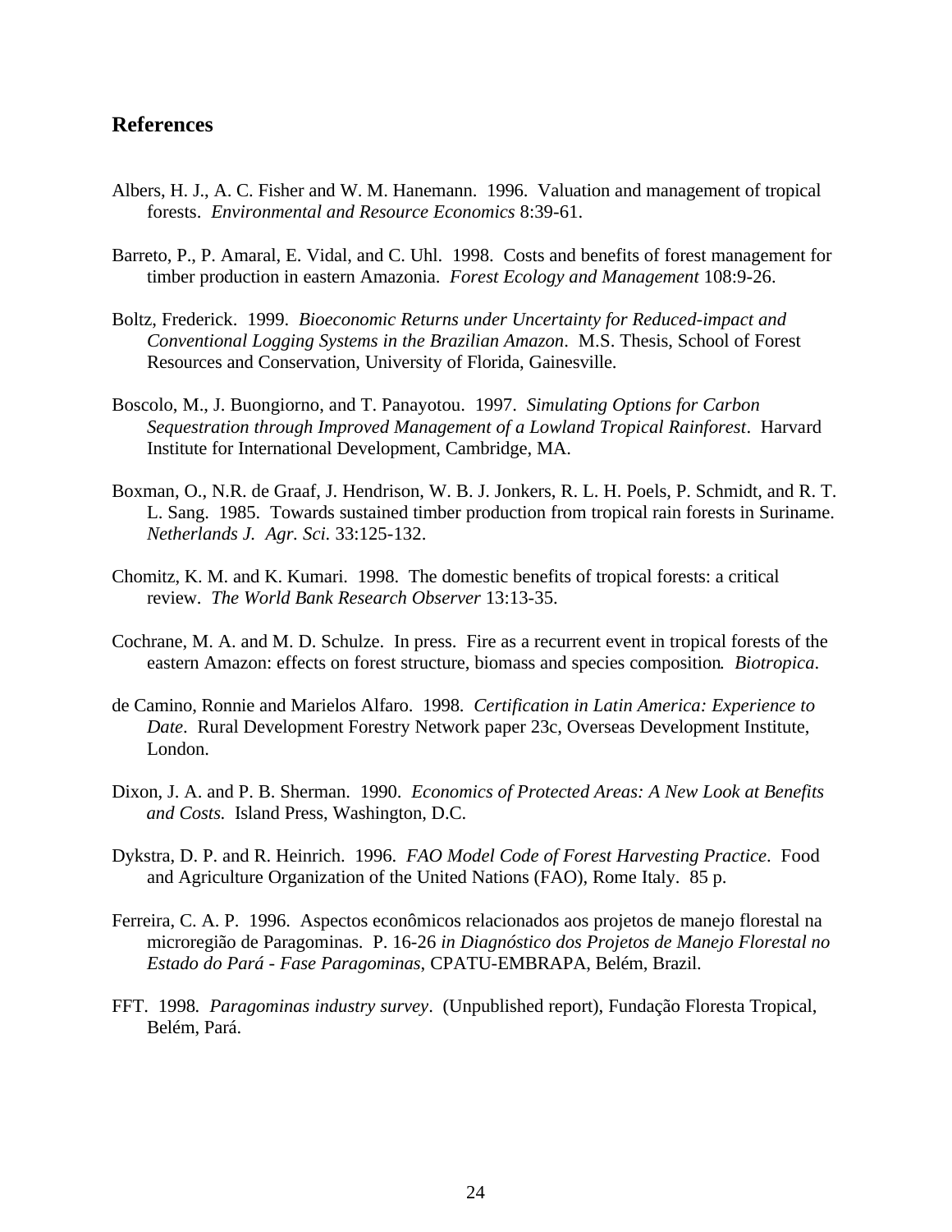## References

Albers, H. J., A. C. Fisher and W. M. Hanemann. 1996. Valuation and management of tropical forests. *Environmental and Resource Economics* 8:39-61.

Barreto, P., P. Amaral, E. Vidal, and C. Uhl. 1998. Costs and benefits of forest management for timber production in eastern Amazonia. *Forest Ecology and Management* 108:9-26.

Boltz, Frederick. 1999. *Bioeconomic Returns under Uncertainty for Reduced-impact and Conventional Logging Systems in the Brazilian Amazon*. M.S. Thesis, School of Forest Resources and Conservation, University of Florida, Gainesville.

Boscolo, M., J. Buongiorno, and T. Panayotou. 1997. *Simulating Options for Carbon Sequestration through Improved Management of a Lowland Tropical Rainforest*. Harvard Institute for International Development, Cambridge, MA.

Boxman, O., N.R. de Graaf, J. Hendrison, W. B. J. Jonkers, R. L. H. Poels, P. Schmidt, and R. T. L. Sang. 1985. Towards sustained timber production from tropical rain forests in Suriname. *Netherlands J. Agr. Sci.* 33:125-132.

Chomitz, K. M. and K. Kumari. 1998. The domestic benefits of tropical forests: a critical review. *The World Bank Research Observer* 13:13-35.

Cochrane, M. A. and M. D. Schulze. In press. Fire as a recurrent event in tropical forests of the eastern Amazon: effects on forest structure, biomass and species composition. *Biotropica*.

de Camino, Ronnie and Marielos Alfaro. 1998. *Certification in Latin America: Experience to Date*. Rural Development Forestry Network paper 23c, Overseas Development Institute, London.

Dixon, J. A. and P. B. Sherman. 1990. *Economics of Protected Areas: A New Look at Benefits and Costs.* Island Press, Washington, D.C.

Dykstra, D. P. and R. Heinrich. 1996. *FAO Model Code of Forest Harvesting Practice*. Food and Agriculture Organization of the United Nations (FAO), Rome Italy. 85 p.

Ferreira, C. A. P. 1996. Aspectos econômicos relacionados aos projetos de manejo florestal na microregião de Paragominas. P. 16-26 *in Diagnóstico dos Projetos de Manejo Florestal no Estado do Pará - Fase Paragominas*, CPATU-EMBRAPA, Belém, Brazil.

FFT. 1998. *Paragominas industry survey*. (Unpublished report), Fundação Floresta Tropical, Belém, Pará.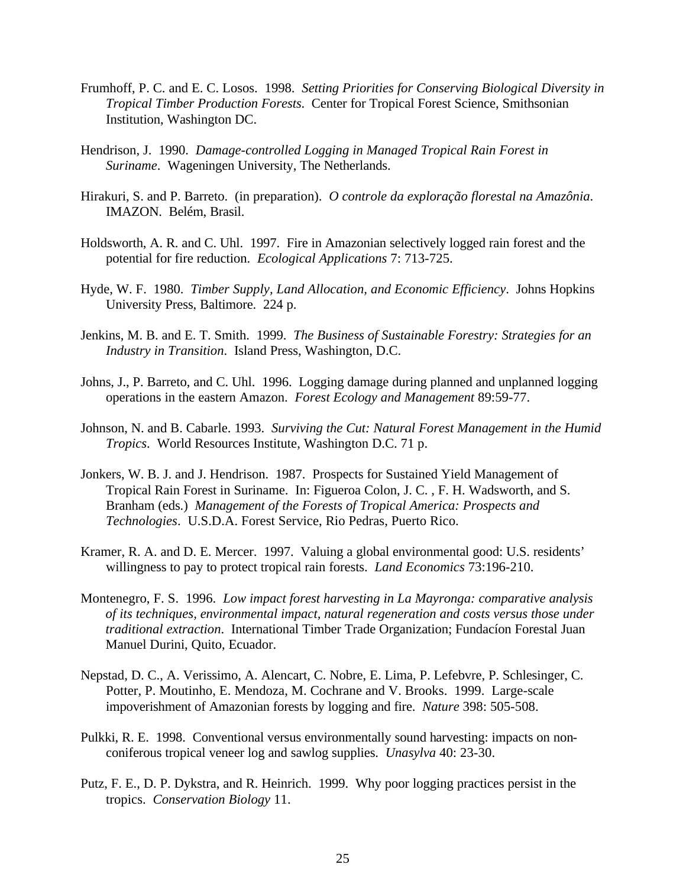Frumhoff, P. C. and E. C. Losos. 1998. *Setting Priorities for Conserving Biological Diversity in Tropical Timber Production Forests*. Center for Tropical Forest Science, Smithsonian Institution, Washington DC.

Hendrison, J. 1990. *Damage-controlled Logging in Managed Tropical Rain Forest in Suriname*. Wageningen University, The Netherlands.

Hirakuri, S. and P. Barreto. (in preparation). *O controle da exploração florestal na Amazônia*. IMAZON. Belém, Brasil.

Holdsworth, A. R. and C. Uhl. 1997. Fire in Amazonian selectively logged rain forest and the potential for fire reduction. *Ecological Applications* 7: 713-725.

Hyde, W. F. 1980. *Timber Supply, Land Allocation, and Economic Efficiency*. Johns Hopkins University Press, Baltimore. 224 p.

Jenkins, M. B. and E. T. Smith. 1999. *The Business of Sustainable Forestry: Strategies for an Industry in Transition*. Island Press, Washington, D.C.

Johns, J., P. Barreto, and C. Uhl. 1996. Logging damage during planned and unplanned logging operations in the eastern Amazon. *Forest Ecology and Management* 89:59-77.

Johnson, N. and B. Cabarle. 1993. *Surviving the Cut: Natural Forest Management in the Humid Tropics*. World Resources Institute, Washington D.C. 71 p.

Jonkers, W. B. J. and J. Hendrison. 1987. Prospects for Sustained Yield Management of Tropical Rain Forest in Suriname. In: Figueroa Colon, J. C. , F. H. Wadsworth, and S. Branham (eds.) *Management of the Forests of Tropical America: Prospects and Technologies*. U.S.D.A. Forest Service, Rio Pedras, Puerto Rico.

Kramer, R. A. and D. E. Mercer. 1997. Valuing a global environmental good: U.S. residents' willingness to pay to protect tropical rain forests. *Land Economics* 73:196-210.

Montenegro, F. S. 1996. *Low impact forest harvesting in La Mayronga: comparative analysis of its techniques, environmental impact, natural regeneration and costs versus those under traditional extraction*. International Timber Trade Organization; Fundacíon Forestal Juan Manuel Durini, Quito, Ecuador.

Nepstad, D. C., A. Verissimo, A. Alencart, C. Nobre, E. Lima, P. Lefebvre, P. Schlesinger, C. Potter, P. Moutinho, E. Mendoza, M. Cochrane and V. Brooks. 1999. Large-scale impoverishment of Amazonian forests by logging and fire. *Nature* 398: 505-508.

Pulkki, R. E. 1998. Conventional versus environmentally sound harvesting: impacts on non-coniferous tropical veneer log and sawlog supplies. *Unasylva* 40: 23-30.

Putz, F. E., D. P. Dykstra, and R. Heinrich. 1999. Why poor logging practices persist in the tropics. *Conservation Biology* 11.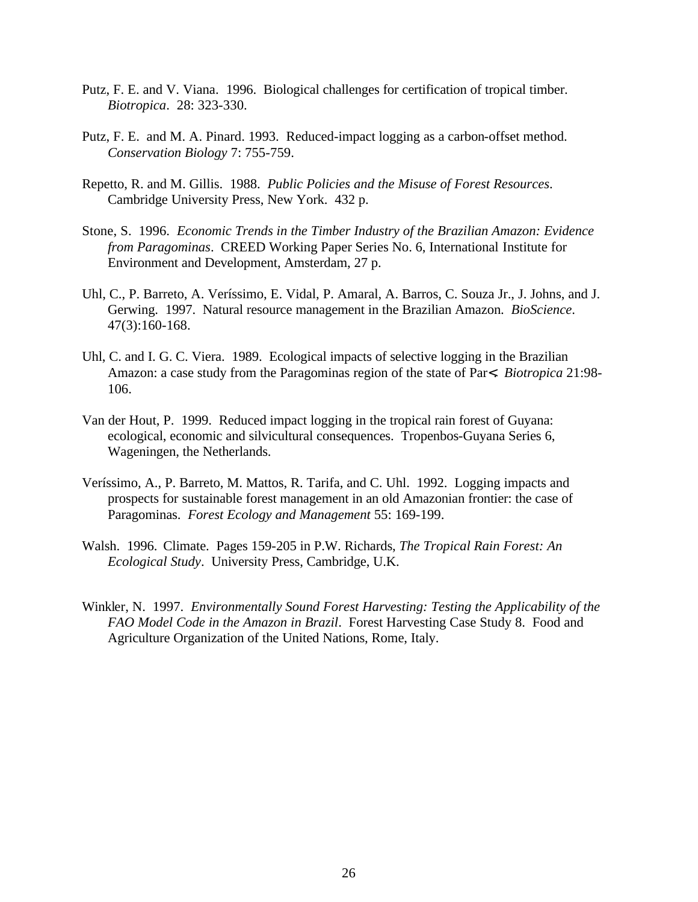Putz, F. E. and V. Viana. 1996. Biological challenges for certification of tropical timber. *Biotropica*. 28: 323-330.

Putz, F. E. and M. A. Pinard. 1993. Reduced-impact logging as a carbon-offset method. *Conservation Biology* 7: 755-759.

Repetto, R. and M. Gillis. 1988. *Public Policies and the Misuse of Forest Resources*. Cambridge University Press, New York. 432 p.

Stone, S. 1996. *Economic Trends in the Timber Industry of the Brazilian Amazon: Evidence from Paragominas*. CREED Working Paper Series No. 6, International Institute for Environment and Development, Amsterdam, 27 p.

Uhl, C., P. Barreto, A. Veríssimo, E. Vidal, P. Amaral, A. Barros, C. Souza Jr., J. Johns, and J. Gerwing. 1997. Natural resource management in the Brazilian Amazon. *BioScience*. 47(3):160-168.

Uhl, C. and I. G. C. Viera. 1989. Ecological impacts of selective logging in the Brazilian Amazon: a case study from the Paragominas region of the state of Par<. *Biotropica* 21:98-106.

Van der Hout, P. 1999. Reduced impact logging in the tropical rain forest of Guyana: ecological, economic and silvicultural consequences. Tropenbos-Guyana Series 6, Wageningen, the Netherlands.

Veríssimo, A., P. Barreto, M. Mattos, R. Tarifa, and C. Uhl. 1992. Logging impacts and prospects for sustainable forest management in an old Amazonian frontier: the case of Paragominas. *Forest Ecology and Management* 55: 169-199.

Walsh. 1996. Climate. Pages 159-205 in P.W. Richards, *The Tropical Rain Forest: An Ecological Study*. University Press, Cambridge, U.K.

Winkler, N. 1997. *Environmentally Sound Forest Harvesting: Testing the Applicability of the FAO Model Code in the Amazon in Brazil*. Forest Harvesting Case Study 8. Food and Agriculture Organization of the United Nations, Rome, Italy.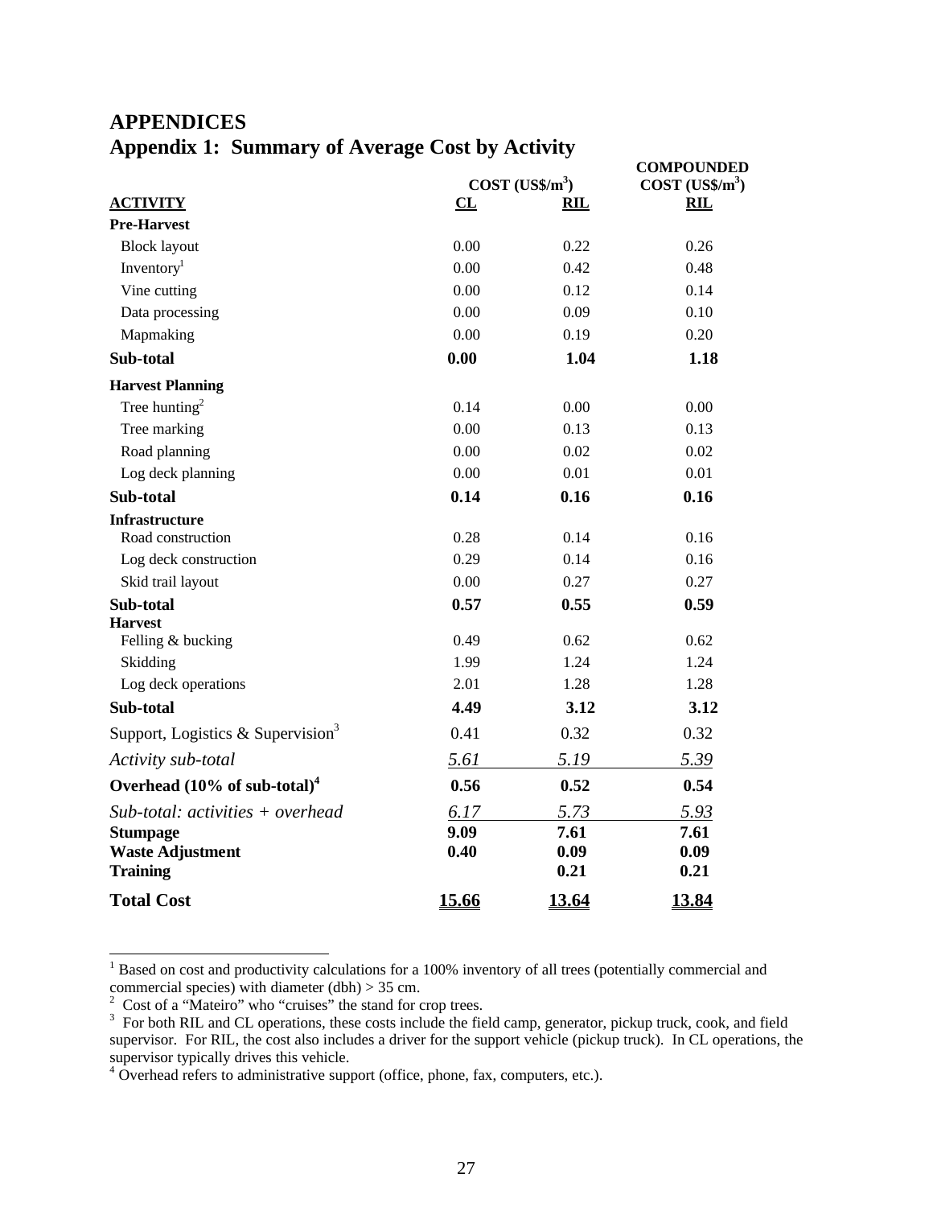# APPENDICES

## Appendix 1: Summary of Average Cost by Activity

| ACTIVITY | COST (US$/m$^3$) | | COMPOUNDED COST (US$/m$^3$) |
|---|---|---|---|
| | CL | RIL | RIL |
| **Pre-Harvest** | | | |
| Block layout | 0.00 | 0.22 | 0.26 |
| Inventory[1] | 0.00 | 0.42 | 0.48 |
| Vine cutting | 0.00 | 0.12 | 0.14 |
| Data processing | 0.00 | 0.09 | 0.10 |
| Mapmaking | 0.00 | 0.19 | 0.20 |
| **Sub-total** | **0.00** | **1.04** | **1.18** |
| **Harvest Planning** | | | |
| Tree hunting[2] | 0.14 | 0.00 | 0.00 |
| Tree marking | 0.00 | 0.13 | 0.13 |
| Road planning | 0.00 | 0.02 | 0.02 |
| Log deck planning | 0.00 | 0.01 | 0.01 |
| **Sub-total** | **0.14** | **0.16** | **0.16** |
| **Infrastructure** | | | |
| Road construction | 0.28 | 0.14 | 0.16 |
| Log deck construction | 0.29 | 0.14 | 0.16 |
| Skid trail layout | 0.00 | 0.27 | 0.27 |
| **Sub-total** | **0.57** | **0.55** | **0.59** |
| **Harvest** | | | |
| Felling & bucking | 0.49 | 0.62 | 0.62 |
| Skidding | 1.99 | 1.24 | 1.24 |
| Log deck operations | 2.01 | 1.28 | 1.28 |
| **Sub-total** | **4.49** | **3.12** | **3.12** |
| Support, Logistics & Supervision[3] | 0.41 | 0.32 | 0.32 |
| *Activity sub-total* | *5.61* | *5.19* | *5.39* |
| **Overhead (10% of sub-total)[4]** | **0.56** | **0.52** | **0.54** |
| *Sub-total: activities + overhead* | *6.17* | *5.73* | *5.93* |
| **Stumpage** | **9.09** | **7.61** | **7.61** |
| **Waste Adjustment** | **0.40** | **0.09** | **0.09** |
| **Training** | | **0.21** | **0.21** |
| **Total Cost** | **15.66** | **13.64** | **13.84** |

[1] Based on cost and productivity calculations for a 100% inventory of all trees (potentially commercial and commercial species) with diameter (dbh) > 35 cm.

[2] Cost of a "Mateiro" who "cruises" the stand for crop trees.

[3] For both RIL and CL operations, these costs include the field camp, generator, pickup truck, cook, and field supervisor. For RIL, the cost also includes a driver for the support vehicle (pickup truck). In CL operations, the supervisor typically drives this vehicle.

[4] Overhead refers to administrative support (office, phone, fax, computers, etc.).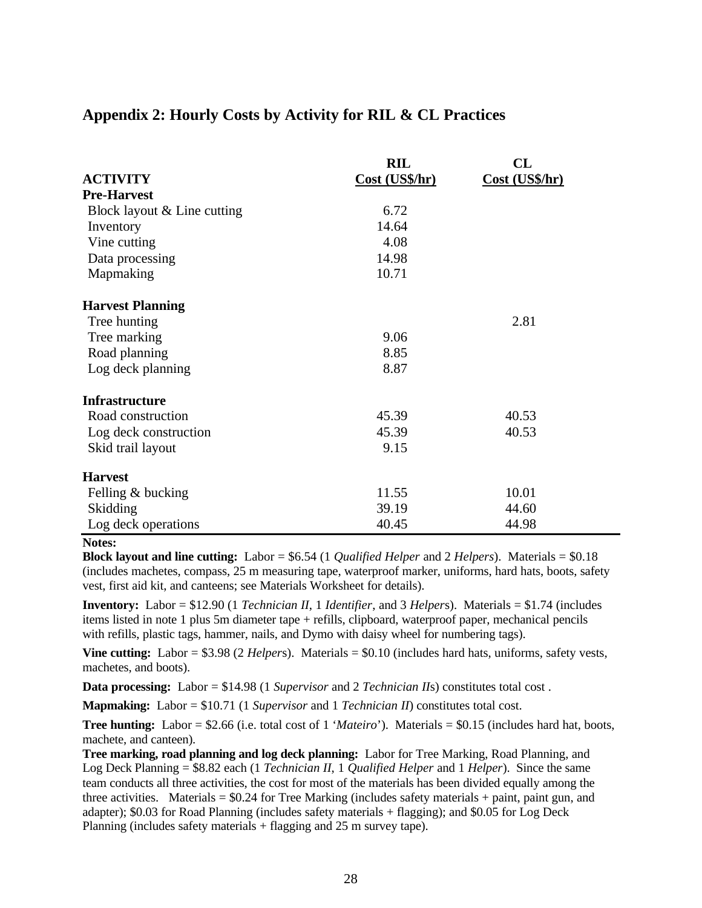## Appendix 2: Hourly Costs by Activity for RIL & CL Practices

| ACTIVITY | RIL Cost (US$/hr) | CL Cost (US$/hr) |
|---|---|---|
| **Pre-Harvest** | | |
| Block layout & Line cutting | 6.72 | |
| Inventory | 14.64 | |
| Vine cutting | 4.08 | |
| Data processing | 14.98 | |
| Mapmaking | 10.71 | |
| **Harvest Planning** | | |
| Tree hunting | | 2.81 |
| Tree marking | 9.06 | |
| Road planning | 8.85 | |
| Log deck planning | 8.87 | |
| **Infrastructure** | | |
| Road construction | 45.39 | 40.53 |
| Log deck construction | 45.39 | 40.53 |
| Skid trail layout | 9.15 | |
| **Harvest** | | |
| Felling & bucking | 11.55 | 10.01 |
| Skidding | 39.19 | 44.60 |
| Log deck operations | 40.45 | 44.98 |

**Notes:**

**Block layout and line cutting:** Labor = $6.54 (1 *Qualified Helper* and 2 *Helpers*). Materials = $0.18 (includes machetes, compass, 25 m measuring tape, waterproof marker, uniforms, hard hats, boots, safety vest, first aid kit, and canteens; see Materials Worksheet for details).

**Inventory:** Labor = $12.90 (1 *Technician II*, 1 *Identifier*, and 3 *Helper*s). Materials = $1.74 (includes items listed in note 1 plus 5m diameter tape + refills, clipboard, waterproof paper, mechanical pencils with refills, plastic tags, hammer, nails, and Dymo with daisy wheel for numbering tags).

**Vine cutting:** Labor = $3.98 (2 *Helper*s). Materials = $0.10 (includes hard hats, uniforms, safety vests, machetes, and boots).

**Data processing:** Labor = $14.98 (1 *Supervisor* and 2 *Technician II*s) constitutes total cost .

**Mapmaking:** Labor = $10.71 (1 *Supervisor* and 1 *Technician II*) constitutes total cost.

**Tree hunting:** Labor = $2.66 (i.e. total cost of 1 '*Mateiro*'). Materials = $0.15 (includes hard hat, boots, machete, and canteen).

**Tree marking, road planning and log deck planning:** Labor for Tree Marking, Road Planning, and Log Deck Planning = $8.82 each (1 *Technician II*, 1 *Qualified Helper* and 1 *Helper*). Since the same team conducts all three activities, the cost for most of the materials has been divided equally among the three activities. Materials = $0.24 for Tree Marking (includes safety materials + paint, paint gun, and adapter); $0.03 for Road Planning (includes safety materials + flagging); and $0.05 for Log Deck Planning (includes safety materials + flagging and 25 m survey tape).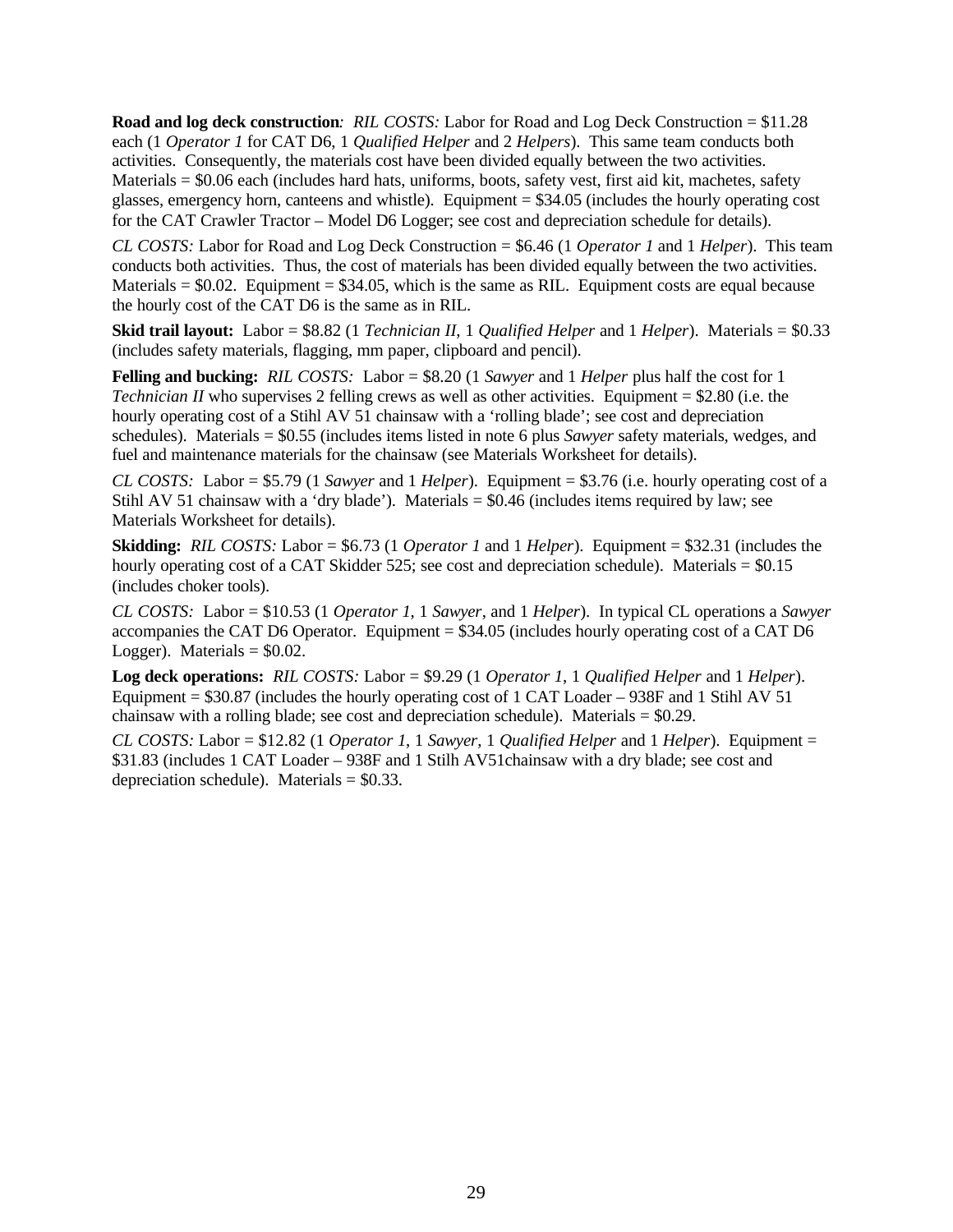**Road and log deck construction***:* *RIL COSTS:* Labor for Road and Log Deck Construction = $11.28 each (1 *Operator 1* for CAT D6, 1 *Qualified Helper* and 2 *Helpers*). This same team conducts both activities. Consequently, the materials cost have been divided equally between the two activities. Materials = $0.06 each (includes hard hats, uniforms, boots, safety vest, first aid kit, machetes, safety glasses, emergency horn, canteens and whistle). Equipment = $34.05 (includes the hourly operating cost for the CAT Crawler Tractor – Model D6 Logger; see cost and depreciation schedule for details).

*CL COSTS:* Labor for Road and Log Deck Construction = $6.46 (1 *Operator 1* and 1 *Helper*). This team conducts both activities. Thus, the cost of materials has been divided equally between the two activities. Materials = $0.02. Equipment = $34.05, which is the same as RIL. Equipment costs are equal because the hourly cost of the CAT D6 is the same as in RIL.

**Skid trail layout:** Labor = $8.82 (1 *Technician II*, 1 *Qualified Helper* and 1 *Helper*). Materials = $0.33 (includes safety materials, flagging, mm paper, clipboard and pencil).

**Felling and bucking:** *RIL COSTS:* Labor = $8.20 (1 *Sawyer* and 1 *Helper* plus half the cost for 1 *Technician II* who supervises 2 felling crews as well as other activities. Equipment = $2.80 (i.e. the hourly operating cost of a Stihl AV 51 chainsaw with a 'rolling blade'; see cost and depreciation schedules). Materials = $0.55 (includes items listed in note 6 plus *Sawyer* safety materials, wedges, and fuel and maintenance materials for the chainsaw (see Materials Worksheet for details).

*CL COSTS:* Labor = $5.79 (1 *Sawyer* and 1 *Helper*). Equipment = $3.76 (i.e. hourly operating cost of a Stihl AV 51 chainsaw with a 'dry blade'). Materials = $0.46 (includes items required by law; see Materials Worksheet for details).

**Skidding:** *RIL COSTS:* Labor = $6.73 (1 *Operator 1* and 1 *Helper*). Equipment = $32.31 (includes the hourly operating cost of a CAT Skidder 525; see cost and depreciation schedule). Materials = $0.15 (includes choker tools).

*CL COSTS:* Labor = $10.53 (1 *Operator 1*, 1 *Sawyer*, and 1 *Helper*). In typical CL operations a *Sawyer* accompanies the CAT D6 Operator. Equipment = $34.05 (includes hourly operating cost of a CAT D6 Logger). Materials = $0.02.

**Log deck operations:** *RIL COSTS:* Labor = $9.29 (1 *Operator 1*, 1 *Qualified Helper* and 1 *Helper*). Equipment = $30.87 (includes the hourly operating cost of 1 CAT Loader – 938F and 1 Stihl AV 51 chainsaw with a rolling blade; see cost and depreciation schedule). Materials = $0.29.

*CL COSTS:* Labor = $12.82 (1 *Operator 1*, 1 *Sawyer*, 1 *Qualified Helper* and 1 *Helper*). Equipment = $31.83 (includes 1 CAT Loader – 938F and 1 Stilh AV51chainsaw with a dry blade; see cost and depreciation schedule). Materials = $0.33.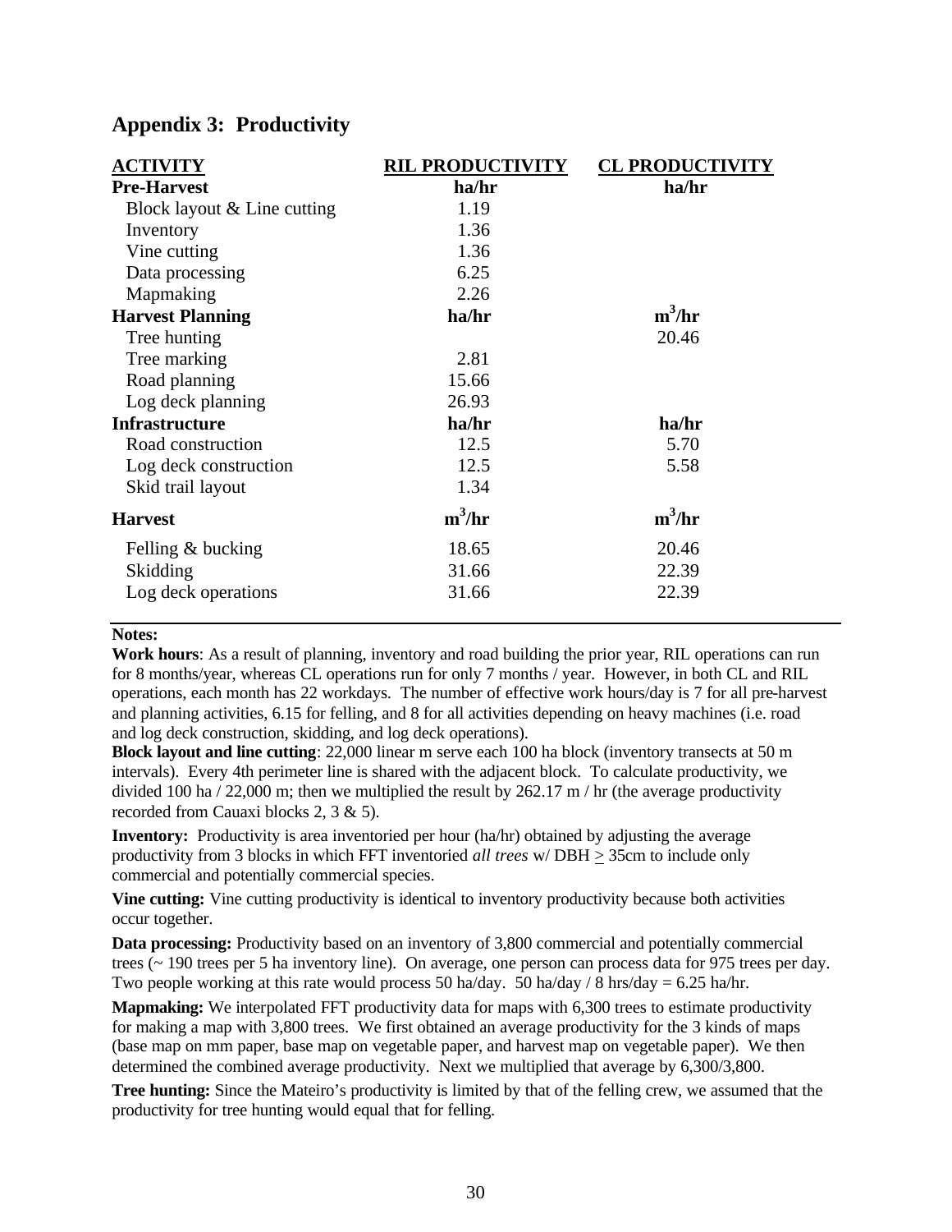## Appendix 3: Productivity

| ACTIVITY | RIL PRODUCTIVITY | CL PRODUCTIVITY |
|---|---|---|
| **Pre-Harvest** | **ha/hr** | **ha/hr** |
| Block layout & Line cutting | 1.19 | |
| Inventory | 1.36 | |
| Vine cutting | 1.36 | |
| Data processing | 6.25 | |
| Mapmaking | 2.26 | |
| **Harvest Planning** | **ha/hr** | **$m^3$/hr** |
| Tree hunting | | 20.46 |
| Tree marking | 2.81 | |
| Road planning | 15.66 | |
| Log deck planning | 26.93 | |
| **Infrastructure** | **ha/hr** | **ha/hr** |
| Road construction | 12.5 | 5.70 |
| Log deck construction | 12.5 | 5.58 |
| Skid trail layout | 1.34 | |
| **Harvest** | **$m^3$/hr** | **$m^3$/hr** |
| Felling & bucking | 18.65 | 20.46 |
| Skidding | 31.66 | 22.39 |
| Log deck operations | 31.66 | 22.39 |

**Notes:**

**Work hours**: As a result of planning, inventory and road building the prior year, RIL operations can run for 8 months/year, whereas CL operations run for only 7 months / year. However, in both CL and RIL operations, each month has 22 workdays. The number of effective work hours/day is 7 for all pre-harvest and planning activities, 6.15 for felling, and 8 for all activities depending on heavy machines (i.e. road and log deck construction, skidding, and log deck operations).

**Block layout and line cutting**: 22,000 linear m serve each 100 ha block (inventory transects at 50 m intervals). Every 4th perimeter line is shared with the adjacent block. To calculate productivity, we divided 100 ha / 22,000 m; then we multiplied the result by 262.17 m / hr (the average productivity recorded from Cauaxi blocks 2, 3 & 5).

**Inventory:** Productivity is area inventoried per hour (ha/hr) obtained by adjusting the average productivity from 3 blocks in which FFT inventoried *all trees* w/ DBH ≥ 35cm to include only commercial and potentially commercial species.

**Vine cutting:** Vine cutting productivity is identical to inventory productivity because both activities occur together.

**Data processing:** Productivity based on an inventory of 3,800 commercial and potentially commercial trees (~ 190 trees per 5 ha inventory line). On average, one person can process data for 975 trees per day. Two people working at this rate would process 50 ha/day. 50 ha/day / 8 hrs/day = 6.25 ha/hr.

**Mapmaking:** We interpolated FFT productivity data for maps with 6,300 trees to estimate productivity for making a map with 3,800 trees. We first obtained an average productivity for the 3 kinds of maps (base map on mm paper, base map on vegetable paper, and harvest map on vegetable paper). We then determined the combined average productivity. Next we multiplied that average by 6,300/3,800.

**Tree hunting:** Since the Mateiro's productivity is limited by that of the felling crew, we assumed that the productivity for tree hunting would equal that for felling.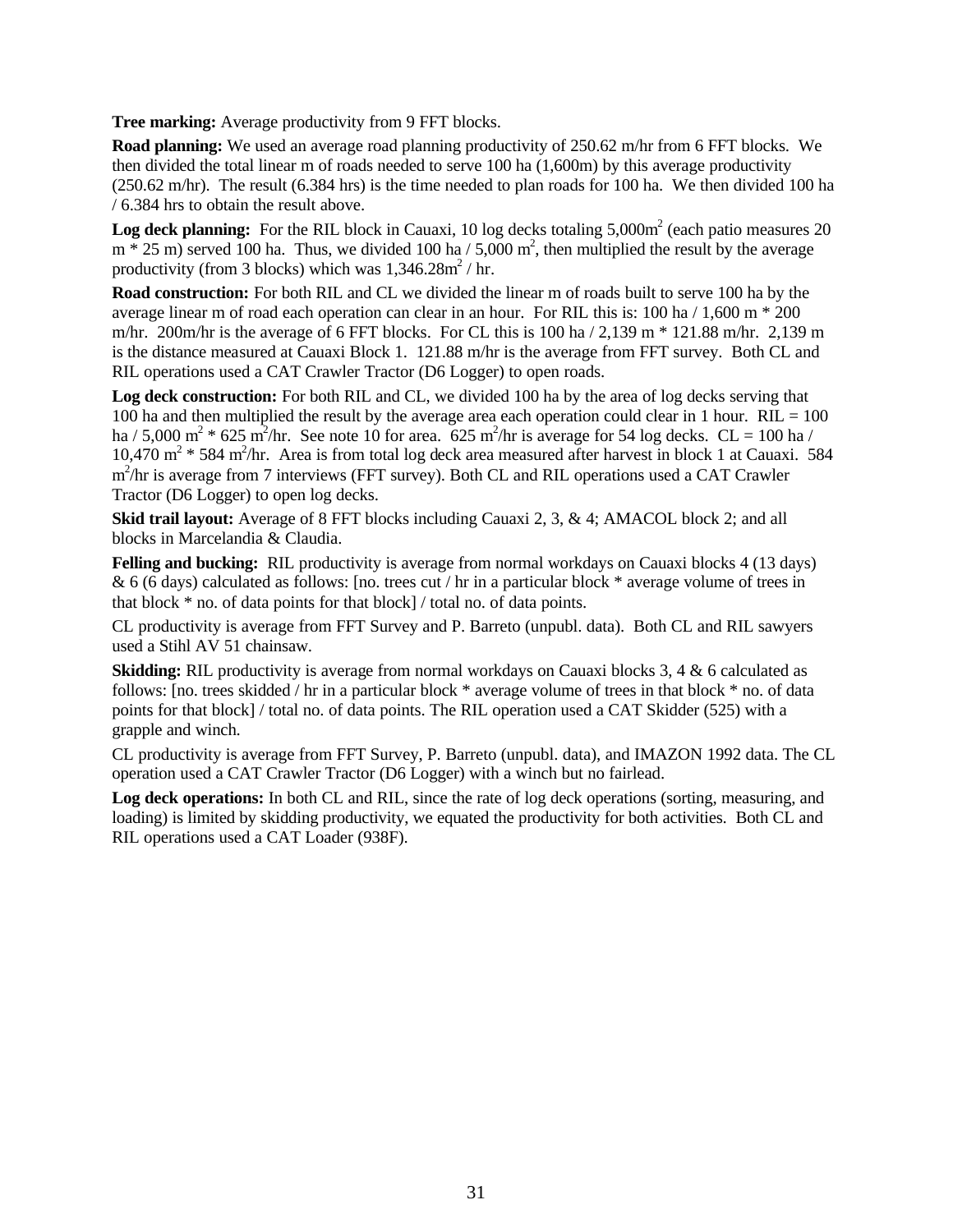**Tree marking:** Average productivity from 9 FFT blocks.

**Road planning:** We used an average road planning productivity of 250.62 m/hr from 6 FFT blocks. We then divided the total linear m of roads needed to serve 100 ha (1,600m) by this average productivity (250.62 m/hr). The result (6.384 hrs) is the time needed to plan roads for 100 ha. We then divided 100 ha / 6.384 hrs to obtain the result above.

**Log deck planning:** For the RIL block in Cauaxi, 10 log decks totaling 5,000$m^2$ (each patio measures 20 m * 25 m) served 100 ha. Thus, we divided 100 ha / 5,000 $m^2$, then multiplied the result by the average productivity (from 3 blocks) which was 1,346.28$m^2$ / hr.

**Road construction:** For both RIL and CL we divided the linear m of roads built to serve 100 ha by the average linear m of road each operation can clear in an hour. For RIL this is: 100 ha / 1,600 m * 200 m/hr. 200m/hr is the average of 6 FFT blocks. For CL this is 100 ha / 2,139 m * 121.88 m/hr. 2,139 m is the distance measured at Cauaxi Block 1. 121.88 m/hr is the average from FFT survey. Both CL and RIL operations used a CAT Crawler Tractor (D6 Logger) to open roads.

**Log deck construction:** For both RIL and CL, we divided 100 ha by the area of log decks serving that 100 ha and then multiplied the result by the average area each operation could clear in 1 hour. RIL = 100 ha / 5,000 $m^2$ * 625 $m^2$/hr. See note 10 for area. 625 $m^2$/hr is average for 54 log decks. CL = 100 ha / 10,470 $m^2$ * 584 $m^2$/hr. Area is from total log deck area measured after harvest in block 1 at Cauaxi. 584 $m^2$/hr is average from 7 interviews (FFT survey). Both CL and RIL operations used a CAT Crawler Tractor (D6 Logger) to open log decks.

**Skid trail layout:** Average of 8 FFT blocks including Cauaxi 2, 3, & 4; AMACOL block 2; and all blocks in Marcelandia & Claudia.

**Felling and bucking:** RIL productivity is average from normal workdays on Cauaxi blocks 4 (13 days) & 6 (6 days) calculated as follows: [no. trees cut / hr in a particular block * average volume of trees in that block * no. of data points for that block] / total no. of data points.

CL productivity is average from FFT Survey and P. Barreto (unpubl. data). Both CL and RIL sawyers used a Stihl AV 51 chainsaw.

**Skidding:** RIL productivity is average from normal workdays on Cauaxi blocks 3, 4 & 6 calculated as follows: [no. trees skidded / hr in a particular block * average volume of trees in that block * no. of data points for that block] / total no. of data points. The RIL operation used a CAT Skidder (525) with a grapple and winch.

CL productivity is average from FFT Survey, P. Barreto (unpubl. data), and IMAZON 1992 data. The CL operation used a CAT Crawler Tractor (D6 Logger) with a winch but no fairlead.

**Log deck operations:** In both CL and RIL, since the rate of log deck operations (sorting, measuring, and loading) is limited by skidding productivity, we equated the productivity for both activities. Both CL and RIL operations used a CAT Loader (938F).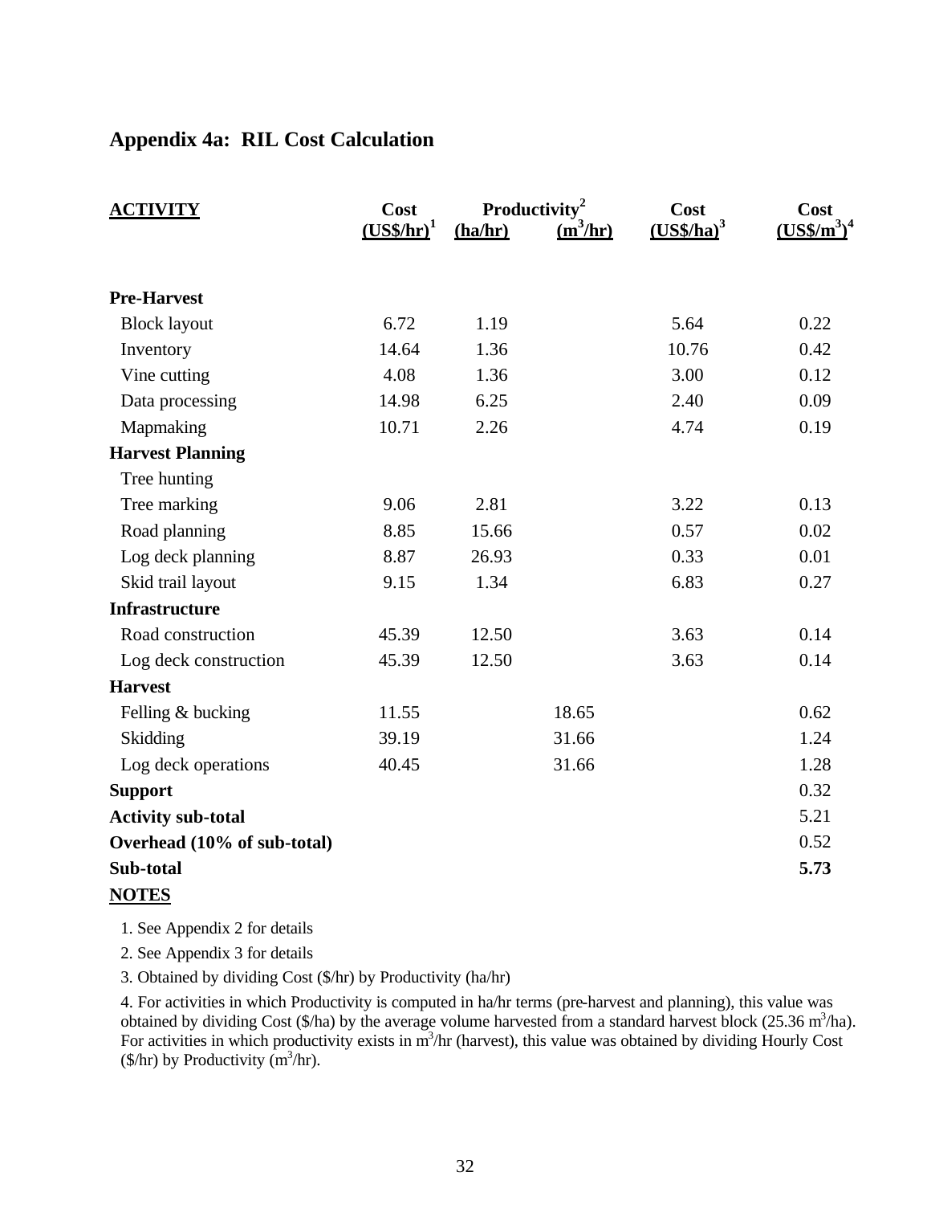## Appendix 4a: RIL Cost Calculation

| ACTIVITY | Cost (US$/hr)[1] | Productivity[2] (ha/hr) | Productivity[2] ($m^3$/hr) | Cost (US$/ha)[3] | Cost (US$/$m^3$)[4] |
|---|---|---|---|---|---|
| **Pre-Harvest** | | | | | |
| Block layout | 6.72 | 1.19 | | 5.64 | 0.22 |
| Inventory | 14.64 | 1.36 | | 10.76 | 0.42 |
| Vine cutting | 4.08 | 1.36 | | 3.00 | 0.12 |
| Data processing | 14.98 | 6.25 | | 2.40 | 0.09 |
| Mapmaking | 10.71 | 2.26 | | 4.74 | 0.19 |
| **Harvest Planning** | | | | | |
| Tree hunting | | | | | |
| Tree marking | 9.06 | 2.81 | | 3.22 | 0.13 |
| Road planning | 8.85 | 15.66 | | 0.57 | 0.02 |
| Log deck planning | 8.87 | 26.93 | | 0.33 | 0.01 |
| Skid trail layout | 9.15 | 1.34 | | 6.83 | 0.27 |
| **Infrastructure** | | | | | |
| Road construction | 45.39 | 12.50 | | 3.63 | 0.14 |
| Log deck construction | 45.39 | 12.50 | | 3.63 | 0.14 |
| **Harvest** | | | | | |
| Felling & bucking | 11.55 | | 18.65 | | 0.62 |
| Skidding | 39.19 | | 31.66 | | 1.24 |
| Log deck operations | 40.45 | | 31.66 | | 1.28 |
| **Support** | | | | | 0.32 |
| **Activity sub-total** | | | | | 5.21 |
| **Overhead (10% of sub-total)** | | | | | 0.52 |
| **Sub-total** | | | | | **5.73** |

**NOTES**

1. See Appendix 2 for details
2. See Appendix 3 for details
3. Obtained by dividing Cost ($/hr) by Productivity (ha/hr)
4. For activities in which Productivity is computed in ha/hr terms (pre-harvest and planning), this value was obtained by dividing Cost ($/ha) by the average volume harvested from a standard harvest block (25.36 $m^3$/ha). For activities in which productivity exists in $m^3$/hr (harvest), this value was obtained by dividing Hourly Cost ($/hr) by Productivity ($m^3$/hr).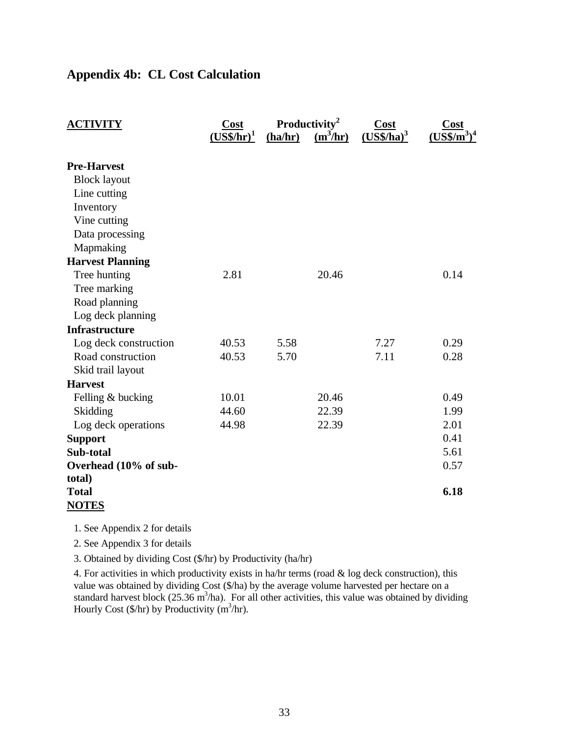## Appendix 4b: CL Cost Calculation

| ACTIVITY | Cost (US$/hr)[1] | Productivity[2] (ha/hr) | Productivity[2] ($m^3$/hr) | Cost (US$/ha)[3] | Cost (US$/$m^3$)[4] |
|---|---|---|---|---|---|
| **Pre-Harvest** | | | | | |
| Block layout | | | | | |
| Line cutting | | | | | |
| Inventory | | | | | |
| Vine cutting | | | | | |
| Data processing | | | | | |
| Mapmaking | | | | | |
| **Harvest Planning** | | | | | |
| Tree hunting | 2.81 | | 20.46 | | 0.14 |
| Tree marking | | | | | |
| Road planning | | | | | |
| Log deck planning | | | | | |
| **Infrastructure** | | | | | |
| Log deck construction | 40.53 | 5.58 | | 7.27 | 0.29 |
| Road construction | 40.53 | 5.70 | | 7.11 | 0.28 |
| Skid trail layout | | | | | |
| **Harvest** | | | | | |
| Felling & bucking | 10.01 | | 20.46 | | 0.49 |
| Skidding | 44.60 | | 22.39 | | 1.99 |
| Log deck operations | 44.98 | | 22.39 | | 2.01 |
| **Support** | | | | | 0.41 |
| **Sub-total** | | | | | 5.61 |
| **Overhead (10% of sub-total)** | | | | | 0.57 |
| **Total** | | | | | **6.18** |

**NOTES**

1. See Appendix 2 for details
2. See Appendix 3 for details
3. Obtained by dividing Cost ($/hr) by Productivity (ha/hr)
4. For activities in which productivity exists in ha/hr terms (road & log deck construction), this value was obtained by dividing Cost ($/ha) by the average volume harvested per hectare on a standard harvest block (25.36 $m^3$/ha). For all other activities, this value was obtained by dividing Hourly Cost ($/hr) by Productivity ($m^3$/hr).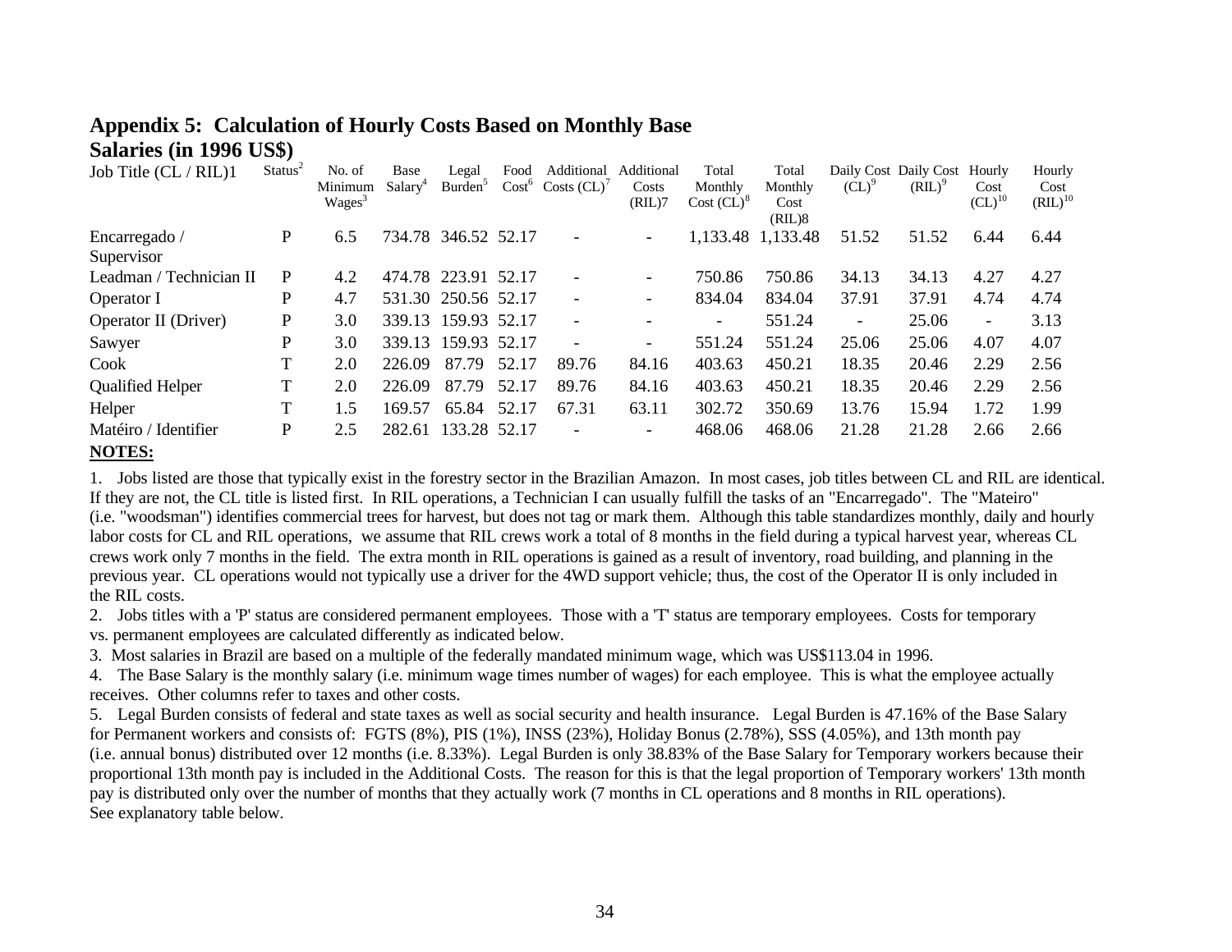## Appendix 5: Calculation of Hourly Costs Based on Monthly Base Salaries (in 1996 US$)

| Job Title (CL / RIL)1 | Status[2] | No. of Minimum Wages[3] | Base Salary[4] | Legal Burden[5] | Food Cost[6] | Additional Costs (CL)[7] | Additional Costs (RIL)7 | Total Monthly Cost (CL)[8] | Total Monthly Cost (RIL)8 | Daily Cost (CL)[9] | Daily Cost (RIL)[9] | Hourly Cost (CL)[10] | Hourly Cost (RIL)[10] |
|---|---|---|---|---|---|---|---|---|---|---|---|---|---|
| Encarregado / Supervisor | P | 6.5 | 734.78 | 346.52 | 52.17 | - | - | 1,133.48 | 1,133.48 | 51.52 | 51.52 | 6.44 | 6.44 |
| Leadman / Technician II | P | 4.2 | 474.78 | 223.91 | 52.17 | - | - | 750.86 | 750.86 | 34.13 | 34.13 | 4.27 | 4.27 |
| Operator I | P | 4.7 | 531.30 | 250.56 | 52.17 | - | - | 834.04 | 834.04 | 37.91 | 37.91 | 4.74 | 4.74 |
| Operator II (Driver) | P | 3.0 | 339.13 | 159.93 | 52.17 | - | - | - | 551.24 | - | 25.06 | - | 3.13 |
| Sawyer | P | 3.0 | 339.13 | 159.93 | 52.17 | - | - | 551.24 | 551.24 | 25.06 | 25.06 | 4.07 | 4.07 |
| Cook | T | 2.0 | 226.09 | 87.79 | 52.17 | 89.76 | 84.16 | 403.63 | 450.21 | 18.35 | 20.46 | 2.29 | 2.56 |
| Qualified Helper | T | 2.0 | 226.09 | 87.79 | 52.17 | 89.76 | 84.16 | 403.63 | 450.21 | 18.35 | 20.46 | 2.29 | 2.56 |
| Helper | T | 1.5 | 169.57 | 65.84 | 52.17 | 67.31 | 63.11 | 302.72 | 350.69 | 13.76 | 15.94 | 1.72 | 1.99 |
| Matéiro / Identifier | P | 2.5 | 282.61 | 133.28 | 52.17 | - | - | 468.06 | 468.06 | 21.28 | 21.28 | 2.66 | 2.66 |

**NOTES:**

1. Jobs listed are those that typically exist in the forestry sector in the Brazilian Amazon. In most cases, job titles between CL and RIL are identical. If they are not, the CL title is listed first. In RIL operations, a Technician I can usually fulfill the tasks of an "Encarregado". The "Mateiro" (i.e. "woodsman") identifies commercial trees for harvest, but does not tag or mark them. Although this table standardizes monthly, daily and hourly labor costs for CL and RIL operations, we assume that RIL crews work a total of 8 months in the field during a typical harvest year, whereas CL crews work only 7 months in the field. The extra month in RIL operations is gained as a result of inventory, road building, and planning in the previous year. CL operations would not typically use a driver for the 4WD support vehicle; thus, the cost of the Operator II is only included in the RIL costs.

2. Jobs titles with a 'P' status are considered permanent employees. Those with a 'T' status are temporary employees. Costs for temporary vs. permanent employees are calculated differently as indicated below.

3. Most salaries in Brazil are based on a multiple of the federally mandated minimum wage, which was US$113.04 in 1996.

4. The Base Salary is the monthly salary (i.e. minimum wage times number of wages) for each employee. This is what the employee actually receives. Other columns refer to taxes and other costs.

5. Legal Burden consists of federal and state taxes as well as social security and health insurance. Legal Burden is 47.16% of the Base Salary for Permanent workers and consists of: FGTS (8%), PIS (1%), INSS (23%), Holiday Bonus (2.78%), SSS (4.05%), and 13th month pay (i.e. annual bonus) distributed over 12 months (i.e. 8.33%). Legal Burden is only 38.83% of the Base Salary for Temporary workers because their proportional 13th month pay is included in the Additional Costs. The reason for this is that the legal proportion of Temporary workers' 13th month pay is distributed only over the number of months that they actually work (7 months in CL operations and 8 months in RIL operations). See explanatory table below.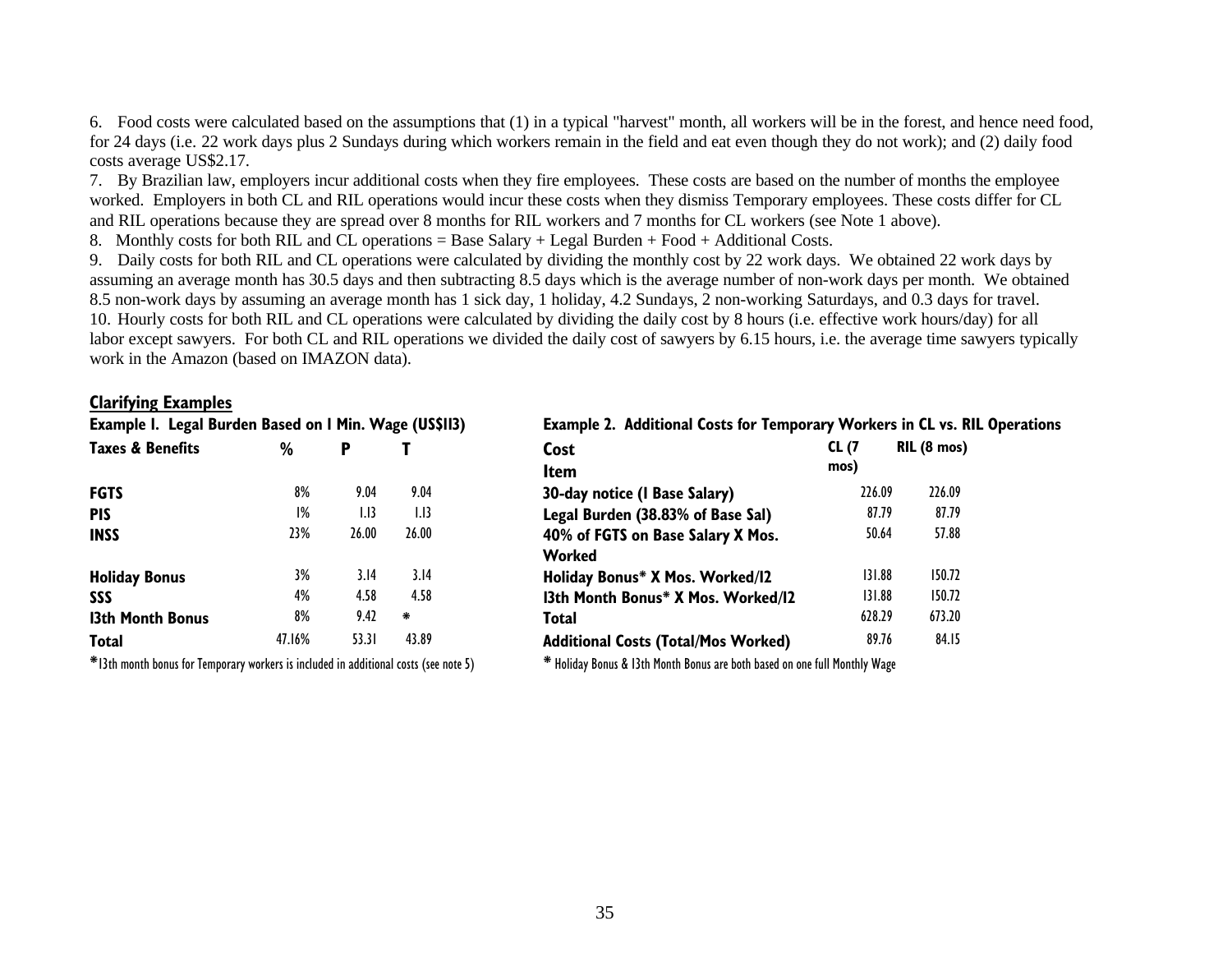6. Food costs were calculated based on the assumptions that (1) in a typical "harvest" month, all workers will be in the forest, and hence need food, for 24 days (i.e. 22 work days plus 2 Sundays during which workers remain in the field and eat even though they do not work); and (2) daily food costs average US$2.17.

7. By Brazilian law, employers incur additional costs when they fire employees. These costs are based on the number of months the employee worked. Employers in both CL and RIL operations would incur these costs when they dismiss Temporary employees. These costs differ for CL and RIL operations because they are spread over 8 months for RIL workers and 7 months for CL workers (see Note 1 above).

8. Monthly costs for both RIL and CL operations = Base Salary + Legal Burden + Food + Additional Costs.

9. Daily costs for both RIL and CL operations were calculated by dividing the monthly cost by 22 work days. We obtained 22 work days by assuming an average month has 30.5 days and then subtracting 8.5 days which is the average number of non-work days per month. We obtained 8.5 non-work days by assuming an average month has 1 sick day, 1 holiday, 4.2 Sundays, 2 non-working Saturdays, and 0.3 days for travel.

10. Hourly costs for both RIL and CL operations were calculated by dividing the daily cost by 8 hours (i.e. effective work hours/day) for all labor except sawyers. For both CL and RIL operations we divided the daily cost of sawyers by 6.15 hours, i.e. the average time sawyers typically work in the Amazon (based on IMAZON data).

## Clarifying Examples

**Example 1. Legal Burden Based on 1 Min. Wage (US$113)**

| Taxes & Benefits | % | P | T |
|---|---|---|---|
| **FGTS** | 8% | 9.04 | 9.04 |
| **PIS** | 1% | 1.13 | 1.13 |
| **INSS** | 23% | 26.00 | 26.00 |
| **Holiday Bonus** | 3% | 3.14 | 3.14 |
| **SSS** | 4% | 4.58 | 4.58 |
| **13th Month Bonus** | 8% | 9.42 | * |
| **Total** | 47.16% | 53.31 | 43.89 |

*13th month bonus for Temporary workers is included in additional costs (see note 5)

**Example 2. Additional Costs for Temporary Workers in CL vs. RIL Operations**

| Cost Item | CL (7 mos) | RIL (8 mos) |
|---|---|---|
| **30-day notice (1 Base Salary)** | 226.09 | 226.09 |
| **Legal Burden (38.83% of Base Sal)** | 87.79 | 87.79 |
| **40% of FGTS on Base Salary X Mos. Worked** | 50.64 | 57.88 |
| **Holiday Bonus* X Mos. Worked/12** | 131.88 | 150.72 |
| **13th Month Bonus* X Mos. Worked/12** | 131.88 | 150.72 |
| **Total** | 628.29 | 673.20 |
| **Additional Costs (Total/Mos Worked)** | 89.76 | 84.15 |

* Holiday Bonus & 13th Month Bonus are both based on one full Monthly Wage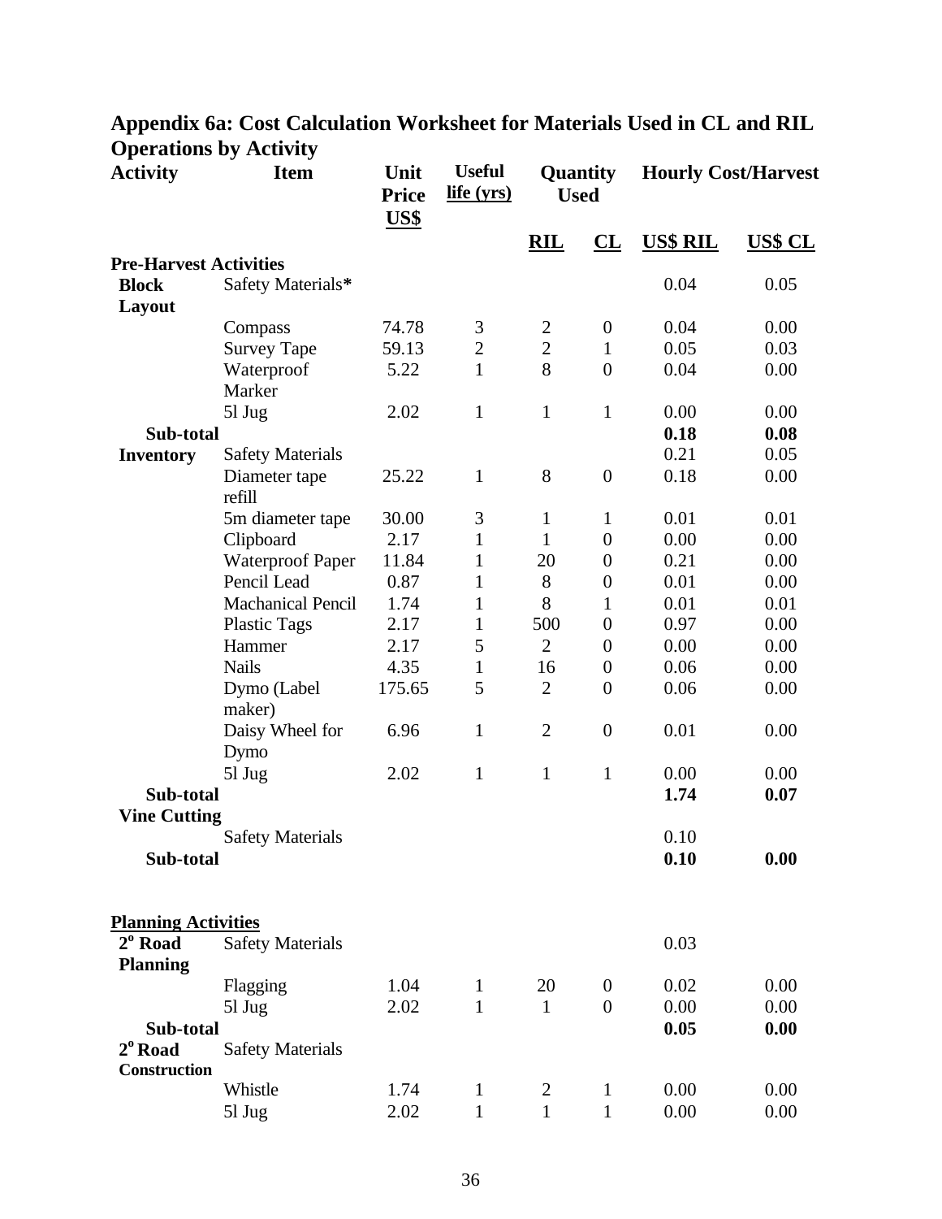# Appendix 6a: Cost Calculation Worksheet for Materials Used in CL and RIL Operations by Activity

| Activity | Item | Unit Price US$ | Useful life (yrs) | Quantity Used | | Hourly Cost/Harvest | |
|---|---|---|---|---|---|---|---|
| | | | | RIL | CL | US$ RIL | US$ CL |
| **Pre-Harvest Activities** | | | | | | | |
| **Block Layout** | Safety Materials* | | | | | 0.04 | 0.05 |
| | Compass | 74.78 | 3 | 2 | 0 | 0.04 | 0.00 |
| | Survey Tape | 59.13 | 2 | 2 | 1 | 0.05 | 0.03 |
| | Waterproof Marker | 5.22 | 1 | 8 | 0 | 0.04 | 0.00 |
| | 5l Jug | 2.02 | 1 | 1 | 1 | 0.00 | 0.00 |
| **Sub-total** | | | | | | **0.18** | **0.08** |
| **Inventory** | Safety Materials | | | | | 0.21 | 0.05 |
| | Diameter tape refill | 25.22 | 1 | 8 | 0 | 0.18 | 0.00 |
| | 5m diameter tape | 30.00 | 3 | 1 | 1 | 0.01 | 0.01 |
| | Clipboard | 2.17 | 1 | 1 | 0 | 0.00 | 0.00 |
| | Waterproof Paper | 11.84 | 1 | 20 | 0 | 0.21 | 0.00 |
| | Pencil Lead | 0.87 | 1 | 8 | 0 | 0.01 | 0.00 |
| | Machanical Pencil | 1.74 | 1 | 8 | 1 | 0.01 | 0.01 |
| | Plastic Tags | 2.17 | 1 | 500 | 0 | 0.97 | 0.00 |
| | Hammer | 2.17 | 5 | 2 | 0 | 0.00 | 0.00 |
| | Nails | 4.35 | 1 | 16 | 0 | 0.06 | 0.00 |
| | Dymo (Label maker) | 175.65 | 5 | 2 | 0 | 0.06 | 0.00 |
| | Daisy Wheel for Dymo | 6.96 | 1 | 2 | 0 | 0.01 | 0.00 |
| | 5l Jug | 2.02 | 1 | 1 | 1 | 0.00 | 0.00 |
| **Sub-total** | | | | | | **1.74** | **0.07** |
| **Vine Cutting** | | | | | | | |
| | Safety Materials | | | | | 0.10 | |
| **Sub-total** | | | | | | **0.10** | **0.00** |
| | | | | | | | |
| **Planning Activities** | | | | | | | |
| **2° Road Planning** | Safety Materials | | | | | 0.03 | |
| | Flagging | 1.04 | 1 | 20 | 0 | 0.02 | 0.00 |
| | 5l Jug | 2.02 | 1 | 1 | 0 | 0.00 | 0.00 |
| **Sub-total** | | | | | | **0.05** | **0.00** |
| **2° Road Construction** | Safety Materials | | | | | | |
| | Whistle | 1.74 | 1 | 2 | 1 | 0.00 | 0.00 |
| | 5l Jug | 2.02 | 1 | 1 | 1 | 0.00 | 0.00 |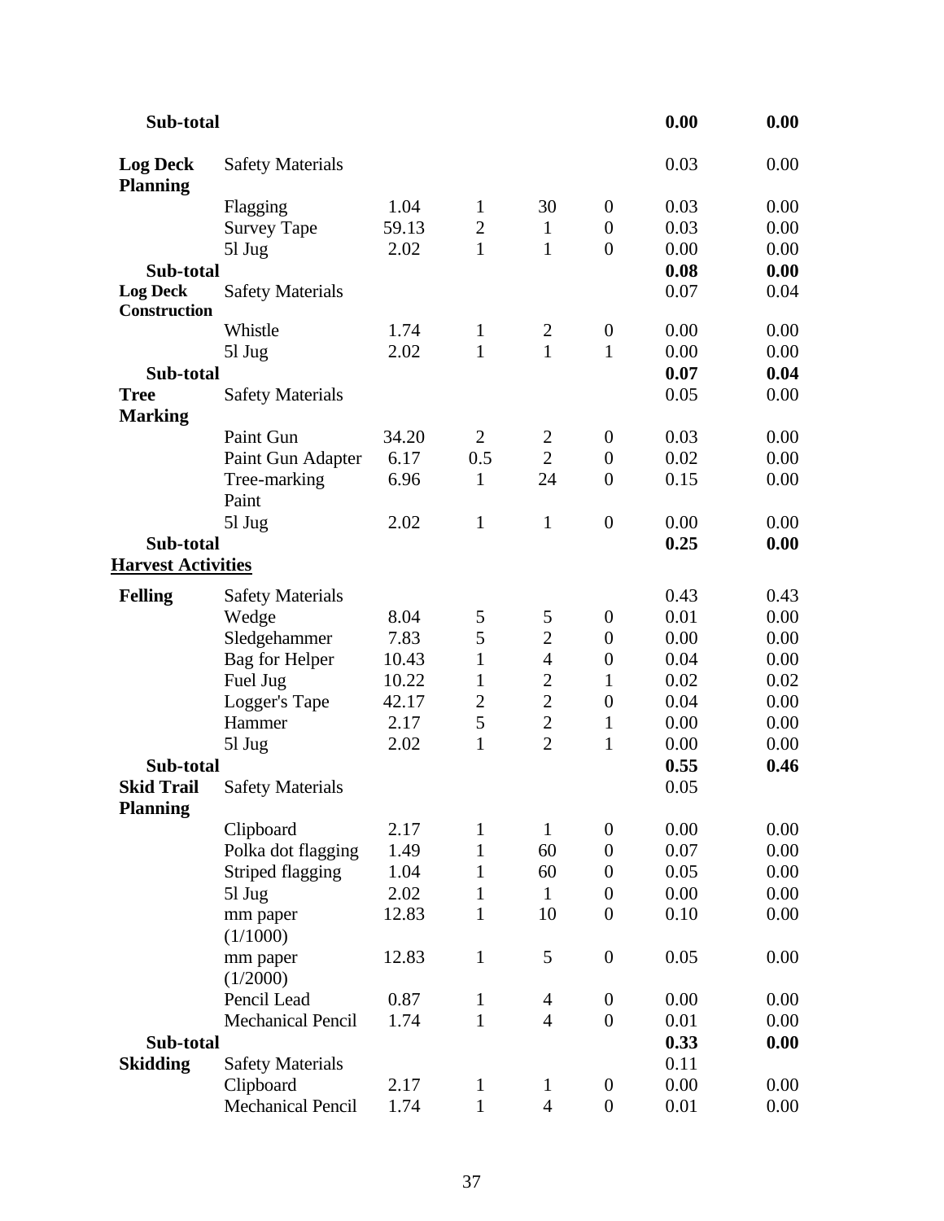| | | | | | | | |
|---|---|---|---|---|---|---|---|
| **Sub-total** | | | | | | **0.00** | **0.00** |
| **Log Deck Planning** | Safety Materials | | | | | 0.03 | 0.00 |
| | Flagging | 1.04 | 1 | 30 | 0 | 0.03 | 0.00 |
| | Survey Tape | 59.13 | 2 | 1 | 0 | 0.03 | 0.00 |
| | 5l Jug | 2.02 | 1 | 1 | 0 | 0.00 | 0.00 |
| **Sub-total** | | | | | | **0.08** | **0.00** |
| **Log Deck Construction** | Safety Materials | | | | | 0.07 | 0.04 |
| | Whistle | 1.74 | 1 | 2 | 0 | 0.00 | 0.00 |
| | 5l Jug | 2.02 | 1 | 1 | 1 | 0.00 | 0.00 |
| **Sub-total** | | | | | | **0.07** | **0.04** |
| **Tree Marking** | Safety Materials | | | | | 0.05 | 0.00 |
| | Paint Gun | 34.20 | 2 | 2 | 0 | 0.03 | 0.00 |
| | Paint Gun Adapter | 6.17 | 0.5 | 2 | 0 | 0.02 | 0.00 |
| | Tree-marking Paint | 6.96 | 1 | 24 | 0 | 0.15 | 0.00 |
| | 5l Jug | 2.02 | 1 | 1 | 0 | 0.00 | 0.00 |
| **Sub-total** | | | | | | **0.25** | **0.00** |
| **<u>Harvest Activities</u>** | | | | | | | |
| **Felling** | Safety Materials | | | | | 0.43 | 0.43 |
| | Wedge | 8.04 | 5 | 5 | 0 | 0.01 | 0.00 |
| | Sledgehammer | 7.83 | 5 | 2 | 0 | 0.00 | 0.00 |
| | Bag for Helper | 10.43 | 1 | 4 | 0 | 0.04 | 0.00 |
| | Fuel Jug | 10.22 | 1 | 2 | 1 | 0.02 | 0.02 |
| | Logger's Tape | 42.17 | 2 | 2 | 0 | 0.04 | 0.00 |
| | Hammer | 2.17 | 5 | 2 | 1 | 0.00 | 0.00 |
| | 5l Jug | 2.02 | 1 | 2 | 1 | 0.00 | 0.00 |
| **Sub-total** | | | | | | **0.55** | **0.46** |
| **Skid Trail Planning** | Safety Materials | | | | | 0.05 | |
| | Clipboard | 2.17 | 1 | 1 | 0 | 0.00 | 0.00 |
| | Polka dot flagging | 1.49 | 1 | 60 | 0 | 0.07 | 0.00 |
| | Striped flagging | 1.04 | 1 | 60 | 0 | 0.05 | 0.00 |
| | 5l Jug | 2.02 | 1 | 1 | 0 | 0.00 | 0.00 |
| | mm paper (1/1000) | 12.83 | 1 | 10 | 0 | 0.10 | 0.00 |
| | mm paper (1/2000) | 12.83 | 1 | 5 | 0 | 0.05 | 0.00 |
| | Pencil Lead | 0.87 | 1 | 4 | 0 | 0.00 | 0.00 |
| | Mechanical Pencil | 1.74 | 1 | 4 | 0 | 0.01 | 0.00 |
| **Sub-total** | | | | | | **0.33** | **0.00** |
| **Skidding** | Safety Materials | | | | | 0.11 | |
| | Clipboard | 2.17 | 1 | 1 | 0 | 0.00 | 0.00 |
| | Mechanical Pencil | 1.74 | 1 | 4 | 0 | 0.01 | 0.00 |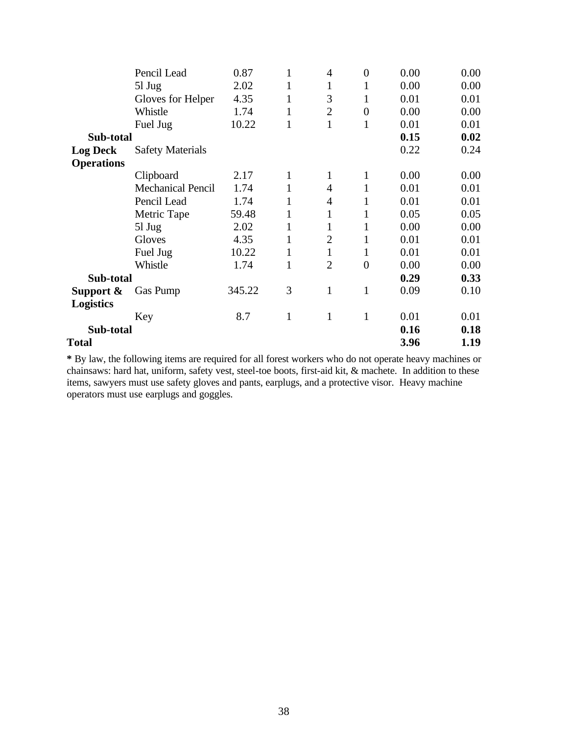| | | | | | | | |
|---|---|---|---|---|---|---|---|
| | Pencil Lead | 0.87 | 1 | 4 | 0 | 0.00 | 0.00 |
| | 5l Jug | 2.02 | 1 | 1 | 1 | 0.00 | 0.00 |
| | Gloves for Helper | 4.35 | 1 | 3 | 1 | 0.01 | 0.01 |
| | Whistle | 1.74 | 1 | 2 | 0 | 0.00 | 0.00 |
| | Fuel Jug | 10.22 | 1 | 1 | 1 | 0.01 | 0.01 |
| **Sub-total** | | | | | | **0.15** | **0.02** |
| **Log Deck Operations** | Safety Materials | | | | | 0.22 | 0.24 |
| | Clipboard | 2.17 | 1 | 1 | 1 | 0.00 | 0.00 |
| | Mechanical Pencil | 1.74 | 1 | 4 | 1 | 0.01 | 0.01 |
| | Pencil Lead | 1.74 | 1 | 4 | 1 | 0.01 | 0.01 |
| | Metric Tape | 59.48 | 1 | 1 | 1 | 0.05 | 0.05 |
| | 5l Jug | 2.02 | 1 | 1 | 1 | 0.00 | 0.00 |
| | Gloves | 4.35 | 1 | 2 | 1 | 0.01 | 0.01 |
| | Fuel Jug | 10.22 | 1 | 1 | 1 | 0.01 | 0.01 |
| | Whistle | 1.74 | 1 | 2 | 0 | 0.00 | 0.00 |
| **Sub-total** | | | | | | **0.29** | **0.33** |
| **Support & Logistics** | Gas Pump | 345.22 | 3 | 1 | 1 | 0.09 | 0.10 |
| | Key | 8.7 | 1 | 1 | 1 | 0.01 | 0.01 |
| **Sub-total** | | | | | | **0.16** | **0.18** |
| **Total** | | | | | | **3.96** | **1.19** |

**\*** By law, the following items are required for all forest workers who do not operate heavy machines or chainsaws: hard hat, uniform, safety vest, steel-toe boots, first-aid kit, & machete. In addition to these items, sawyers must use safety gloves and pants, earplugs, and a protective visor. Heavy machine operators must use earplugs and goggles.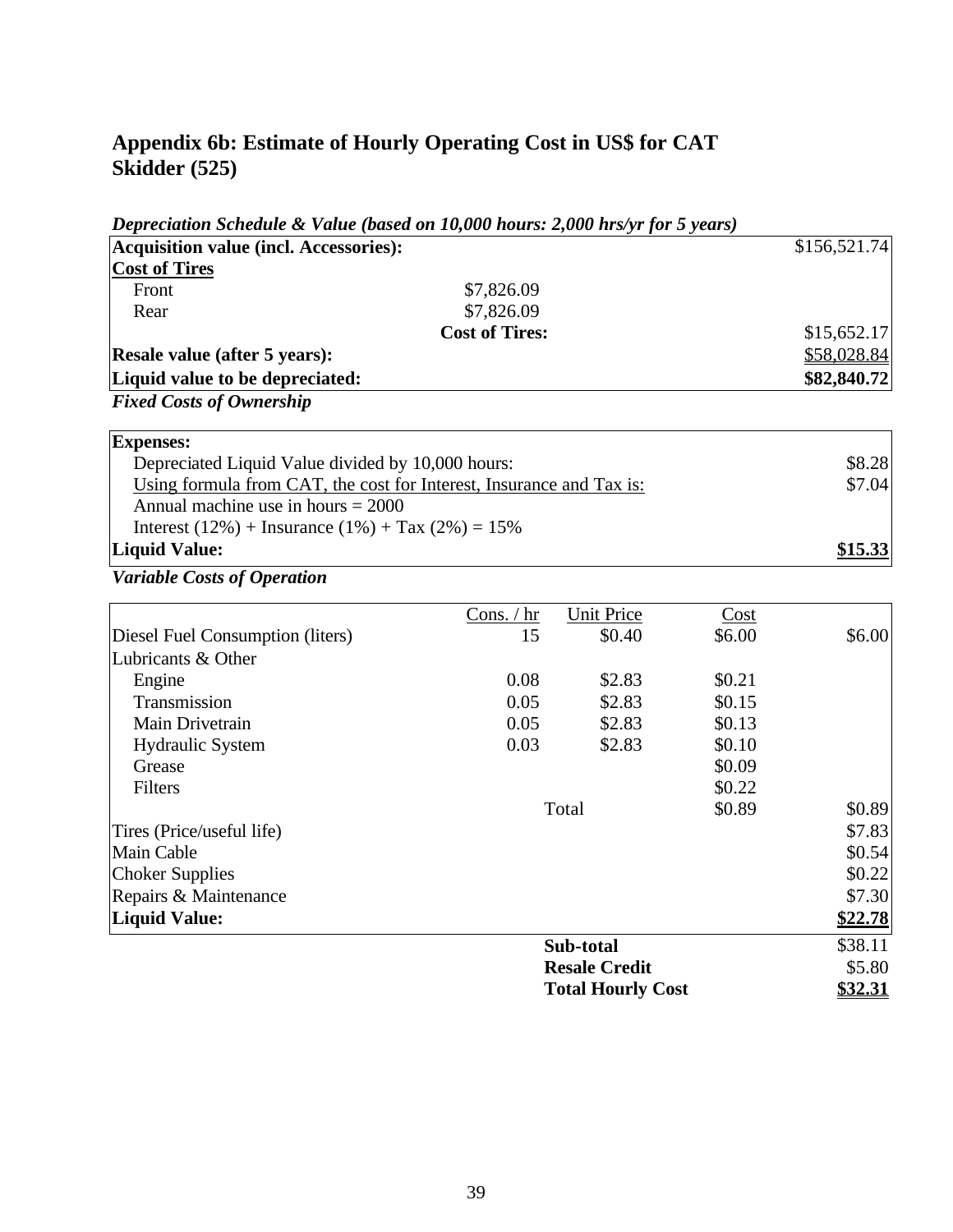## Appendix 6b: Estimate of Hourly Operating Cost in US$ for CAT Skidder (525)

*Depreciation Schedule & Value (based on 10,000 hours: 2,000 hrs/yr for 5 years)*

| | | |
|---|---|---|
| **Acquisition value (incl. Accessories):** | | $156,521.74 |
| **Cost of Tires** | | |
| Front | $7,826.09 | |
| Rear | $7,826.09 | |
| | **Cost of Tires:** | $15,652.17 |
| **Resale value (after 5 years):** | | $58,028.84 |
| **Liquid value to be depreciated:** | | **$82,840.72** |

*Fixed Costs of Ownership*

| | |
|---|---|
| **Expenses:** | |
| Depreciated Liquid Value divided by 10,000 hours: | $8.28 |
| Using formula from CAT, the cost for Interest, Insurance and Tax is: | $7.04 |
| Annual machine use in hours = 2000 | |
| Interest (12%) + Insurance (1%) + Tax (2%) = 15% | |
| **Liquid Value:** | **$15.33** |

*Variable Costs of Operation*

| | Cons. / hr | Unit Price | Cost | |
|---|---|---|---|---|
| Diesel Fuel Consumption (liters) | 15 | $0.40 | $6.00 | $6.00 |
| Lubricants & Other | | | | |
| Engine | 0.08 | $2.83 | $0.21 | |
| Transmission | 0.05 | $2.83 | $0.15 | |
| Main Drivetrain | 0.05 | $2.83 | $0.13 | |
| Hydraulic System | 0.03 | $2.83 | $0.10 | |
| Grease | | | $0.09 | |
| Filters | | | $0.22 | |
| | | Total | $0.89 | $0.89 |
| Tires (Price/useful life) | | | | $7.83 |
| Main Cable | | | | $0.54 |
| Choker Supplies | | | | $0.22 |
| Repairs & Maintenance | | | | $7.30 |
| **Liquid Value:** | | | | **$22.78** |
| | | **Sub-total** | | $38.11 |
| | | **Resale Credit** | | $5.80 |
| | | **Total Hourly Cost** | | **$32.31** |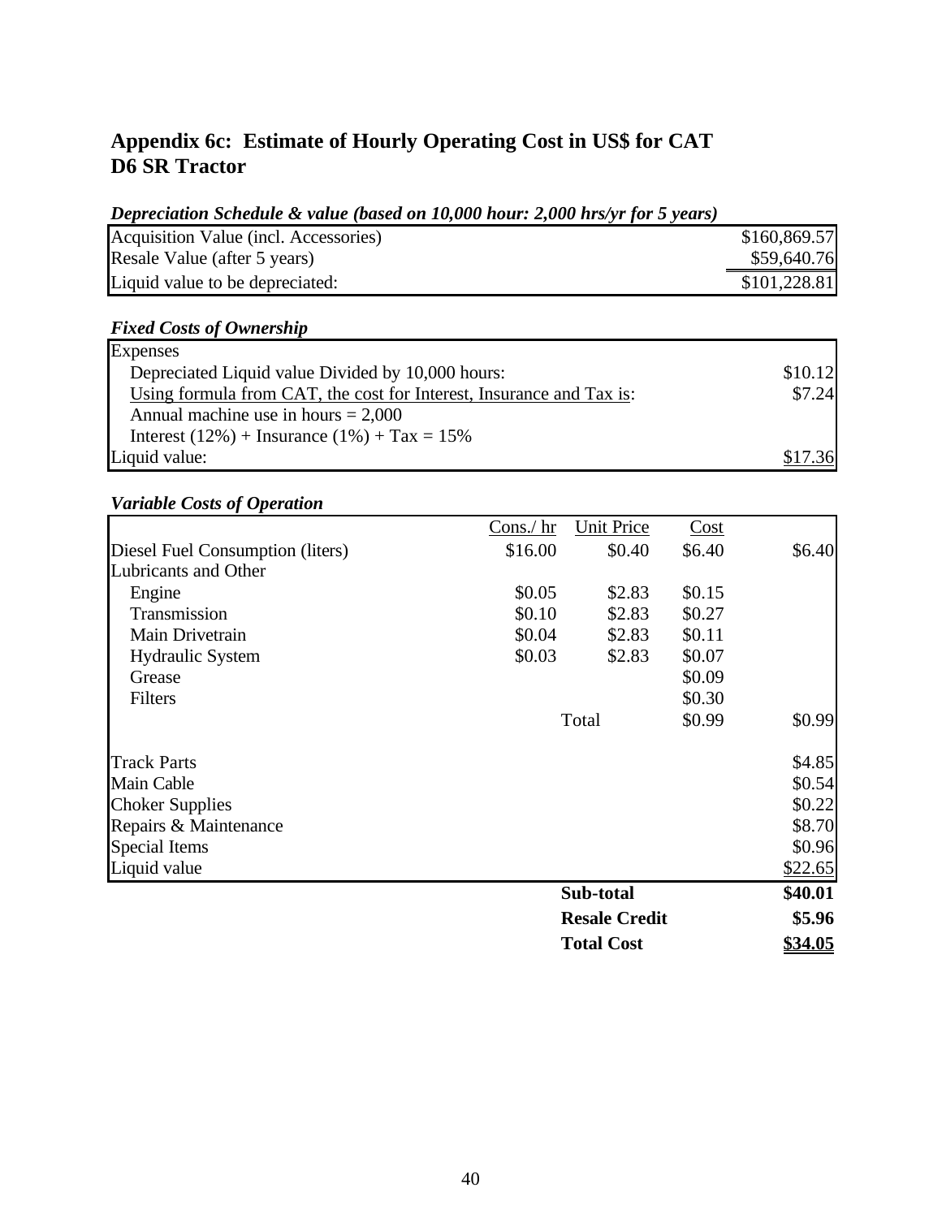## Appendix 6c: Estimate of Hourly Operating Cost in US$ for CAT D6 SR Tractor

***Depreciation Schedule & value (based on 10,000 hour: 2,000 hrs/yr for 5 years)***

| | |
|---|---:|
| Acquisition Value (incl. Accessories) | \$160,869.57 |
| Resale Value (after 5 years) | \$59,640.76 |
| Liquid value to be depreciated: | \$101,228.81 |

***Fixed Costs of Ownership***

| | |
|---|---:|
| Expenses | |
| Depreciated Liquid value Divided by 10,000 hours: | \$10.12 |
| Using formula from CAT, the cost for Interest, Insurance and Tax is: | \$7.24 |
| Annual machine use in hours = 2,000 | |
| Interest (12%) + Insurance (1%) + Tax = 15% | |
| Liquid value: | \$17.36 |

***Variable Costs of Operation***

| | Cons./ hr | Unit Price | Cost | |
|---|---:|---:|---:|---:|
| Diesel Fuel Consumption (liters) | \$16.00 | \$0.40 | \$6.40 | \$6.40 |
| Lubricants and Other | | | | |
| Engine | \$0.05 | \$2.83 | \$0.15 | |
| Transmission | \$0.10 | \$2.83 | \$0.27 | |
| Main Drivetrain | \$0.04 | \$2.83 | \$0.11 | |
| Hydraulic System | \$0.03 | \$2.83 | \$0.07 | |
| Grease | | | \$0.09 | |
| Filters | | | \$0.30 | |
| | | Total | \$0.99 | \$0.99 |
| Track Parts | | | | \$4.85 |
| Main Cable | | | | \$0.54 |
| Choker Supplies | | | | \$0.22 |
| Repairs & Maintenance | | | | \$8.70 |
| Special Items | | | | \$0.96 |
| Liquid value | | | | \$22.65 |
| | | **Sub-total** | | **\$40.01** |
| | | **Resale Credit** | | **\$5.96** |
| | | **Total Cost** | | **\$34.05** |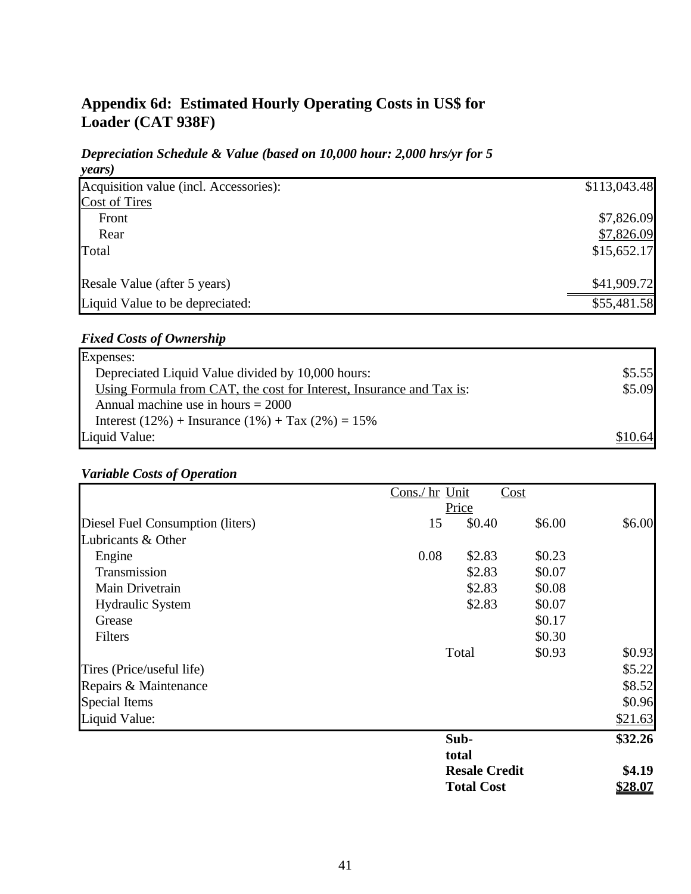## Appendix 6d: Estimated Hourly Operating Costs in US$ for Loader (CAT 938F)

### *Depreciation Schedule & Value (based on 10,000 hour: 2,000 hrs/yr for 5 years)*

| | |
|---|---|
| Acquisition value (incl. Accessories): | $113,043.48 |
| Cost of Tires | |
| Front | $7,826.09 |
| Rear | $7,826.09 |
| Total | $15,652.17 |
| | |
| Resale Value (after 5 years) | $41,909.72 |
| Liquid Value to be depreciated: | $55,481.58 |

### *Fixed Costs of Ownership*

| | |
|---|---|
| Expenses: | |
| Depreciated Liquid Value divided by 10,000 hours: | $5.55 |
| Using Formula from CAT, the cost for Interest, Insurance and Tax is: | $5.09 |
| Annual machine use in hours = 2000 | |
| Interest (12%) + Insurance (1%) + Tax (2%) = 15% | |
| Liquid Value: | $10.64 |

### *Variable Costs of Operation*

| | Cons./ hr | Unit Price | Cost | |
|---|---|---|---|---|
| Diesel Fuel Consumption (liters) | 15 | $0.40 | $6.00 | $6.00 |
| Lubricants & Other | | | | |
| Engine | 0.08 | $2.83 | $0.23 | |
| Transmission | | $2.83 | $0.07 | |
| Main Drivetrain | | $2.83 | $0.08 | |
| Hydraulic System | | $2.83 | $0.07 | |
| Grease | | | $0.17 | |
| Filters | | | $0.30 | |
| | | Total | $0.93 | $0.93 |
| Tires (Price/useful life) | | | | $5.22 |
| Repairs & Maintenance | | | | $8.52 |
| Special Items | | | | $0.96 |
| Liquid Value: | | | | $21.63 |
| | | **Sub-total** | | **$32.26** |
| | | **Resale Credit** | | **$4.19** |
| | | **Total Cost** | | **$28.07** |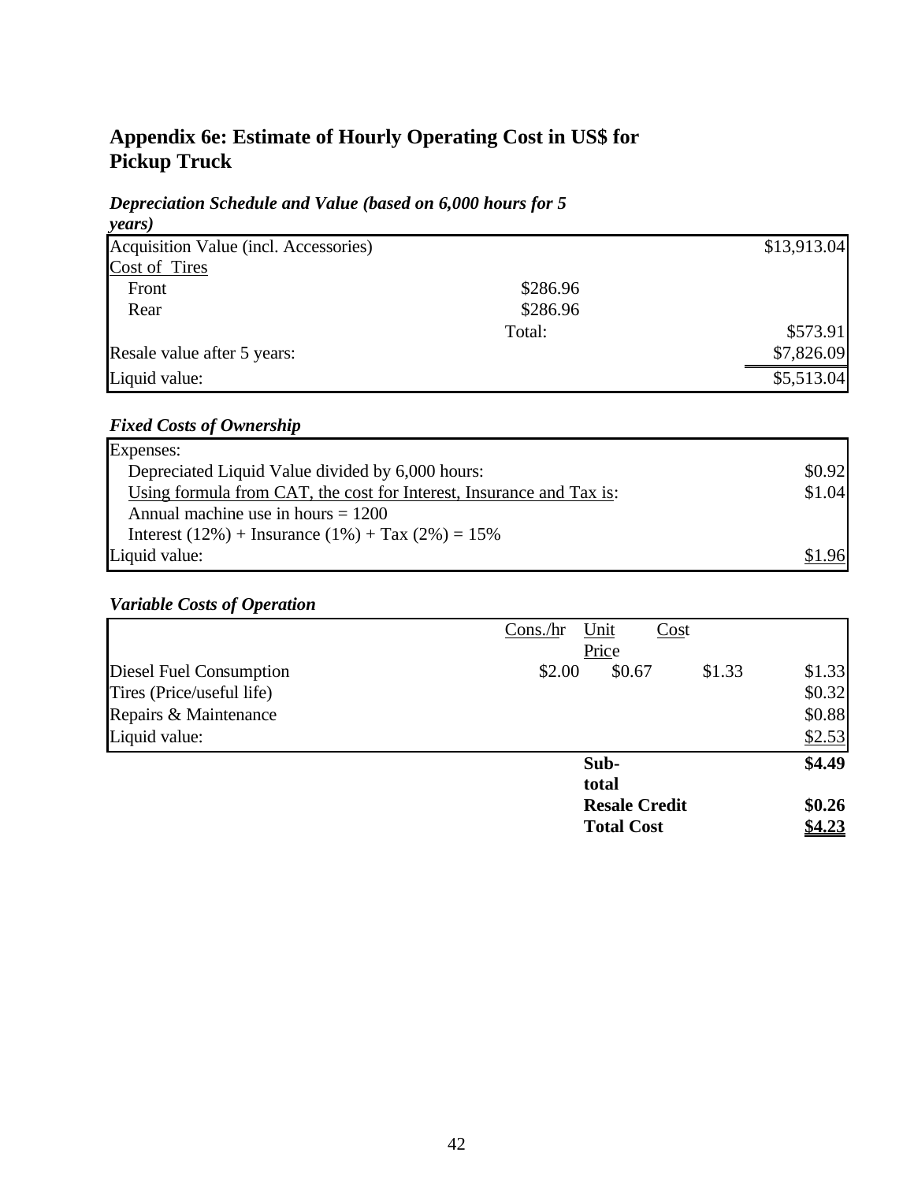## Appendix 6e: Estimate of Hourly Operating Cost in US$ for Pickup Truck

### *Depreciation Schedule and Value (based on 6,000 hours for 5 years)*

| | | |
|---|---|---|
| Acquisition Value (incl. Accessories) | | $13,913.04 |
| Cost of Tires | | |
| Front | $286.96 | |
| Rear | $286.96 | |
| | Total: | $573.91 |
| Resale value after 5 years: | | $7,826.09 |
| Liquid value: | | $5,513.04 |

### *Fixed Costs of Ownership*

| | |
|---|---|
| Expenses: | |
| Depreciated Liquid Value divided by 6,000 hours: | $0.92 |
| Using formula from CAT, the cost for Interest, Insurance and Tax is: | $1.04 |
| Annual machine use in hours = 1200 | |
| Interest (12%) + Insurance (1%) + Tax (2%) = 15% | |
| Liquid value: | $1.96 |

### *Variable Costs of Operation*

| | Cons./hr | Unit Price | Cost | |
|---|---|---|---|---|
| Diesel Fuel Consumption | $2.00 | $0.67 | $1.33 | $1.33 |
| Tires (Price/useful life) | | | | $0.32 |
| Repairs & Maintenance | | | | $0.88 |
| Liquid value: | | | | $2.53 |
| | | **Sub-total** | | **$4.49** |
| | | **Resale Credit** | | **$0.26** |
| | | **Total Cost** | | **$4.23** |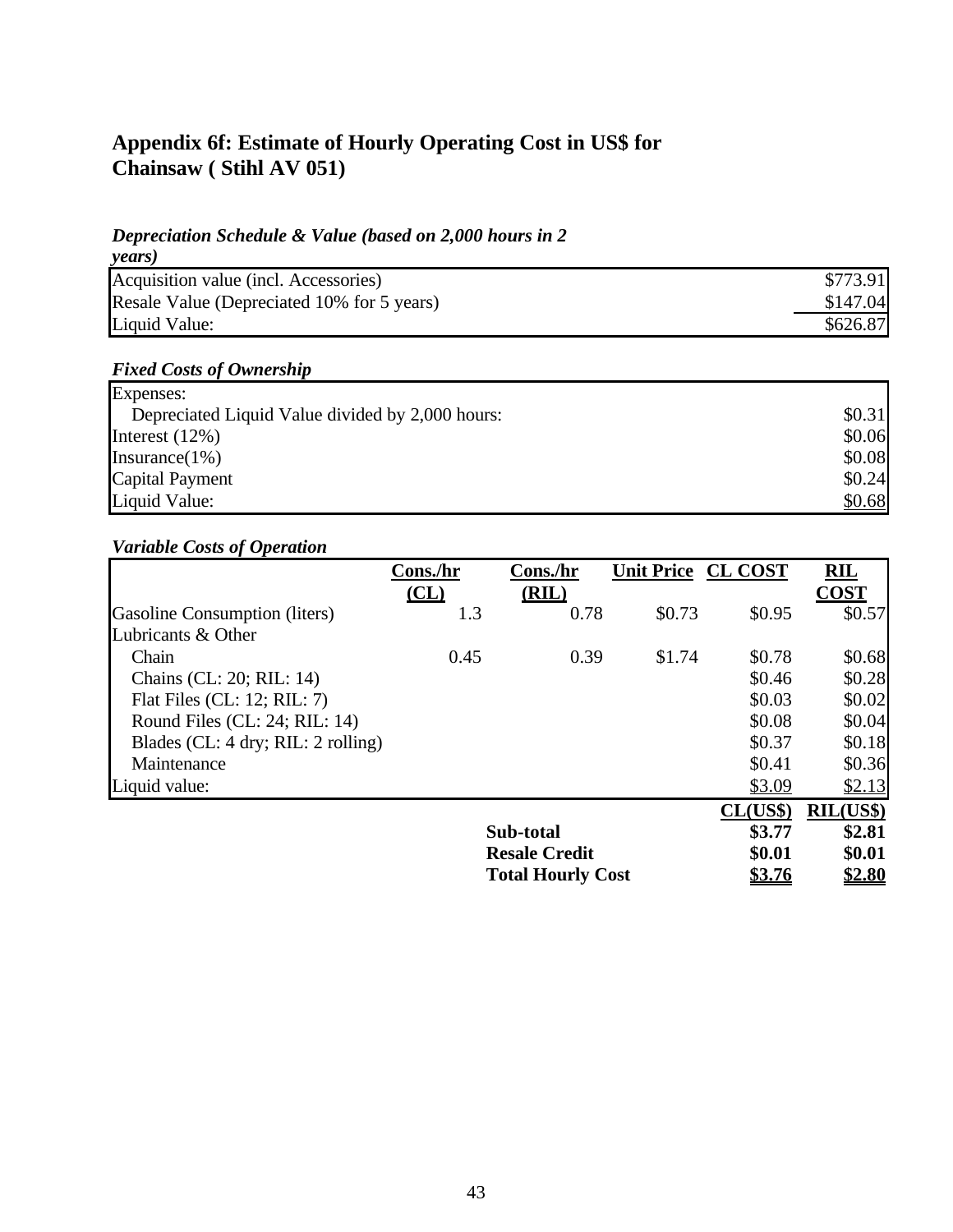## Appendix 6f: Estimate of Hourly Operating Cost in US$ for Chainsaw ( Stihl AV 051)

***Depreciation Schedule & Value (based on 2,000 hours in 2 years)***

| | |
|---|---|
| Acquisition value (incl. Accessories) | \$773.91 |
| Resale Value (Depreciated 10% for 5 years) | \$147.04 |
| Liquid Value: | \$626.87 |

***Fixed Costs of Ownership***

| | |
|---|---|
| Expenses: | |
| Depreciated Liquid Value divided by 2,000 hours: | \$0.31 |
| Interest (12%) | \$0.06 |
| Insurance(1%) | \$0.08 |
| Capital Payment | \$0.24 |
| Liquid Value: | \$0.68 |

***Variable Costs of Operation***

| | Cons./hr (CL) | Cons./hr (RIL) | Unit Price | CL COST | RIL COST |
|---|---|---|---|---|---|
| Gasoline Consumption (liters) | 1.3 | 0.78 | \$0.73 | \$0.95 | \$0.57 |
| Lubricants & Other | | | | | |
| Chain | 0.45 | 0.39 | \$1.74 | \$0.78 | \$0.68 |
| Chains (CL: 20; RIL: 14) | | | | \$0.46 | \$0.28 |
| Flat Files (CL: 12; RIL: 7) | | | | \$0.03 | \$0.02 |
| Round Files (CL: 24; RIL: 14) | | | | \$0.08 | \$0.04 |
| Blades (CL: 4 dry; RIL: 2 rolling) | | | | \$0.37 | \$0.18 |
| Maintenance | | | | \$0.41 | \$0.36 |
| Liquid value: | | | | \$3.09 | \$2.13 |
| | | | | **CL(US\$)** | **RIL(US\$)** |
| | | **Sub-total** | | **\$3.77** | **\$2.81** |
| | | **Resale Credit** | | **\$0.01** | **\$0.01** |
| | | **Total Hourly Cost** | | **\$3.76** | **\$2.80** |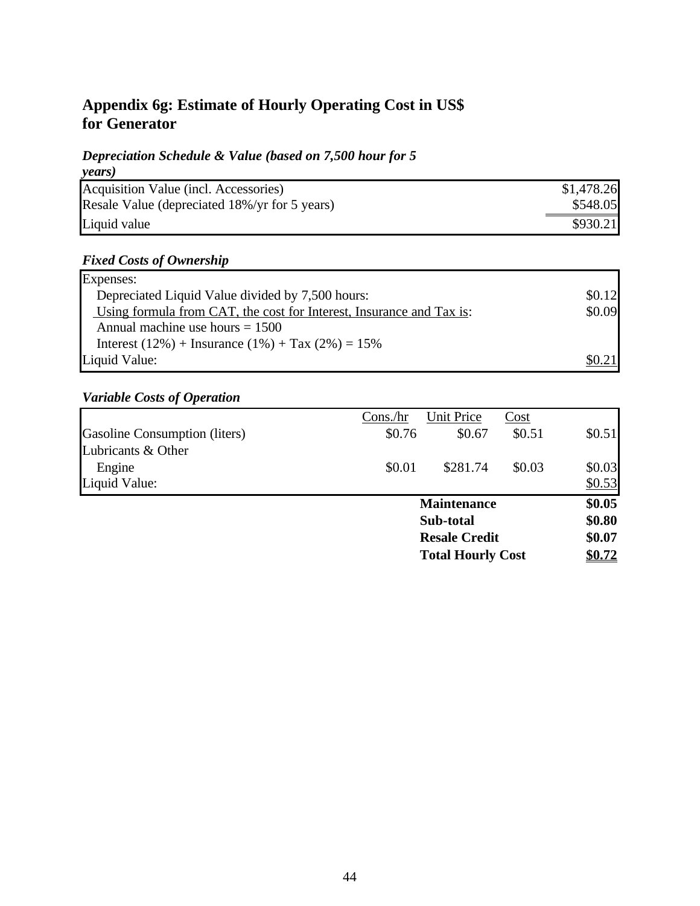## Appendix 6g: Estimate of Hourly Operating Cost in US$ for Generator

***Depreciation Schedule & Value (based on 7,500 hour for 5 years)***

| | |
|---|---|
| Acquisition Value (incl. Accessories) | $1,478.26 |
| Resale Value (depreciated 18%/yr for 5 years) | $548.05 |
| Liquid value | $930.21 |

***Fixed Costs of Ownership***

| | |
|---|---|
| Expenses: | |
| Depreciated Liquid Value divided by 7,500 hours: | $0.12 |
| Using formula from CAT, the cost for Interest, Insurance and Tax is: | $0.09 |
| Annual machine use hours = 1500 | |
| Interest (12%) + Insurance (1%) + Tax (2%) = 15% | |
| Liquid Value: | $0.21 |

***Variable Costs of Operation***

| | Cons./hr | Unit Price | Cost | |
|---|---|---|---|---|
| Gasoline Consumption (liters) | $0.76 | $0.67 | $0.51 | $0.51 |
| Lubricants & Other | | | | |
| Engine | $0.01 | $281.74 | $0.03 | $0.03 |
| Liquid Value: | | | | $0.53 |
| | | **Maintenance** | | **$0.05** |
| | | **Sub-total** | | **$0.80** |
| | | **Resale Credit** | | **$0.07** |
| | | **Total Hourly Cost** | | **$0.72** |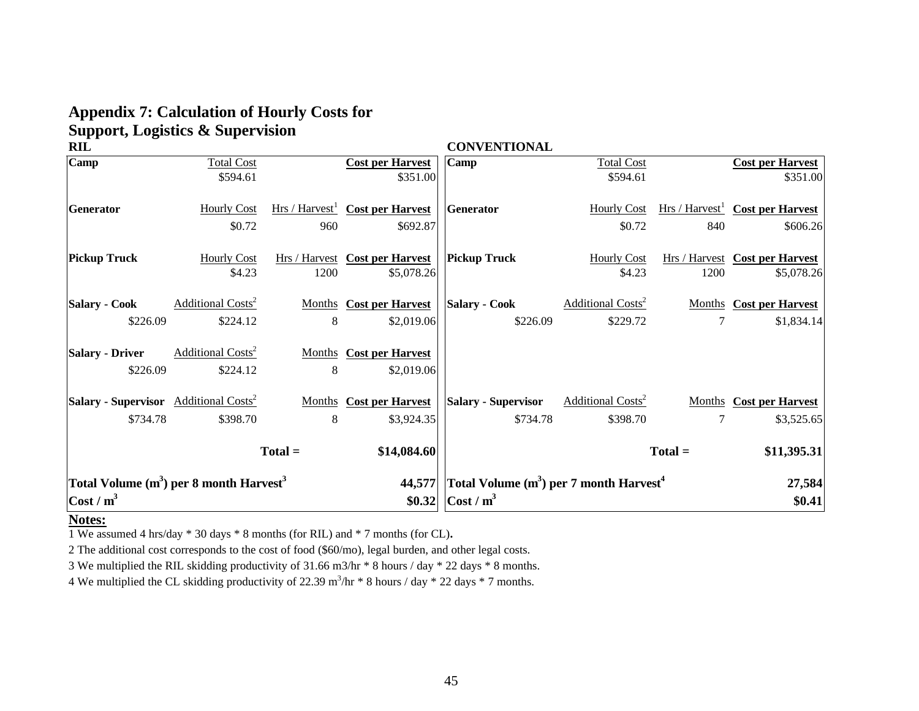# Appendix 7: Calculation of Hourly Costs for Support, Logistics & Supervision

**RIL**

| **Camp** | Total Cost | | **Cost per Harvest** |
|---|---|---|---|
| | $594.61 | | $351.00 |
| **Generator** | Hourly Cost | Hrs / Harvest[1] | **Cost per Harvest** |
| | $0.72 | 960 | $692.87 |
| **Pickup Truck** | Hourly Cost | Hrs / Harvest | **Cost per Harvest** |
| | $4.23 | 1200 | $5,078.26 |
| **Salary - Cook** | Additional Costs[2] | Months | **Cost per Harvest** |
| $226.09 | $224.12 | 8 | $2,019.06 |
| **Salary - Driver** | Additional Costs[2] | Months | **Cost per Harvest** |
| $226.09 | $224.12 | 8 | $2,019.06 |
| **Salary - Supervisor** | Additional Costs[2] | Months | **Cost per Harvest** |
| $734.78 | $398.70 | 8 | $3,924.35 |
| | | **Total =** | **$14,084.60** |
| **Total Volume ($m^3$) per 8 month Harvest[3]** | | | **44,577** |
| **Cost / $m^3$** | | | **$0.32** |

**CONVENTIONAL**

| **Camp** | Total Cost | | **Cost per Harvest** |
|---|---|---|---|
| | $594.61 | | $351.00 |
| **Generator** | Hourly Cost | Hrs / Harvest[1] | **Cost per Harvest** |
| | $0.72 | 840 | $606.26 |
| **Pickup Truck** | Hourly Cost | Hrs / Harvest | **Cost per Harvest** |
| | $4.23 | 1200 | $5,078.26 |
| **Salary - Cook** | Additional Costs[2] | Months | **Cost per Harvest** |
| $226.09 | $229.72 | 7 | $1,834.14 |
| **Salary - Supervisor** | Additional Costs[2] | Months | **Cost per Harvest** |
| $734.78 | $398.70 | 7 | $3,525.65 |
| | | **Total =** | **$11,395.31** |
| **Total Volume ($m^3$) per 7 month Harvest[4]** | | | **27,584** |
| **Cost / $m^3$** | | | **$0.41** |

**Notes:**

1 We assumed 4 hrs/day * 30 days * 8 months (for RIL) and * 7 months (for CL).

2 The additional cost corresponds to the cost of food ($60/mo), legal burden, and other legal costs.

3 We multiplied the RIL skidding productivity of 31.66 m3/hr * 8 hours / day * 22 days * 8 months.

4 We multiplied the CL skidding productivity of 22.39 $m^3$/hr * 8 hours / day * 22 days * 7 months.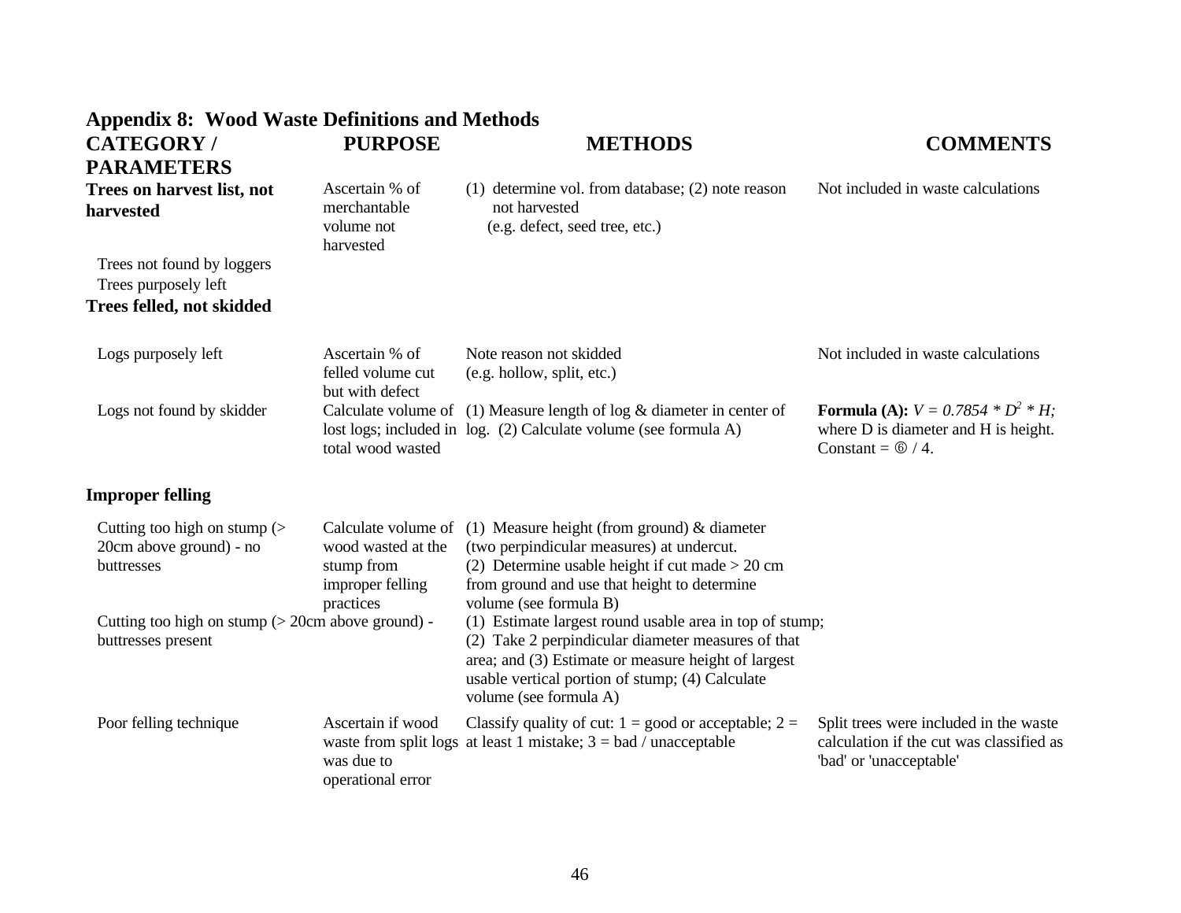## Appendix 8: Wood Waste Definitions and Methods

| CATEGORY / PARAMETERS | PURPOSE | METHODS | COMMENTS |
|---|---|---|---|
| **Trees on harvest list, not harvested** | Ascertain % of merchantable volume not harvested | (1) determine vol. from database; (2) note reason not harvested (e.g. defect, seed tree, etc.) | Not included in waste calculations |
| Trees not found by loggers | | | |
| Trees purposely left | | | |
| **Trees felled, not skidded** | | | |
| Logs purposely left | Ascertain % of felled volume cut but with defect | Note reason not skidded (e.g. hollow, split, etc.) | Not included in waste calculations |
| Logs not found by skidder | Calculate volume of lost logs; included in total wood wasted | (1) Measure length of log & diameter in center of log. (2) Calculate volume (see formula A) | **Formula (A):** $V = 0.7854 * D^2 * H$; where D is diameter and H is height. Constant = ⑥ / 4. |
| **Improper felling** | | | |
| Cutting too high on stump (> 20cm above ground) - no buttresses | Calculate volume of wood wasted at the stump from improper felling practices | (1) Measure height (from ground) & diameter (two perpindicular measures) at undercut. (2) Determine usable height if cut made > 20 cm from ground and use that height to determine volume (see formula B) | |
| Cutting too high on stump (> 20cm above ground) - buttresses present | | (1) Estimate largest round usable area in top of stump; (2) Take 2 perpindicular diameter measures of that area; and (3) Estimate or measure height of largest usable vertical portion of stump; (4) Calculate volume (see formula A) | |
| Poor felling technique | Ascertain if wood waste from split logs was due to operational error | Classify quality of cut: 1 = good or acceptable; 2 = at least 1 mistake; 3 = bad / unacceptable | Split trees were included in the waste calculation if the cut was classified as 'bad' or 'unacceptable' |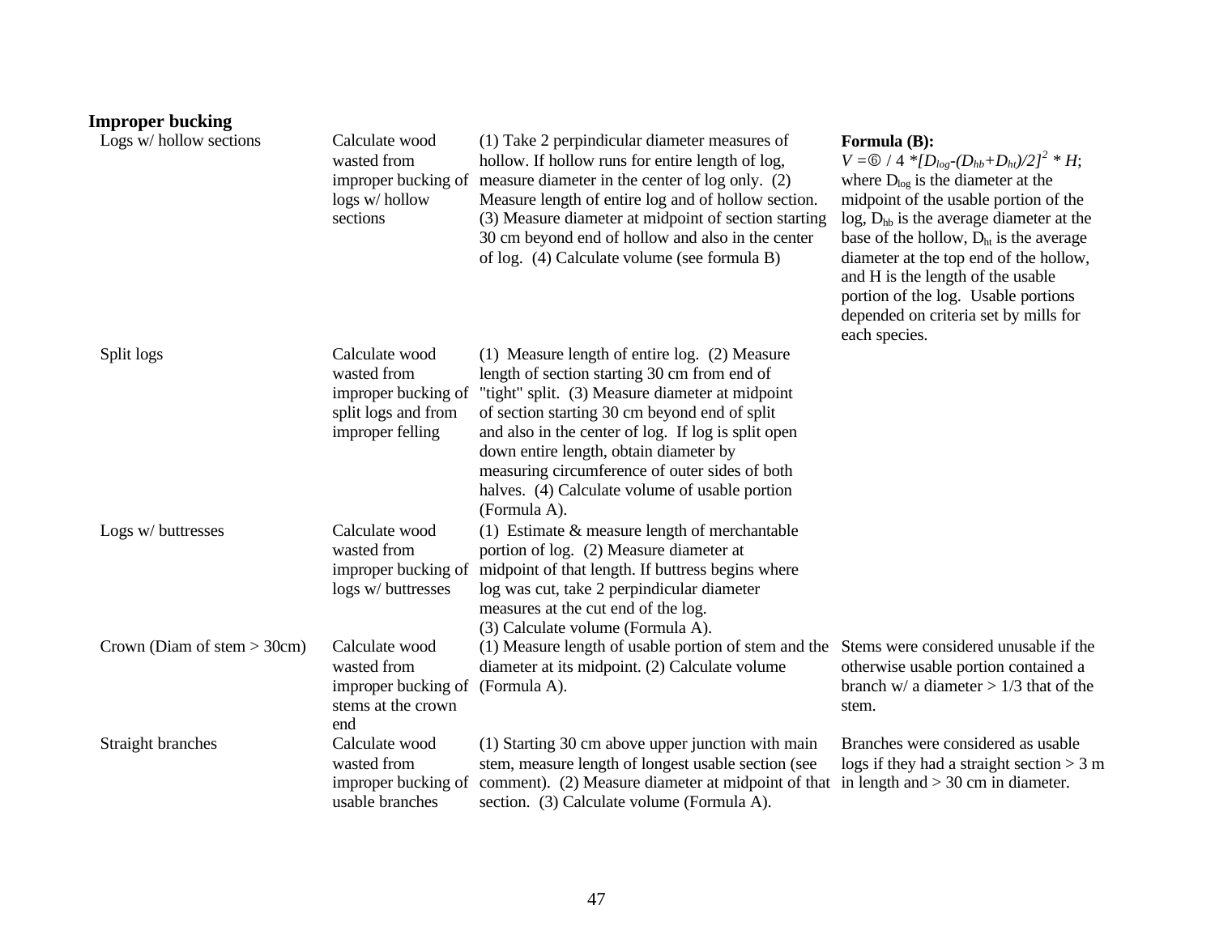**Improper bucking**

| | | | |
|---|---|---|---|
| Logs w/ hollow sections | Calculate wood wasted from improper bucking of logs w/ hollow sections | (1) Take 2 perpindicular diameter measures of hollow. If hollow runs for entire length of log, measure diameter in the center of log only. (2) Measure length of entire log and of hollow section. (3) Measure diameter at midpoint of section starting 30 cm beyond end of hollow and also in the center of log. (4) Calculate volume (see formula B) | **Formula (B):** $V = \pi / 4 * [D_{log} - (D_{hb} + D_{ht})/2]^2 * H$; where $D_{log}$ is the diameter at the midpoint of the usable portion of the log, $D_{hb}$ is the average diameter at the base of the hollow, $D_{ht}$ is the average diameter at the top end of the hollow, and H is the length of the usable portion of the log. Usable portions depended on criteria set by mills for each species. |
| Split logs | Calculate wood wasted from improper bucking of split logs and from improper felling | (1) Measure length of entire log. (2) Measure length of section starting 30 cm from end of "tight" split. (3) Measure diameter at midpoint of section starting 30 cm beyond end of split and also in the center of log. If log is split open down entire length, obtain diameter by measuring circumference of outer sides of both halves. (4) Calculate volume of usable portion (Formula A). | |
| Logs w/ buttresses | Calculate wood wasted from improper bucking of logs w/ buttresses | (1) Estimate & measure length of merchantable portion of log. (2) Measure diameter at midpoint of that length. If buttress begins where log was cut, take 2 perpindicular diameter measures at the cut end of the log. (3) Calculate volume (Formula A). | |
| Crown (Diam of stem > 30cm) | Calculate wood wasted from improper bucking of stems at the crown end | (1) Measure length of usable portion of stem and the diameter at its midpoint. (2) Calculate volume (Formula A). | Stems were considered unusable if the otherwise usable portion contained a branch w/ a diameter > 1/3 that of the stem. |
| Straight branches | Calculate wood wasted from improper bucking of usable branches | (1) Starting 30 cm above upper junction with main stem, measure length of longest usable section (see comment). (2) Measure diameter at midpoint of that section. (3) Calculate volume (Formula A). | Branches were considered as usable logs if they had a straight section > 3 m in length and > 30 cm in diameter. |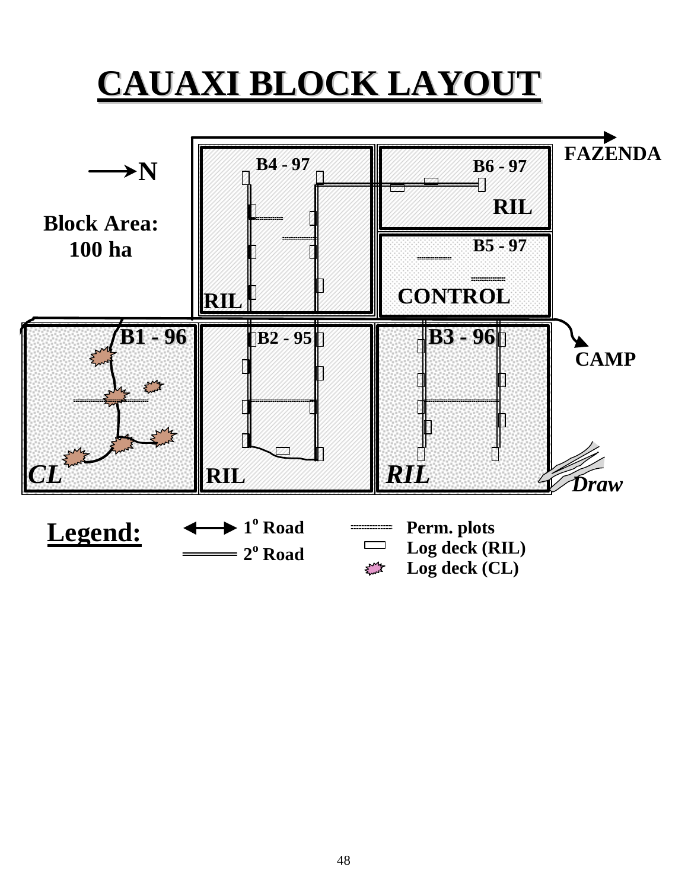# CAUAXI BLOCK LAYOUT

N

Block Area:
100 ha

B4 - 97

B6 - 97

RIL

B5 - 97

CONTROL

RIL

FAZENDA

B1 - 96

B2 - 95

B3 - 96

CAMP

CL

RIL

RIL

Draw

**Legend:**

1° Road

2° Road

Perm. plots

Log deck (RIL)

Log deck (CL)